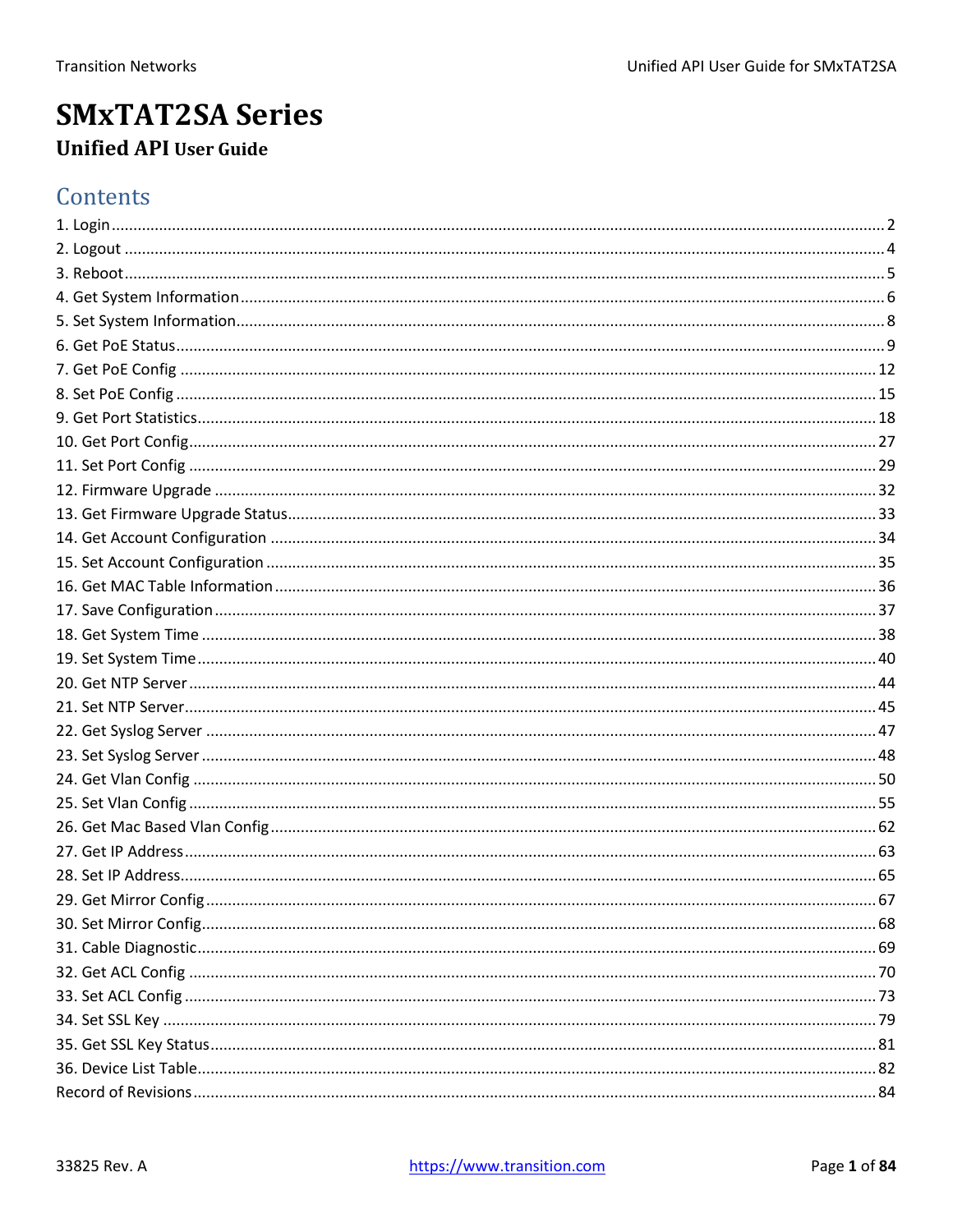# SMxTAT2SA Series

## Unified API User Guide

## Contents

1. Login ... 2
2. Logout ... 4
3. Reboot ... 5
4. Get System Information ... 6
5. Set System Information ... 8
6. Get PoE Status ... 9
7. Get PoE Config ... 12
8. Set PoE Config ... 15
9. Get Port Statistics ... 18
10. Get Port Config ... 27
11. Set Port Config ... 29
12. Firmware Upgrade ... 32
13. Get Firmware Upgrade Status ... 33
14. Get Account Configuration ... 34
15. Set Account Configuration ... 35
16. Get MAC Table Information ... 36
17. Save Configuration ... 37
18. Get System Time ... 38
19. Set System Time ... 40
20. Get NTP Server ... 44
21. Set NTP Server ... 45
22. Get Syslog Server ... 47
23. Set Syslog Server ... 48
24. Get Vlan Config ... 50
25. Set Vlan Config ... 55
26. Get Mac Based Vlan Config ... 62
27. Get IP Address ... 63
28. Set IP Address ... 65
29. Get Mirror Config ... 67
30. Set Mirror Config ... 68
31. Cable Diagnostic ... 69
32. Get ACL Config ... 70
33. Set ACL Config ... 73
34. Set SSL Key ... 79
35. Get SSL Key Status ... 81
36. Device List Table ... 82

Record of Revisions ... 84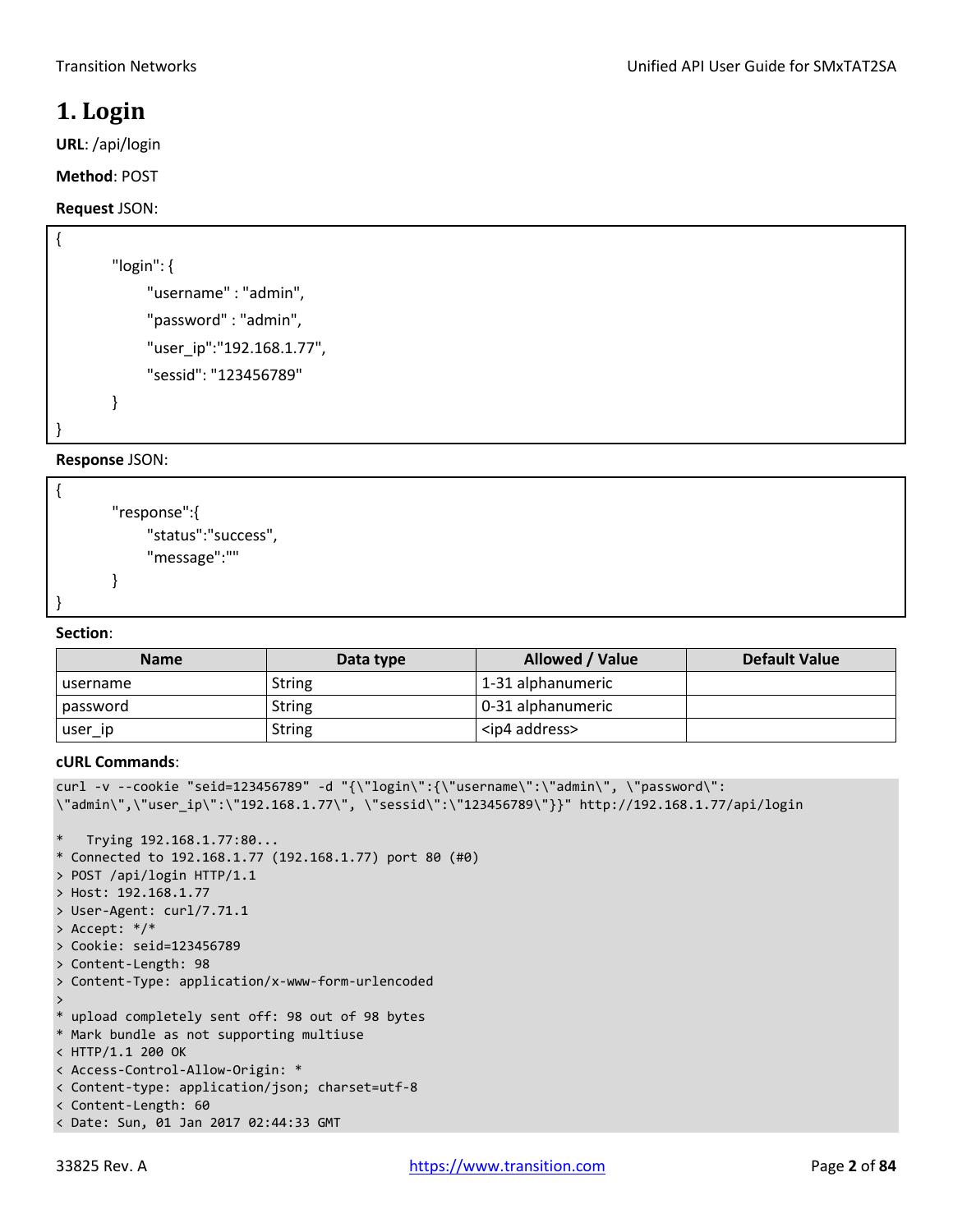# 1. Login

**URL**: /api/login

**Method**: POST

**Request** JSON:

```
{
        "login": {
              "username" : "admin",
              "password" : "admin",
              "user_ip":"192.168.1.77",
              "sessid": "123456789"
        }
}
```

**Response** JSON:

```
{
        "response":{
              "status":"success",
              "message":""
        }
}
```

**Section**:

| Name | Data type | Allowed / Value | Default Value |
|---|---|---|---|
| username | String | 1-31 alphanumeric | |
| password | String | 0-31 alphanumeric | |
| user_ip | String | <ip4 address> | |

**cURL Commands**:

```
curl -v --cookie "seid=123456789" -d "{\"login\":{\"username\":\"admin\", \"password\":
\"admin\",\"user_ip\":\"192.168.1.77\", \"sessid\":\"123456789\"}}" http://192.168.1.77/api/login

*   Trying 192.168.1.77:80...
* Connected to 192.168.1.77 (192.168.1.77) port 80 (#0)
> POST /api/login HTTP/1.1
> Host: 192.168.1.77
> User-Agent: curl/7.71.1
> Accept: */*
> Cookie: seid=123456789
> Content-Length: 98
> Content-Type: application/x-www-form-urlencoded
>
* upload completely sent off: 98 out of 98 bytes
* Mark bundle as not supporting multiuse
< HTTP/1.1 200 OK
< Access-Control-Allow-Origin: *
< Content-type: application/json; charset=utf-8
< Content-Length: 60
< Date: Sun, 01 Jan 2017 02:44:33 GMT
```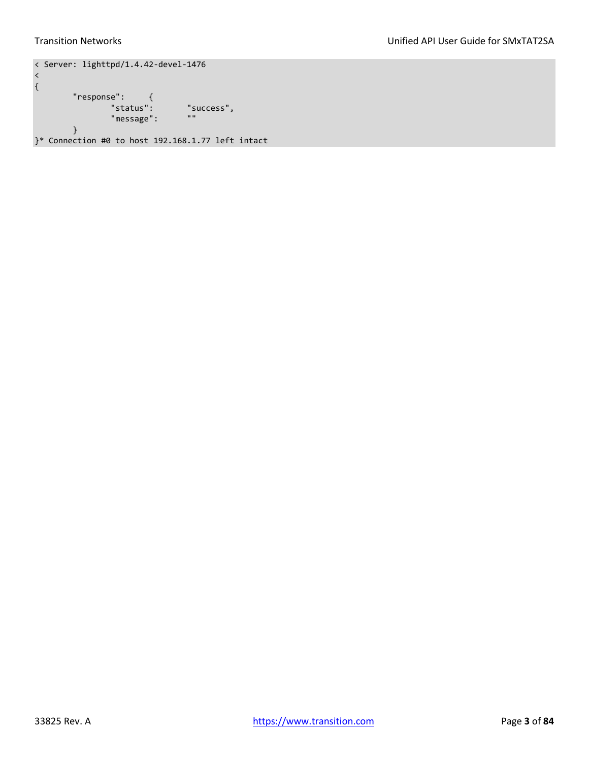```
< Server: lighttpd/1.4.42-devel-1476
<
{
        "response":     {
                "status":       "success",
                "message":      ""
        }
}* Connection #0 to host 192.168.1.77 left intact
```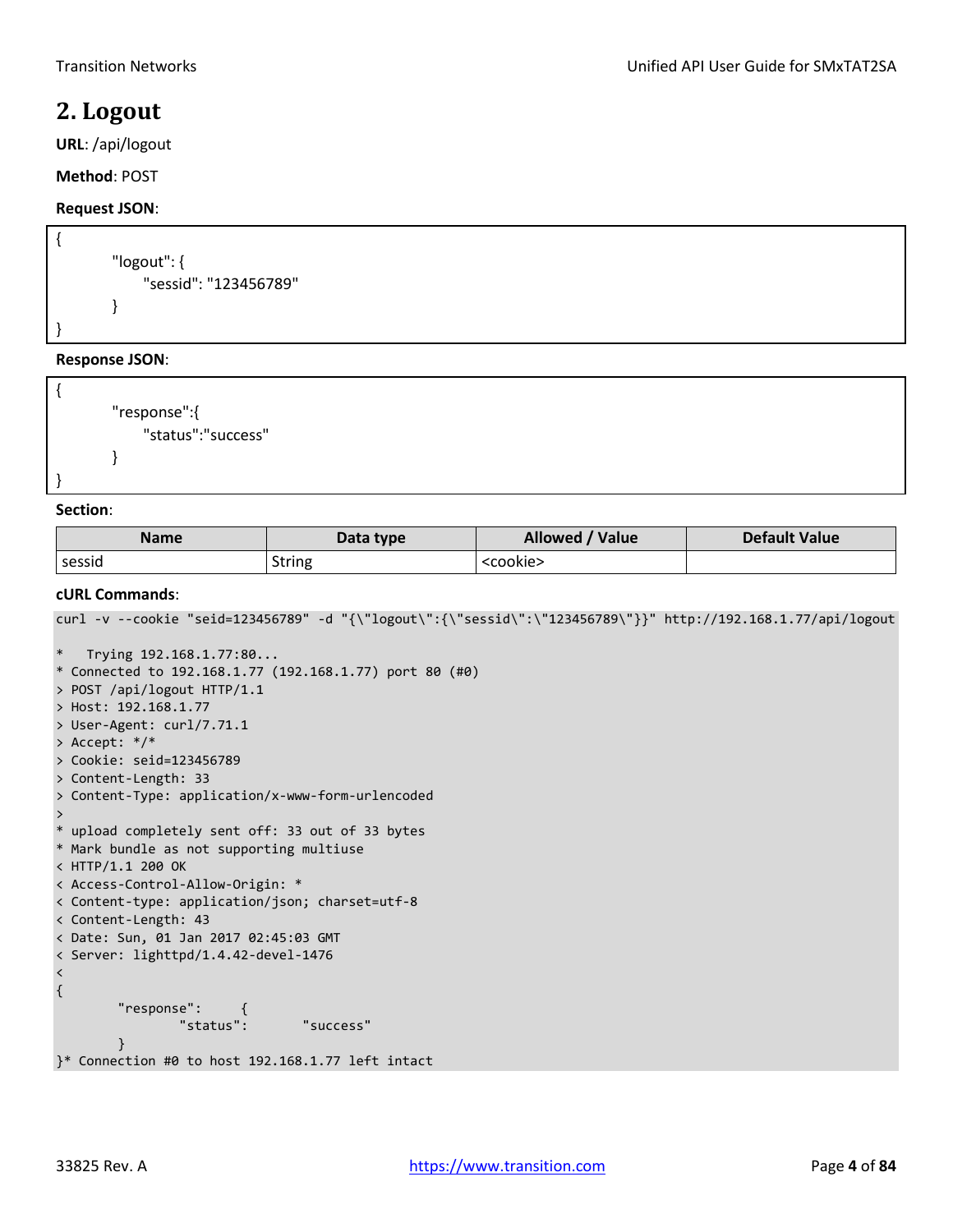## 2. Logout

**URL**: /api/logout

**Method**: POST

**Request JSON**:

```
{
        "logout": {
             "sessid": "123456789"
        }
}
```

**Response JSON**:

```
{
        "response":{
             "status":"success"
        }
}
```

**Section**:

| Name | Data type | Allowed / Value | Default Value |
|---|---|---|---|
| sessid | String | <cookie> | |

**cURL Commands**:

```
curl -v --cookie "seid=123456789" -d "{\"logout\":{\"sessid\":\"123456789\"}}" http://192.168.1.77/api/logout

*   Trying 192.168.1.77:80...
* Connected to 192.168.1.77 (192.168.1.77) port 80 (#0)
> POST /api/logout HTTP/1.1
> Host: 192.168.1.77
> User-Agent: curl/7.71.1
> Accept: */*
> Cookie: seid=123456789
> Content-Length: 33
> Content-Type: application/x-www-form-urlencoded
>
* upload completely sent off: 33 out of 33 bytes
* Mark bundle as not supporting multiuse
< HTTP/1.1 200 OK
< Access-Control-Allow-Origin: *
< Content-type: application/json; charset=utf-8
< Content-Length: 43
< Date: Sun, 01 Jan 2017 02:45:03 GMT
< Server: lighttpd/1.4.42-devel-1476
<
{
        "response":     {
                "status":       "success"
        }
}* Connection #0 to host 192.168.1.77 left intact
```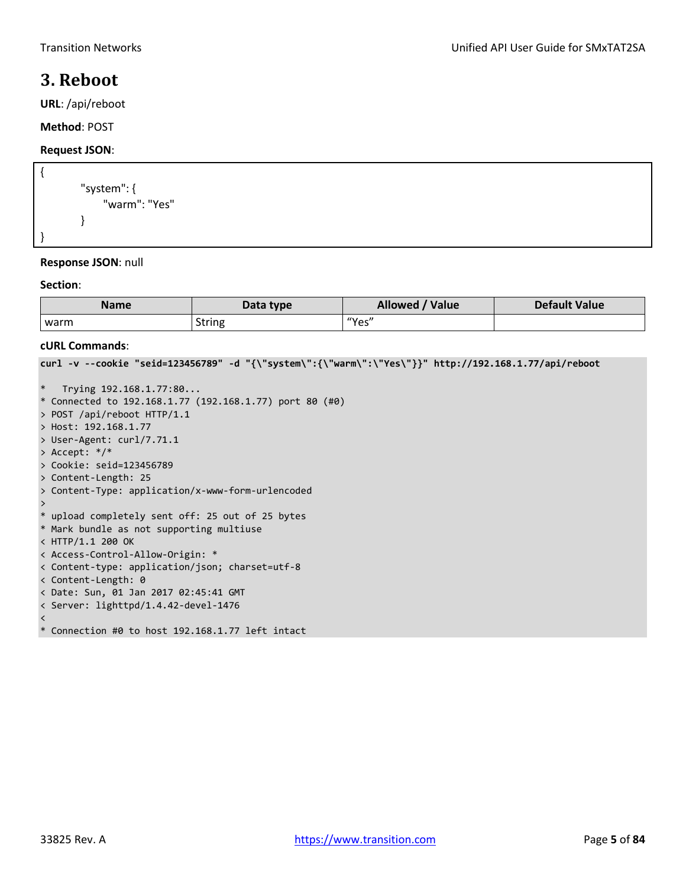# 3. Reboot

**URL**: /api/reboot

**Method**: POST

**Request JSON**:

```
{
        "system": {
            "warm": "Yes"
        }
}
```

**Response JSON**: null

**Section**:

| Name | Data type | Allowed / Value | Default Value |
|---|---|---|---|
| warm | String | “Yes” | |

**cURL Commands**:

```
curl -v --cookie "seid=123456789" -d "{\"system\":{\"warm\":\"Yes\"}}" http://192.168.1.77/api/reboot

*   Trying 192.168.1.77:80...
* Connected to 192.168.1.77 (192.168.1.77) port 80 (#0)
> POST /api/reboot HTTP/1.1
> Host: 192.168.1.77
> User-Agent: curl/7.71.1
> Accept: */*
> Cookie: seid=123456789
> Content-Length: 25
> Content-Type: application/x-www-form-urlencoded
>
* upload completely sent off: 25 out of 25 bytes
* Mark bundle as not supporting multiuse
< HTTP/1.1 200 OK
< Access-Control-Allow-Origin: *
< Content-type: application/json; charset=utf-8
< Content-Length: 0
< Date: Sun, 01 Jan 2017 02:45:41 GMT
< Server: lighttpd/1.4.42-devel-1476
<
* Connection #0 to host 192.168.1.77 left intact
```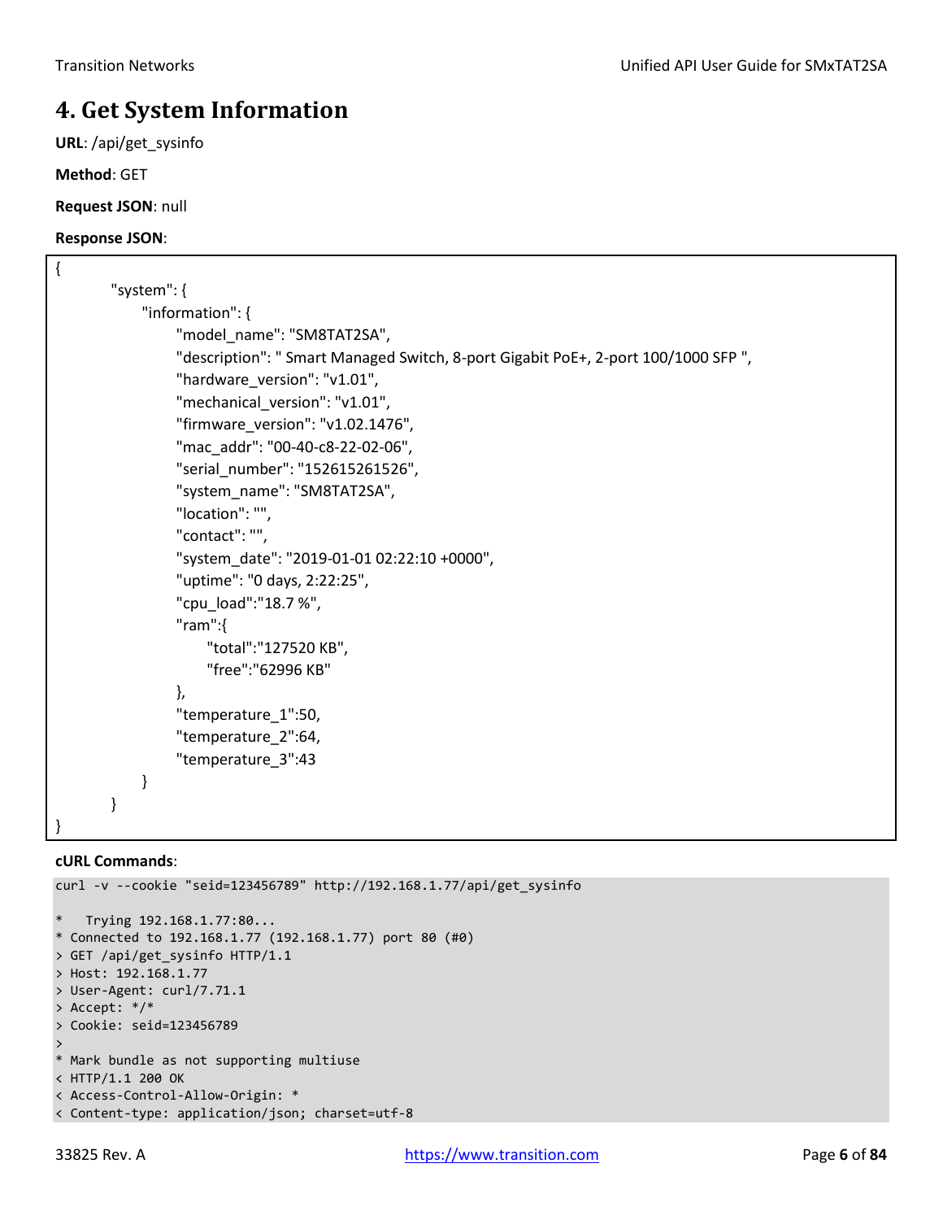# 4. Get System Information

**URL**: /api/get_sysinfo

**Method**: GET

**Request JSON**: null

**Response JSON**:

```
{
        "system": {
            "information": {
                "model_name": "SM8TAT2SA",
                "description": " Smart Managed Switch, 8-port Gigabit PoE+, 2-port 100/1000 SFP ",
                "hardware_version": "v1.01",
                "mechanical_version": "v1.01",
                "firmware_version": "v1.02.1476",
                "mac_addr": "00-40-c8-22-02-06",
                "serial_number": "152615261526",
                "system_name": "SM8TAT2SA",
                "location": "",
                "contact": "",
                "system_date": "2019-01-01 02:22:10 +0000",
                "uptime": "0 days, 2:22:25",
                "cpu_load":"18.7 %",
                "ram":{
                    "total":"127520 KB",
                    "free":"62996 KB"
                },
                "temperature_1":50,
                "temperature_2":64,
                "temperature_3":43
            }
        }
}
```

**cURL Commands**:

```
curl -v --cookie "seid=123456789" http://192.168.1.77/api/get_sysinfo

*   Trying 192.168.1.77:80...
* Connected to 192.168.1.77 (192.168.1.77) port 80 (#0)
> GET /api/get_sysinfo HTTP/1.1
> Host: 192.168.1.77
> User-Agent: curl/7.71.1
> Accept: */*
> Cookie: seid=123456789
>
* Mark bundle as not supporting multiuse
< HTTP/1.1 200 OK
< Access-Control-Allow-Origin: *
< Content-type: application/json; charset=utf-8
```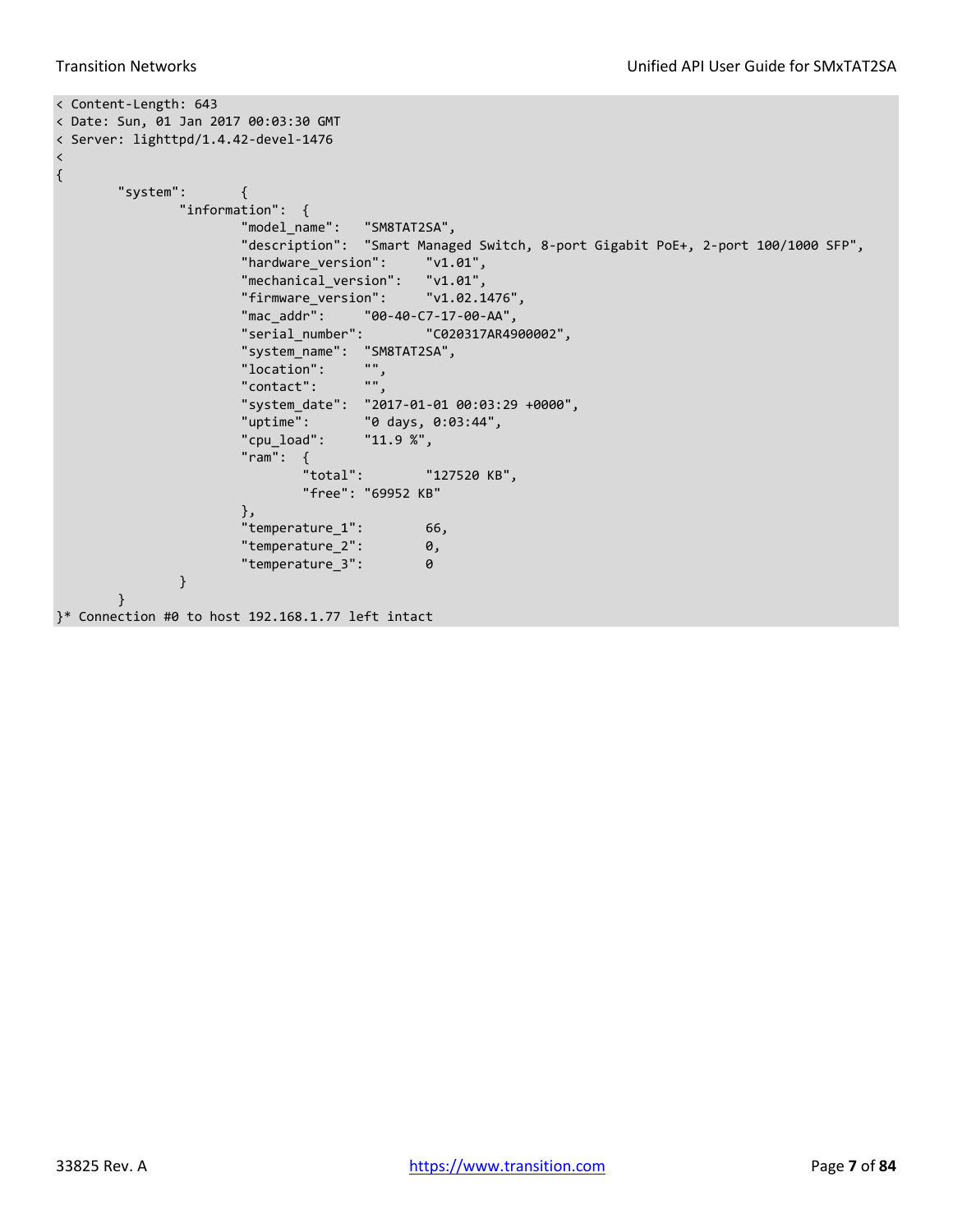```
< Content-Length: 643
< Date: Sun, 01 Jan 2017 00:03:30 GMT
< Server: lighttpd/1.4.42-devel-1476
<
{
        "system":       {
                "information":  {
                        "model_name":   "SM8TAT2SA",
                        "description":  "Smart Managed Switch, 8-port Gigabit PoE+, 2-port 100/1000 SFP",
                        "hardware_version":     "v1.01",
                        "mechanical_version":   "v1.01",
                        "firmware_version":     "v1.02.1476",
                        "mac_addr":     "00-40-C7-17-00-AA",
                        "serial_number":        "C020317AR4900002",
                        "system_name":  "SM8TAT2SA",
                        "location":     "",
                        "contact":      "",
                        "system_date":  "2017-01-01 00:03:29 +0000",
                        "uptime":       "0 days, 0:03:44",
                        "cpu_load":     "11.9 %",
                        "ram":  {
                                "total":        "127520 KB",
                                "free": "69952 KB"
                        },
                        "temperature_1":        66,
                        "temperature_2":        0,
                        "temperature_3":        0
                }
        }
}* Connection #0 to host 192.168.1.77 left intact
```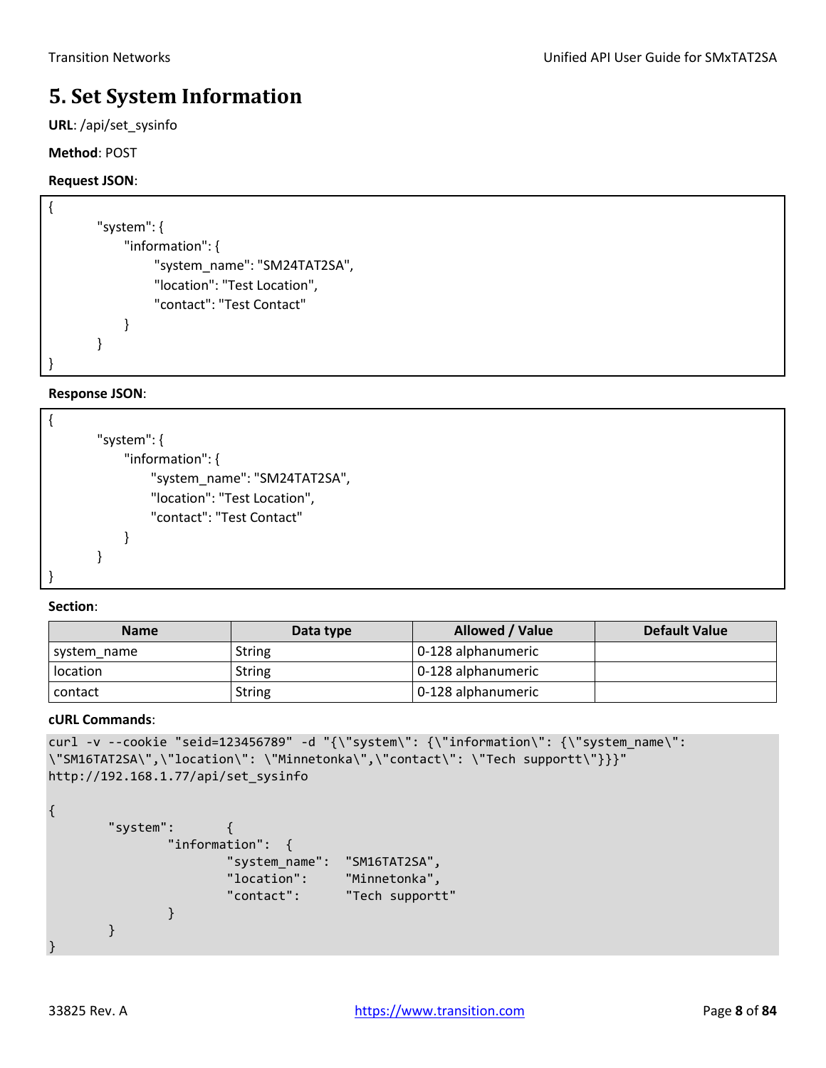# 5. Set System Information

**URL**: /api/set_sysinfo

**Method**: POST

**Request JSON**:

```
{
        "system": {
            "information": {
                "system_name": "SM24TAT2SA",
                "location": "Test Location",
                "contact": "Test Contact"
            }
        }
}
```

**Response JSON**:

```
{
        "system": {
            "information": {
                "system_name": "SM24TAT2SA",
                "location": "Test Location",
                "contact": "Test Contact"
            }
        }
}
```

**Section**:

| Name | Data type | Allowed / Value | Default Value |
|---|---|---|---|
| system_name | String | 0-128 alphanumeric | |
| location | String | 0-128 alphanumeric | |
| contact | String | 0-128 alphanumeric | |

**cURL Commands**:

```
curl -v --cookie "seid=123456789" -d "{\"system\": {\"information\": {\"system_name\":
\"SM16TAT2SA\",\"location\": \"Minnetonka\",\"contact\": \"Tech supportt\"}}}"
http://192.168.1.77/api/set_sysinfo

{
        "system":       {
                "information":  {
                        "system_name":  "SM16TAT2SA",
                        "location":     "Minnetonka",
                        "contact":      "Tech supportt"
                }
        }
}
```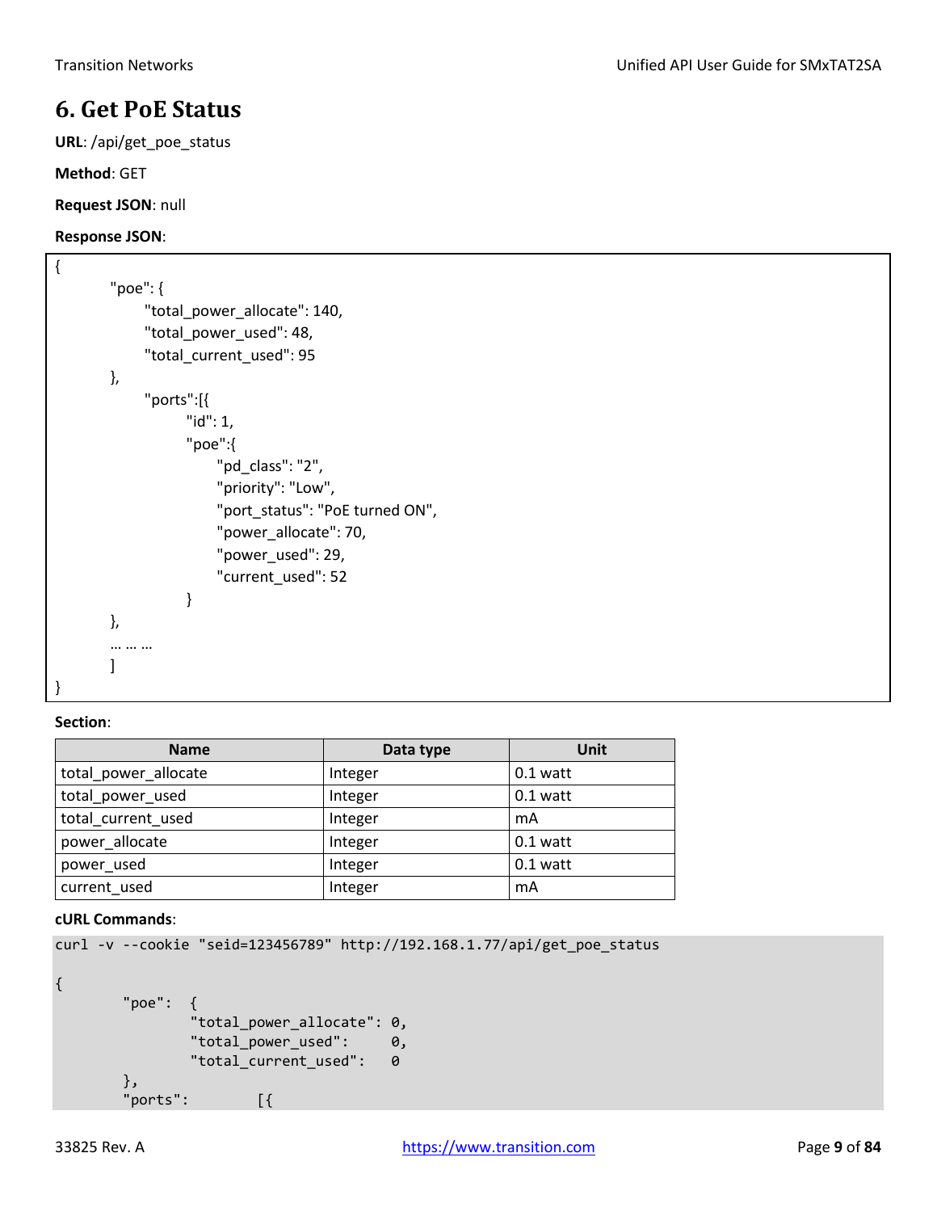# 6. Get PoE Status

**URL**: /api/get_poe_status

**Method**: GET

**Request JSON**: null

**Response JSON**:

```
{
        "poe": {
              "total_power_allocate": 140,
              "total_power_used": 48,
              "total_current_used": 95
        },
              "ports":[{
                     "id": 1,
                     "poe":{
                          "pd_class": "2",
                          "priority": "Low",
                          "port_status": "PoE turned ON",
                          "power_allocate": 70,
                          "power_used": 29,
                          "current_used": 52
                     }
        },
        … … …
        ]
}
```

**Section**:

| Name | Data type | Unit |
| --- | --- | --- |
| total_power_allocate | Integer | 0.1 watt |
| total_power_used | Integer | 0.1 watt |
| total_current_used | Integer | mA |
| power_allocate | Integer | 0.1 watt |
| power_used | Integer | 0.1 watt |
| current_used | Integer | mA |

**cURL Commands**:

```
curl -v --cookie "seid=123456789" http://192.168.1.77/api/get_poe_status

{
        "poe":  {
                "total_power_allocate": 0,
                "total_power_used":     0,
                "total_current_used":   0
        },
        "ports":        [{
```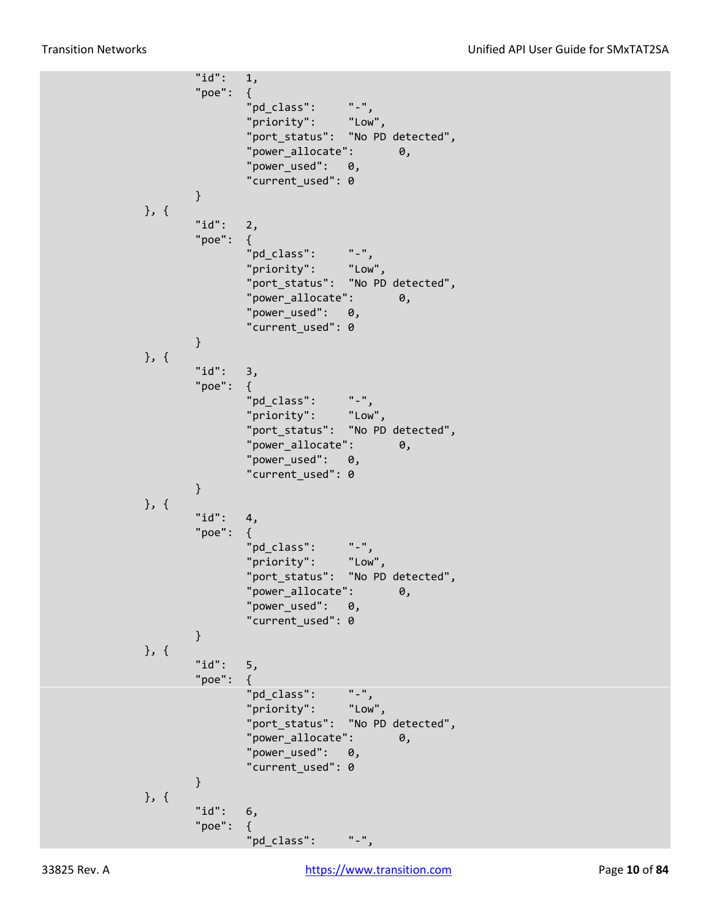```
			"id":	1,
			"poe":	{
				"pd_class":	"-",
				"priority":	"Low",
				"port_status":	"No PD detected",
				"power_allocate":	0,
				"power_used":	0,
				"current_used":	0
			}
		}, {
			"id":	2,
			"poe":	{
				"pd_class":	"-",
				"priority":	"Low",
				"port_status":	"No PD detected",
				"power_allocate":	0,
				"power_used":	0,
				"current_used":	0
			}
		}, {
			"id":	3,
			"poe":	{
				"pd_class":	"-",
				"priority":	"Low",
				"port_status":	"No PD detected",
				"power_allocate":	0,
				"power_used":	0,
				"current_used":	0
			}
		}, {
			"id":	4,
			"poe":	{
				"pd_class":	"-",
				"priority":	"Low",
				"port_status":	"No PD detected",
				"power_allocate":	0,
				"power_used":	0,
				"current_used":	0
			}
		}, {
			"id":	5,
			"poe":	{
				"pd_class":	"-",
				"priority":	"Low",
				"port_status":	"No PD detected",
				"power_allocate":	0,
				"power_used":	0,
				"current_used":	0
			}
		}, {
			"id":	6,
			"poe":	{
				"pd_class":	"-",
```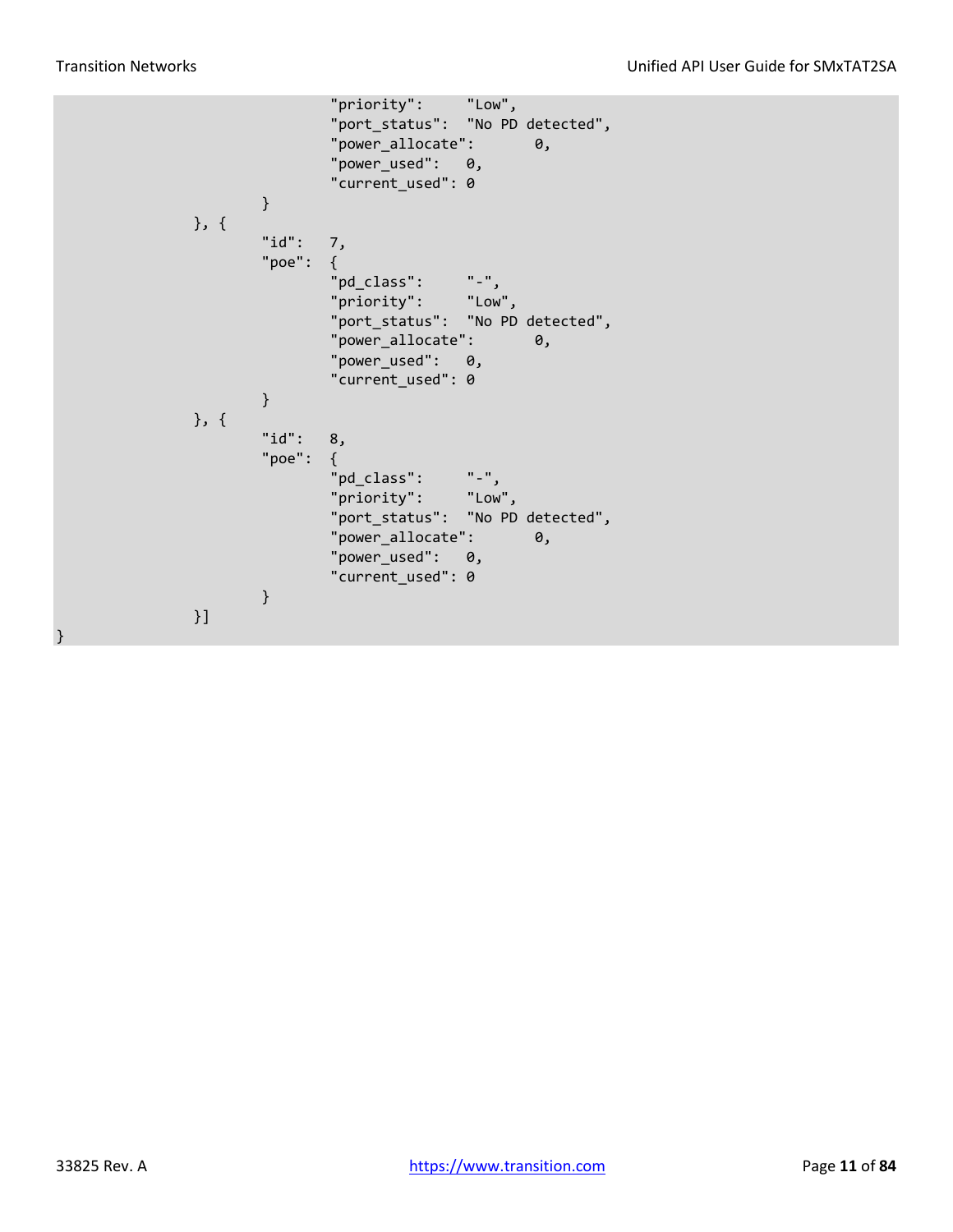```
                        "priority":     "Low",
                        "port_status":  "No PD detected",
                        "power_allocate":       0,
                        "power_used":   0,
                        "current_used": 0
                }
        }, {
                "id":   7,
                "poe":  {
                        "pd_class":     "-",
                        "priority":     "Low",
                        "port_status":  "No PD detected",
                        "power_allocate":       0,
                        "power_used":   0,
                        "current_used": 0
                }
        }, {
                "id":   8,
                "poe":  {
                        "pd_class":     "-",
                        "priority":     "Low",
                        "port_status":  "No PD detected",
                        "power_allocate":       0,
                        "power_used":   0,
                        "current_used": 0
                }
        }]
}
```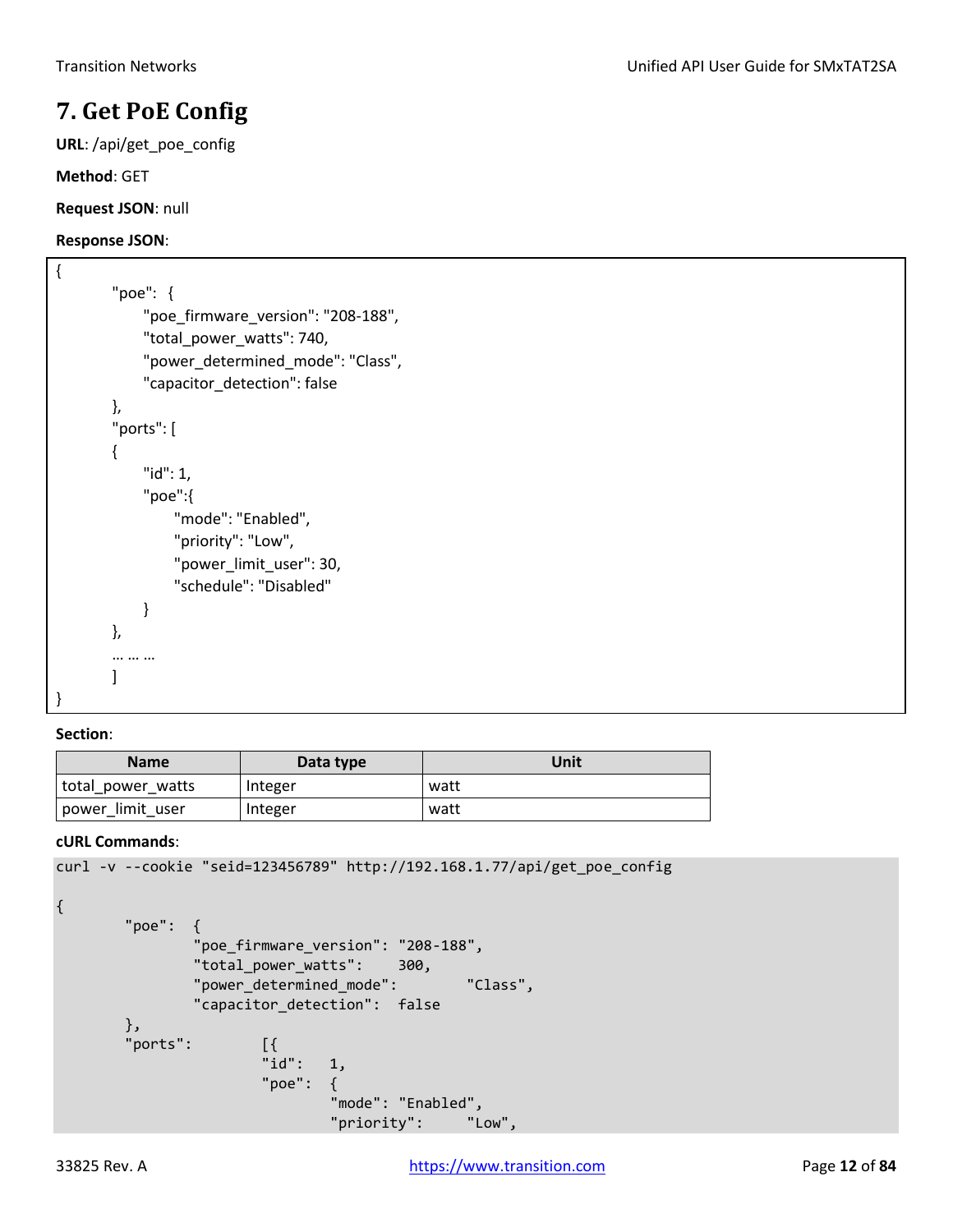# 7. Get PoE Config

**URL**: /api/get_poe_config

**Method**: GET

**Request JSON**: null

**Response JSON**:

```
{
        "poe":  {
              "poe_firmware_version": "208-188",
              "total_power_watts": 740,
              "power_determined_mode": "Class",
              "capacitor_detection": false
        },
        "ports": [
        {
              "id": 1,
              "poe":{
                    "mode": "Enabled",
                    "priority": "Low",
                    "power_limit_user": 30,
                    "schedule": "Disabled"
              }
        },
        … … …
        ]
}
```

**Section**:

| Name | Data type | Unit |
| --- | --- | --- |
| total_power_watts | Integer | watt |
| power_limit_user | Integer | watt |

**cURL Commands**:

```
curl -v --cookie "seid=123456789" http://192.168.1.77/api/get_poe_config

{
        "poe":  {
                "poe_firmware_version": "208-188",
                "total_power_watts":    300,
                "power_determined_mode":        "Class",
                "capacitor_detection":  false
        },
        "ports":        [{
                        "id":   1,
                        "poe":  {
                                "mode": "Enabled",
                                "priority":     "Low",
```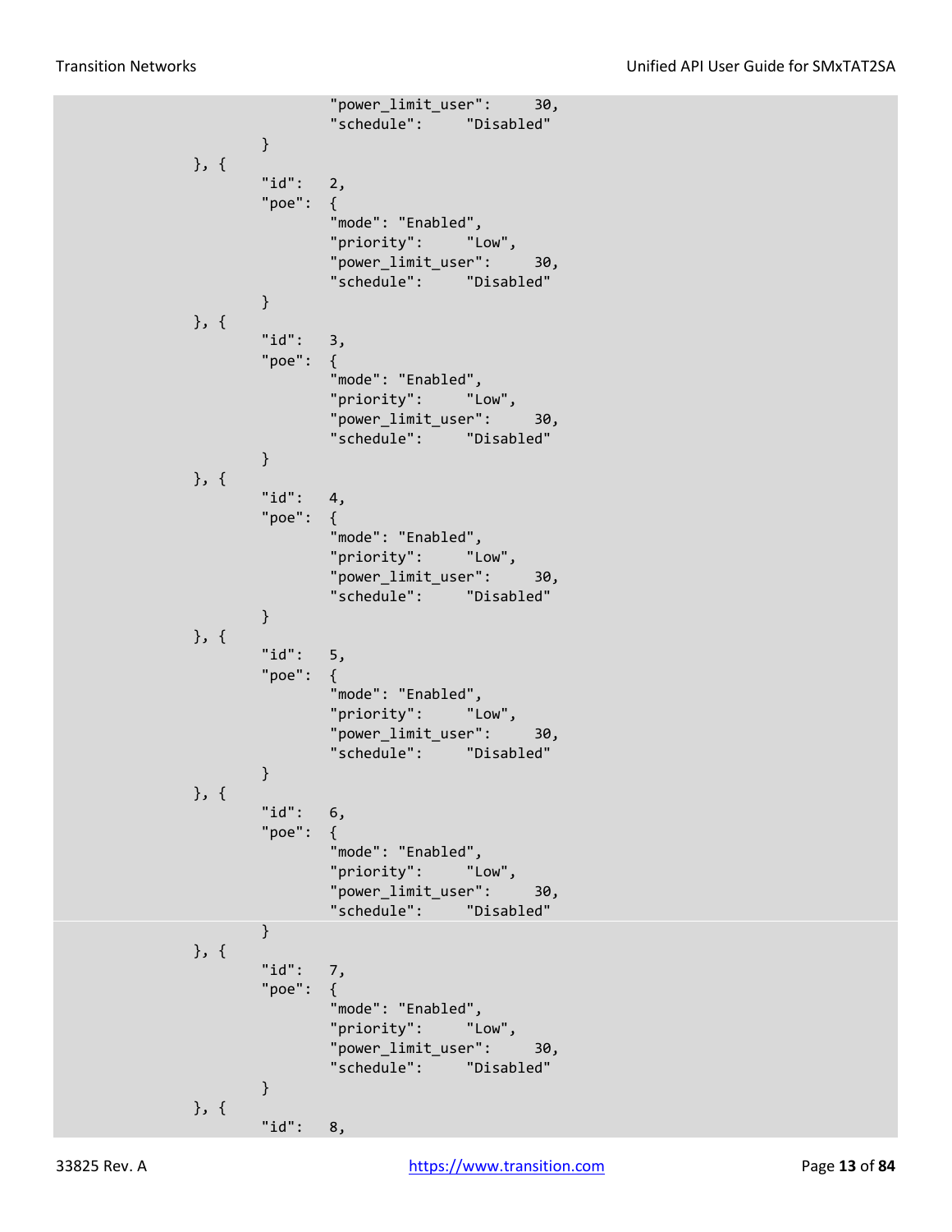```
                        "power_limit_user":     30,
                        "schedule":     "Disabled"
                }
        }, {
                "id":   2,
                "poe":  {
                        "mode": "Enabled",
                        "priority":     "Low",
                        "power_limit_user":     30,
                        "schedule":     "Disabled"
                }
        }, {
                "id":   3,
                "poe":  {
                        "mode": "Enabled",
                        "priority":     "Low",
                        "power_limit_user":     30,
                        "schedule":     "Disabled"
                }
        }, {
                "id":   4,
                "poe":  {
                        "mode": "Enabled",
                        "priority":     "Low",
                        "power_limit_user":     30,
                        "schedule":     "Disabled"
                }
        }, {
                "id":   5,
                "poe":  {
                        "mode": "Enabled",
                        "priority":     "Low",
                        "power_limit_user":     30,
                        "schedule":     "Disabled"
                }
        }, {
                "id":   6,
                "poe":  {
                        "mode": "Enabled",
                        "priority":     "Low",
                        "power_limit_user":     30,
                        "schedule":     "Disabled"
                }
        }, {
                "id":   7,
                "poe":  {
                        "mode": "Enabled",
                        "priority":     "Low",
                        "power_limit_user":     30,
                        "schedule":     "Disabled"
                }
        }, {
                "id":   8,
```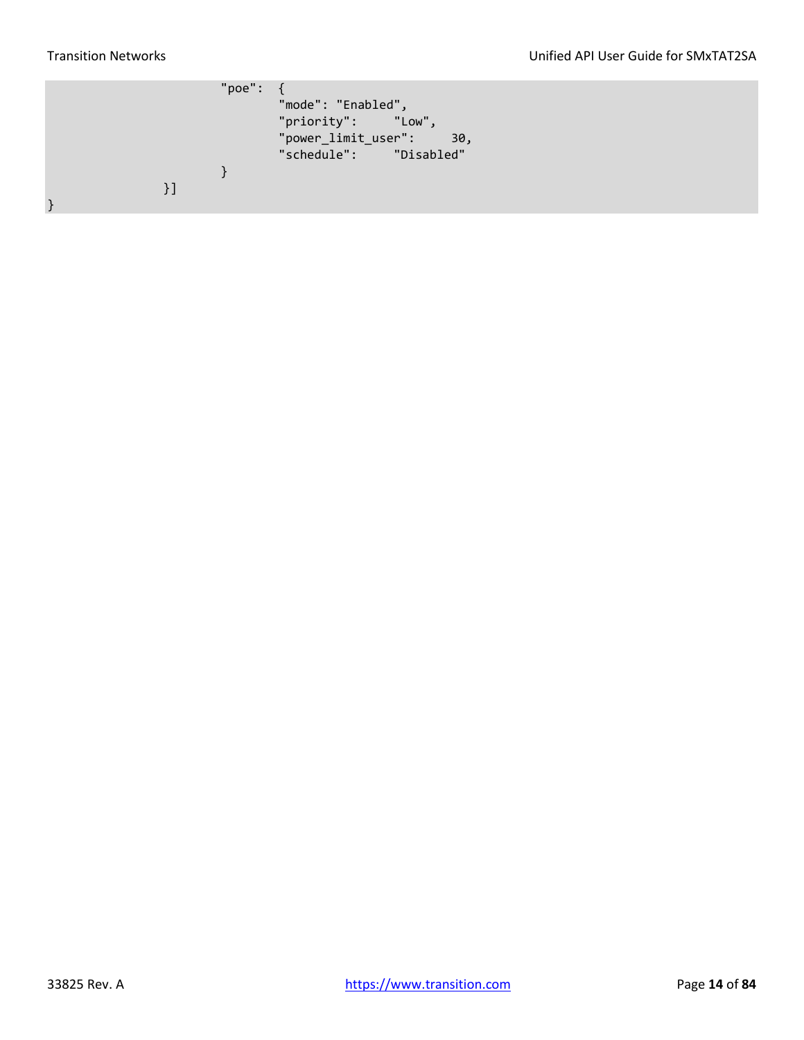```
                        "poe":  {
                                "mode": "Enabled",
                                "priority":     "Low",
                                "power_limit_user":     30,
                                "schedule":     "Disabled"
                        }
                }]
}
```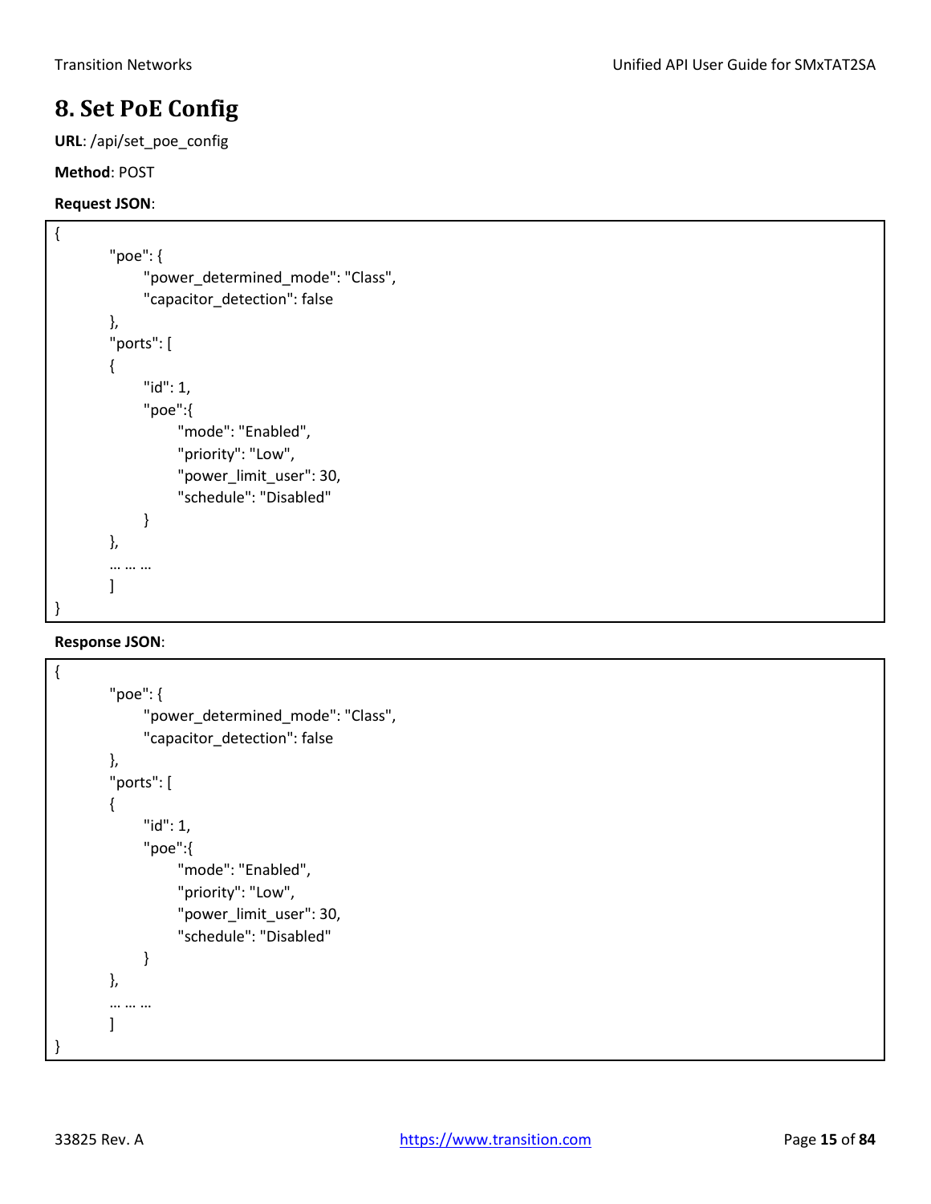## 8. Set PoE Config

**URL**: /api/set_poe_config

**Method**: POST

**Request JSON**:

```
{
        "poe": {
              "power_determined_mode": "Class",
              "capacitor_detection": false
        },
        "ports": [
        {
              "id": 1,
              "poe":{
                    "mode": "Enabled",
                    "priority": "Low",
                    "power_limit_user": 30,
                    "schedule": "Disabled"
              }
        },
        … … …
        ]
}
```

**Response JSON**:

```
{
        "poe": {
              "power_determined_mode": "Class",
              "capacitor_detection": false
        },
        "ports": [
        {
              "id": 1,
              "poe":{
                    "mode": "Enabled",
                    "priority": "Low",
                    "power_limit_user": 30,
                    "schedule": "Disabled"
              }
        },
        … … …
        ]
}
```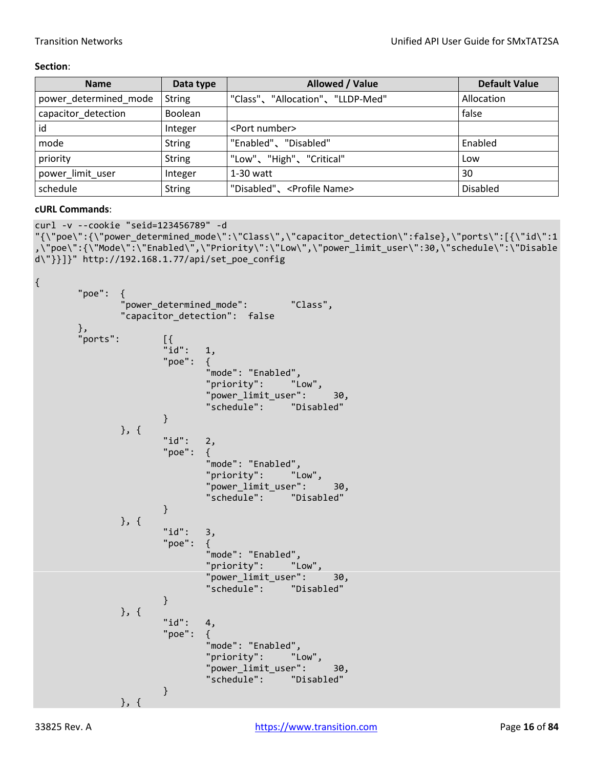**Section**:

| Name | Data type | Allowed / Value | Default Value |
|---|---|---|---|
| power_determined_mode | String | "Class"、"Allocation"、"LLDP-Med" | Allocation |
| capacitor_detection | Boolean | | false |
| id | Integer | <Port number> | |
| mode | String | "Enabled"、"Disabled" | Enabled |
| priority | String | "Low"、"High"、"Critical" | Low |
| power_limit_user | Integer | 1-30 watt | 30 |
| schedule | String | "Disabled"、<Profile Name> | Disabled |

**cURL Commands**:

```
curl -v --cookie "seid=123456789" -d
"{\"poe\":{\"power_determined_mode\":\"Class\",\"capacitor_detection\":false},\"ports\":[{\"id\":1
,\"poe\":{\"Mode\":\"Enabled\",\"Priority\":\"Low\",\"power_limit_user\":30,\"schedule\":\"Disable
d\"}}]}" http://192.168.1.77/api/set_poe_config

{
        "poe":  {
                "power_determined_mode":        "Class",
                "capacitor_detection":  false
        },
        "ports":        [{
                        "id":   1,
                        "poe":  {
                                "mode": "Enabled",
                                "priority":     "Low",
                                "power_limit_user":     30,
                                "schedule":     "Disabled"
                        }
                }, {
                        "id":   2,
                        "poe":  {
                                "mode": "Enabled",
                                "priority":     "Low",
                                "power_limit_user":     30,
                                "schedule":     "Disabled"
                        }
                }, {
                        "id":   3,
                        "poe":  {
                                "mode": "Enabled",
                                "priority":     "Low",
                                "power_limit_user":     30,
                                "schedule":     "Disabled"
                        }
                }, {
                        "id":   4,
                        "poe":  {
                                "mode": "Enabled",
                                "priority":     "Low",
                                "power_limit_user":     30,
                                "schedule":     "Disabled"
                        }
                }, {
```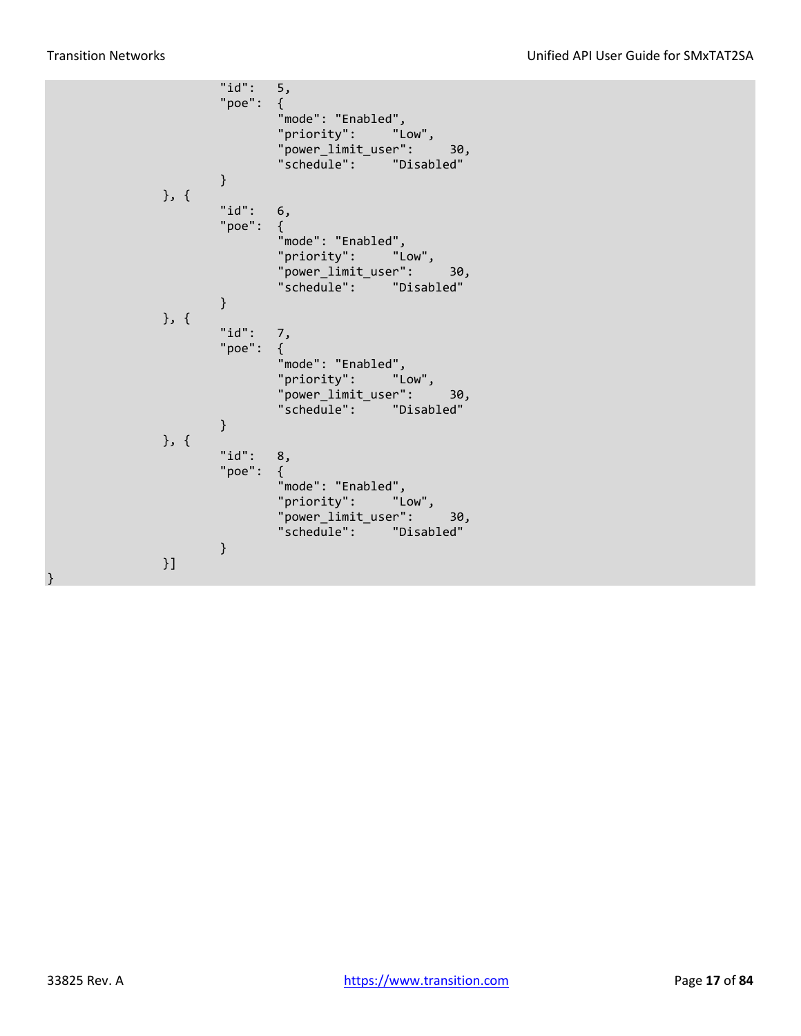```
                        "id":   5,
                        "poe":  {
                                "mode": "Enabled",
                                "priority":     "Low",
                                "power_limit_user":     30,
                                "schedule":     "Disabled"
                        }
                }, {
                        "id":   6,
                        "poe":  {
                                "mode": "Enabled",
                                "priority":     "Low",
                                "power_limit_user":     30,
                                "schedule":     "Disabled"
                        }
                }, {
                        "id":   7,
                        "poe":  {
                                "mode": "Enabled",
                                "priority":     "Low",
                                "power_limit_user":     30,
                                "schedule":     "Disabled"
                        }
                }, {
                        "id":   8,
                        "poe":  {
                                "mode": "Enabled",
                                "priority":     "Low",
                                "power_limit_user":     30,
                                "schedule":     "Disabled"
                        }
                }]
}
```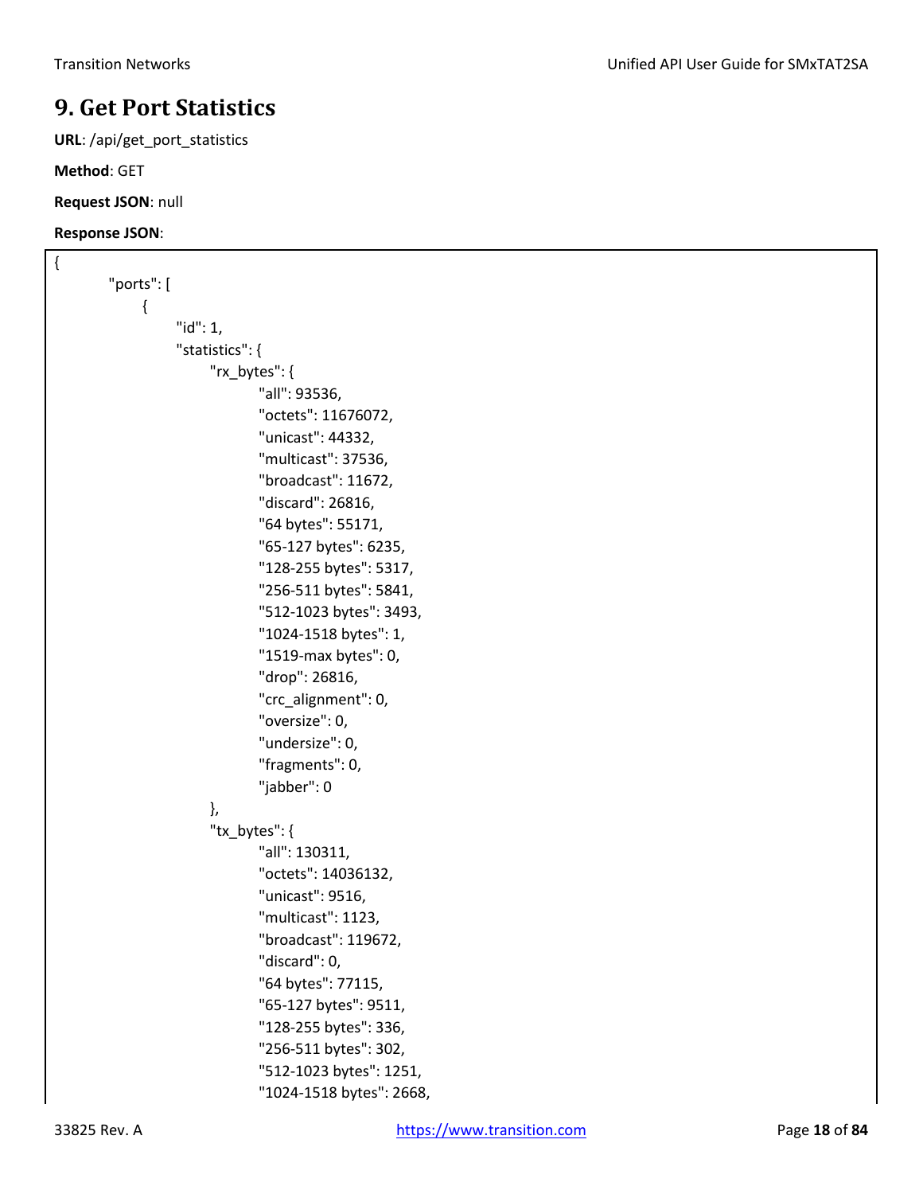# 9. Get Port Statistics

**URL**: /api/get_port_statistics

**Method**: GET

**Request JSON**: null

**Response JSON**:

```
{
    "ports": [
        {
            "id": 1,
            "statistics": {
                "rx_bytes": {
                    "all": 93536,
                    "octets": 11676072,
                    "unicast": 44332,
                    "multicast": 37536,
                    "broadcast": 11672,
                    "discard": 26816,
                    "64 bytes": 55171,
                    "65-127 bytes": 6235,
                    "128-255 bytes": 5317,
                    "256-511 bytes": 5841,
                    "512-1023 bytes": 3493,
                    "1024-1518 bytes": 1,
                    "1519-max bytes": 0,
                    "drop": 26816,
                    "crc_alignment": 0,
                    "oversize": 0,
                    "undersize": 0,
                    "fragments": 0,
                    "jabber": 0
                },
                "tx_bytes": {
                    "all": 130311,
                    "octets": 14036132,
                    "unicast": 9516,
                    "multicast": 1123,
                    "broadcast": 119672,
                    "discard": 0,
                    "64 bytes": 77115,
                    "65-127 bytes": 9511,
                    "128-255 bytes": 336,
                    "256-511 bytes": 302,
                    "512-1023 bytes": 1251,
                    "1024-1518 bytes": 2668,
```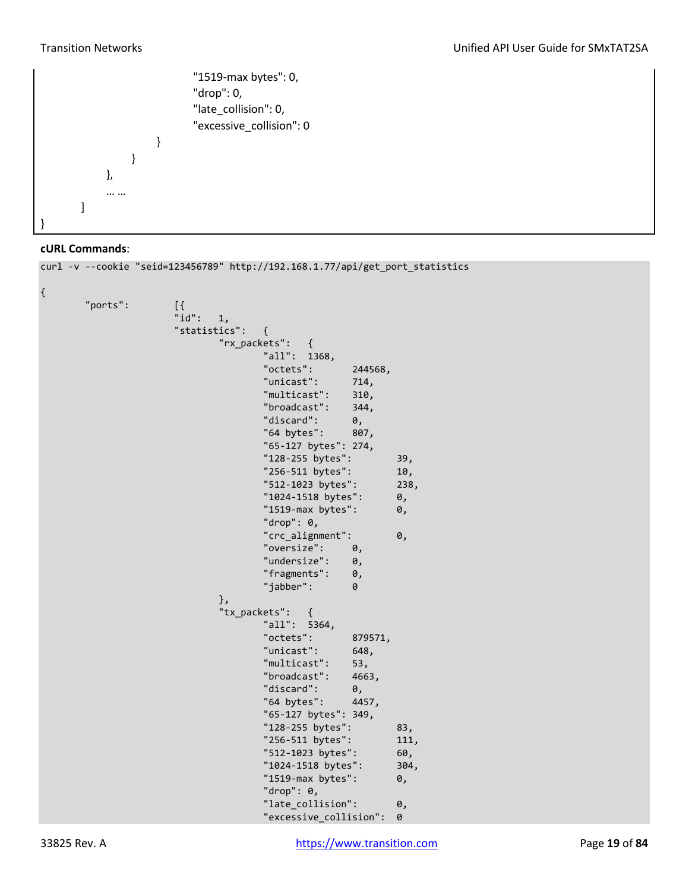```
                        "1519-max bytes": 0,
                        "drop": 0,
                        "late_collision": 0,
                        "excessive_collision": 0
                    }
                }
            },
            … …
        ]
}
```

**cURL Commands**:

```
curl -v --cookie "seid=123456789" http://192.168.1.77/api/get_port_statistics

{
        "ports":        [{
                        "id":   1,
                        "statistics":   {
                                "rx_packets":   {
                                        "all":  1368,
                                        "octets":       244568,
                                        "unicast":      714,
                                        "multicast":    310,
                                        "broadcast":    344,
                                        "discard":      0,
                                        "64 bytes":     807,
                                        "65-127 bytes": 274,
                                        "128-255 bytes":        39,
                                        "256-511 bytes":        10,
                                        "512-1023 bytes":       238,
                                        "1024-1518 bytes":      0,
                                        "1519-max bytes":       0,
                                        "drop": 0,
                                        "crc_alignment":        0,
                                        "oversize":     0,
                                        "undersize":    0,
                                        "fragments":    0,
                                        "jabber":       0
                                },
                                "tx_packets":   {
                                        "all":  5364,
                                        "octets":       879571,
                                        "unicast":      648,
                                        "multicast":    53,
                                        "broadcast":    4663,
                                        "discard":      0,
                                        "64 bytes":     4457,
                                        "65-127 bytes": 349,
                                        "128-255 bytes":        83,
                                        "256-511 bytes":        111,
                                        "512-1023 bytes":       60,
                                        "1024-1518 bytes":      304,
                                        "1519-max bytes":       0,
                                        "drop": 0,
                                        "late_collision":       0,
                                        "excessive_collision":  0
```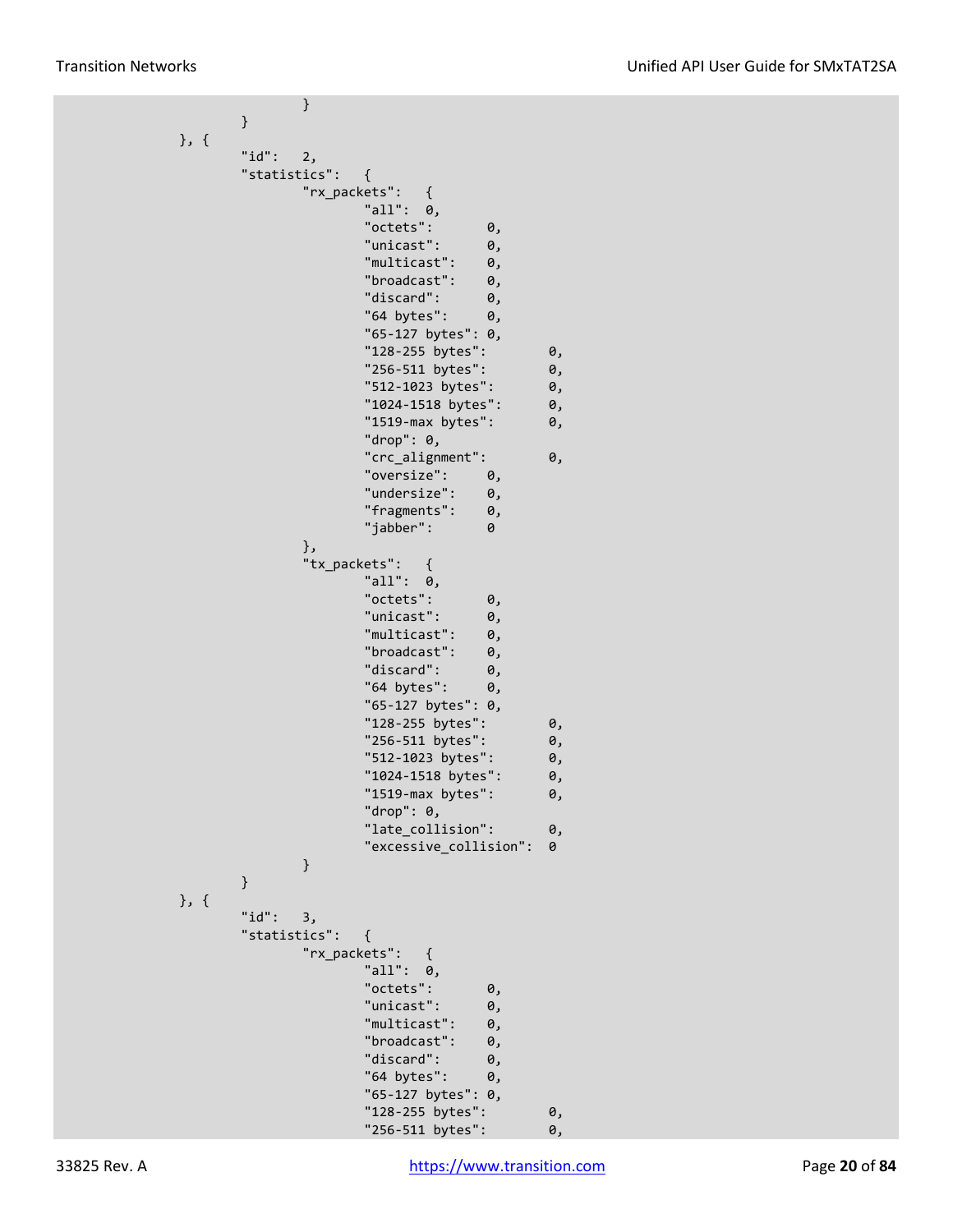```
                        }
                }
        }, {
                "id":   2,
                "statistics":   {
                        "rx_packets":   {
                                "all":  0,
                                "octets":       0,
                                "unicast":      0,
                                "multicast":    0,
                                "broadcast":    0,
                                "discard":      0,
                                "64 bytes":     0,
                                "65-127 bytes": 0,
                                "128-255 bytes":        0,
                                "256-511 bytes":        0,
                                "512-1023 bytes":       0,
                                "1024-1518 bytes":      0,
                                "1519-max bytes":       0,
                                "drop": 0,
                                "crc_alignment":        0,
                                "oversize":     0,
                                "undersize":    0,
                                "fragments":    0,
                                "jabber":       0
                        },
                        "tx_packets":   {
                                "all":  0,
                                "octets":       0,
                                "unicast":      0,
                                "multicast":    0,
                                "broadcast":    0,
                                "discard":      0,
                                "64 bytes":     0,
                                "65-127 bytes": 0,
                                "128-255 bytes":        0,
                                "256-511 bytes":        0,
                                "512-1023 bytes":       0,
                                "1024-1518 bytes":      0,
                                "1519-max bytes":       0,
                                "drop": 0,
                                "late_collision":       0,
                                "excessive_collision":  0
                        }
                }
        }, {
                "id":   3,
                "statistics":   {
                        "rx_packets":   {
                                "all":  0,
                                "octets":       0,
                                "unicast":      0,
                                "multicast":    0,
                                "broadcast":    0,
                                "discard":      0,
                                "64 bytes":     0,
                                "65-127 bytes": 0,
                                "128-255 bytes":        0,
                                "256-511 bytes":        0,
```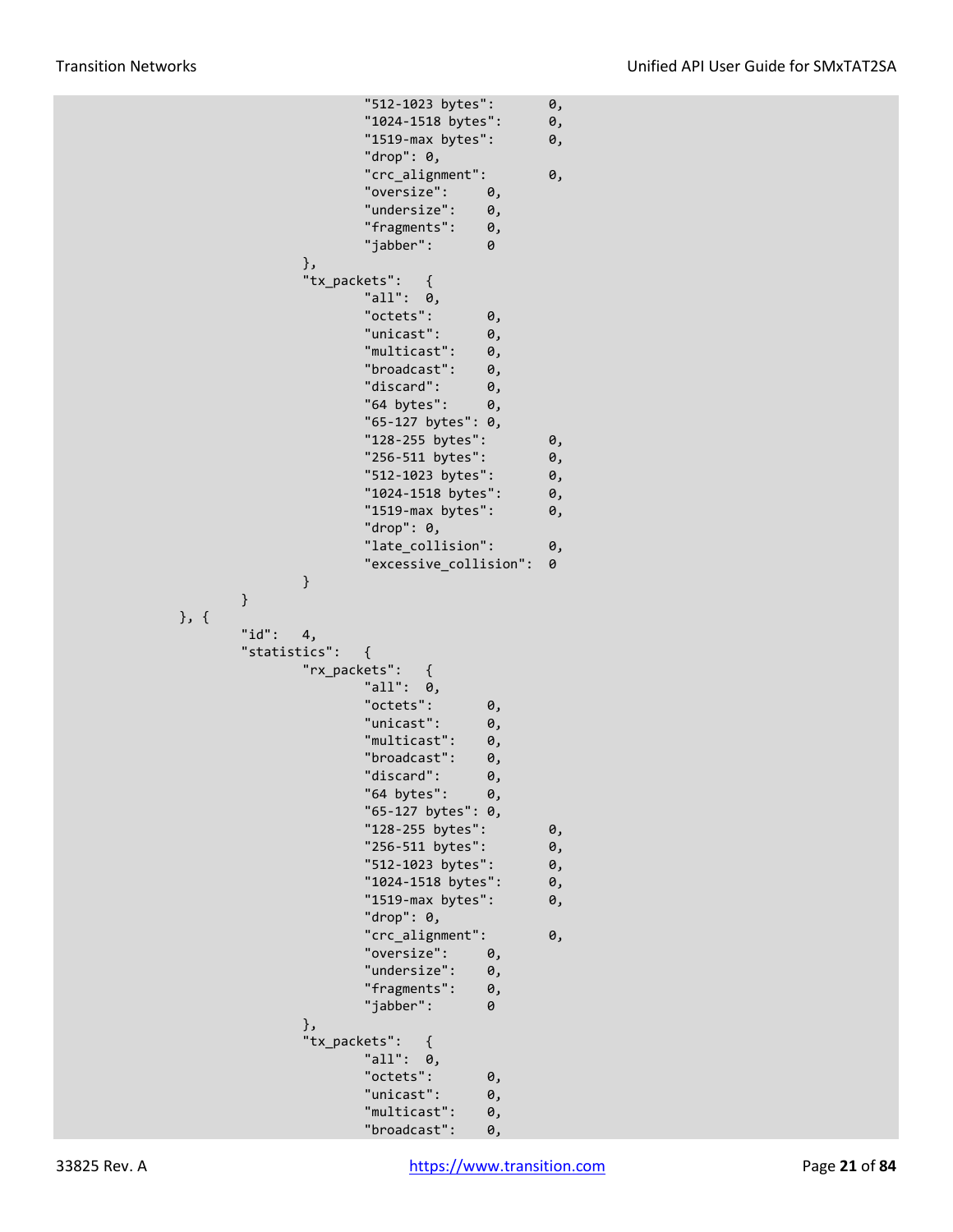```
                                "512-1023 bytes":       0,
                                "1024-1518 bytes":      0,
                                "1519-max bytes":       0,
                                "drop": 0,
                                "crc_alignment":        0,
                                "oversize":     0,
                                "undersize":    0,
                                "fragments":    0,
                                "jabber":       0
                        },
                        "tx_packets":   {
                                "all":  0,
                                "octets":       0,
                                "unicast":      0,
                                "multicast":    0,
                                "broadcast":    0,
                                "discard":      0,
                                "64 bytes":     0,
                                "65-127 bytes": 0,
                                "128-255 bytes":        0,
                                "256-511 bytes":        0,
                                "512-1023 bytes":       0,
                                "1024-1518 bytes":      0,
                                "1519-max bytes":       0,
                                "drop": 0,
                                "late_collision":       0,
                                "excessive_collision":  0
                        }
                }
        }, {
                "id":   4,
                "statistics":   {
                        "rx_packets":   {
                                "all":  0,
                                "octets":       0,
                                "unicast":      0,
                                "multicast":    0,
                                "broadcast":    0,
                                "discard":      0,
                                "64 bytes":     0,
                                "65-127 bytes": 0,
                                "128-255 bytes":        0,
                                "256-511 bytes":        0,
                                "512-1023 bytes":       0,
                                "1024-1518 bytes":      0,
                                "1519-max bytes":       0,
                                "drop": 0,
                                "crc_alignment":        0,
                                "oversize":     0,
                                "undersize":    0,
                                "fragments":    0,
                                "jabber":       0
                        },
                        "tx_packets":   {
                                "all":  0,
                                "octets":       0,
                                "unicast":      0,
                                "multicast":    0,
                                "broadcast":    0,
```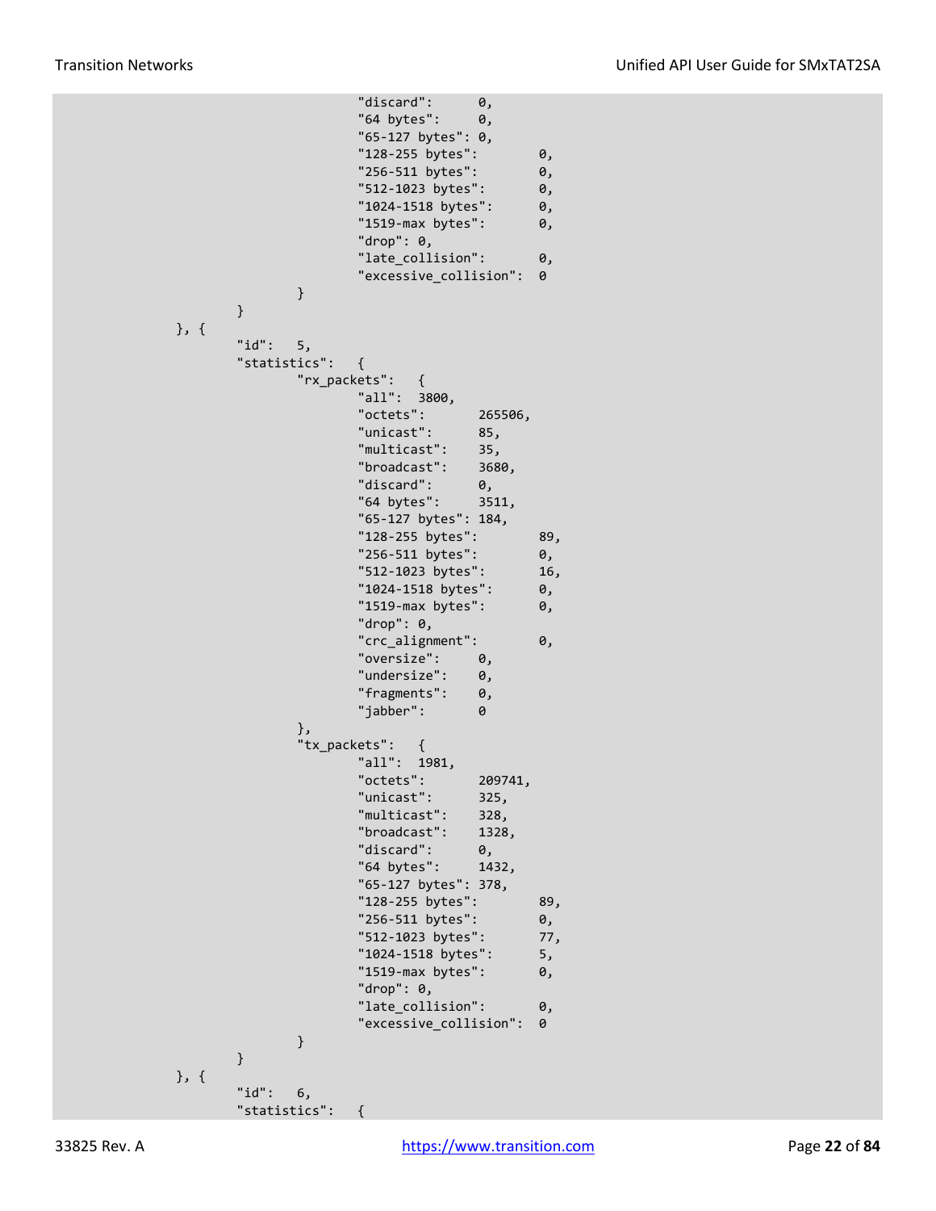```
                        "discard":      0,
                        "64 bytes":     0,
                        "65-127 bytes": 0,
                        "128-255 bytes":        0,
                        "256-511 bytes":        0,
                        "512-1023 bytes":       0,
                        "1024-1518 bytes":      0,
                        "1519-max bytes":       0,
                        "drop": 0,
                        "late_collision":       0,
                        "excessive_collision":  0
                }
        }
}, {
        "id":   5,
        "statistics":   {
                "rx_packets":   {
                        "all":  3800,
                        "octets":       265506,
                        "unicast":      85,
                        "multicast":    35,
                        "broadcast":    3680,
                        "discard":      0,
                        "64 bytes":     3511,
                        "65-127 bytes": 184,
                        "128-255 bytes":        89,
                        "256-511 bytes":        0,
                        "512-1023 bytes":       16,
                        "1024-1518 bytes":      0,
                        "1519-max bytes":       0,
                        "drop": 0,
                        "crc_alignment":        0,
                        "oversize":     0,
                        "undersize":    0,
                        "fragments":    0,
                        "jabber":       0
                },
                "tx_packets":   {
                        "all":  1981,
                        "octets":       209741,
                        "unicast":      325,
                        "multicast":    328,
                        "broadcast":    1328,
                        "discard":      0,
                        "64 bytes":     1432,
                        "65-127 bytes": 378,
                        "128-255 bytes":        89,
                        "256-511 bytes":        0,
                        "512-1023 bytes":       77,
                        "1024-1518 bytes":      5,
                        "1519-max bytes":       0,
                        "drop": 0,
                        "late_collision":       0,
                        "excessive_collision":  0
                }
        }
}, {
        "id":   6,
        "statistics":   {
```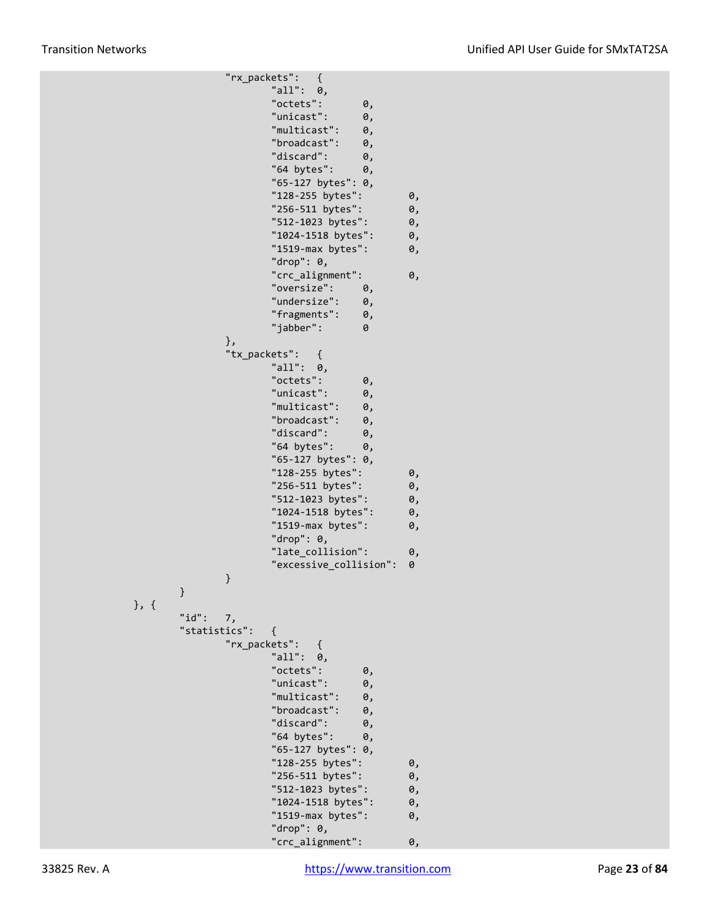```
                    "rx_packets":   {
                            "all":  0,
                            "octets":       0,
                            "unicast":      0,
                            "multicast":    0,
                            "broadcast":    0,
                            "discard":      0,
                            "64 bytes":     0,
                            "65-127 bytes": 0,
                            "128-255 bytes":        0,
                            "256-511 bytes":        0,
                            "512-1023 bytes":       0,
                            "1024-1518 bytes":      0,
                            "1519-max bytes":       0,
                            "drop": 0,
                            "crc_alignment":        0,
                            "oversize":     0,
                            "undersize":    0,
                            "fragments":    0,
                            "jabber":       0
                    },
                    "tx_packets":   {
                            "all":  0,
                            "octets":       0,
                            "unicast":      0,
                            "multicast":    0,
                            "broadcast":    0,
                            "discard":      0,
                            "64 bytes":     0,
                            "65-127 bytes": 0,
                            "128-255 bytes":        0,
                            "256-511 bytes":        0,
                            "512-1023 bytes":       0,
                            "1024-1518 bytes":      0,
                            "1519-max bytes":       0,
                            "drop": 0,
                            "late_collision":       0,
                            "excessive_collision":  0
                    }
            }
    }, {
            "id":   7,
            "statistics":   {
                    "rx_packets":   {
                            "all":  0,
                            "octets":       0,
                            "unicast":      0,
                            "multicast":    0,
                            "broadcast":    0,
                            "discard":      0,
                            "64 bytes":     0,
                            "65-127 bytes": 0,
                            "128-255 bytes":        0,
                            "256-511 bytes":        0,
                            "512-1023 bytes":       0,
                            "1024-1518 bytes":      0,
                            "1519-max bytes":       0,
                            "drop": 0,
                            "crc_alignment":        0,
```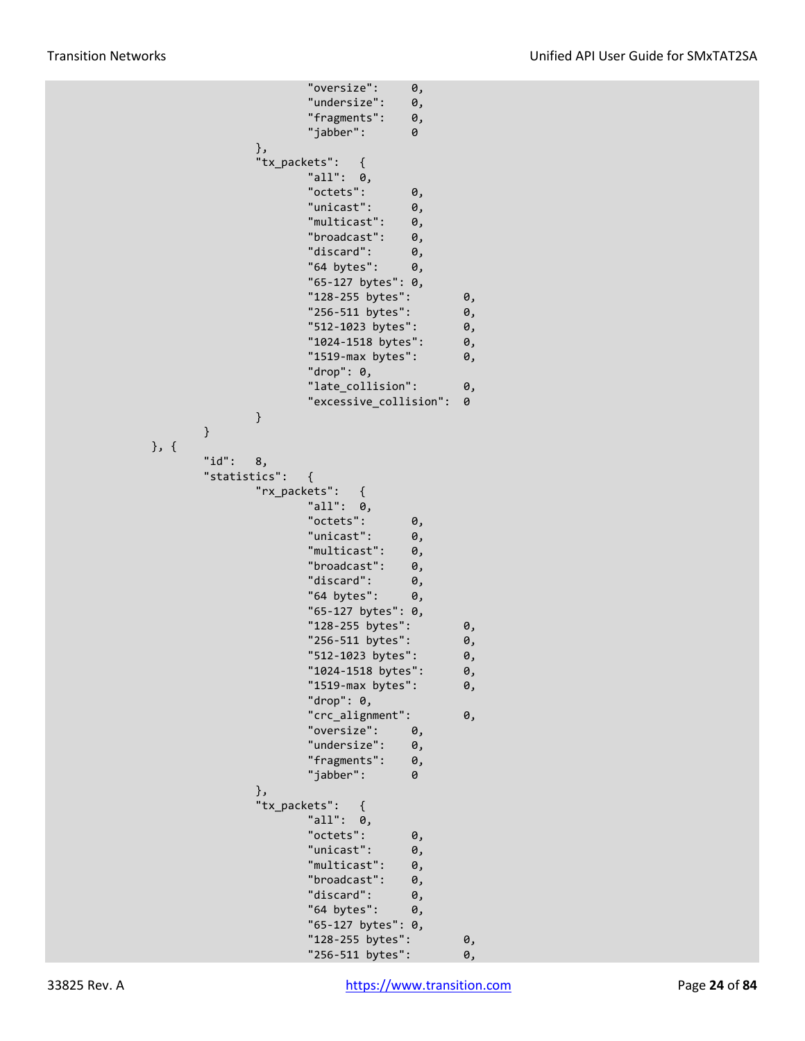```
                        "oversize":     0,
                        "undersize":    0,
                        "fragments":    0,
                        "jabber":       0
                },
                "tx_packets":   {
                        "all":  0,
                        "octets":       0,
                        "unicast":      0,
                        "multicast":    0,
                        "broadcast":    0,
                        "discard":      0,
                        "64 bytes":     0,
                        "65-127 bytes": 0,
                        "128-255 bytes":        0,
                        "256-511 bytes":        0,
                        "512-1023 bytes":       0,
                        "1024-1518 bytes":      0,
                        "1519-max bytes":       0,
                        "drop": 0,
                        "late_collision":       0,
                        "excessive_collision":  0
                }
        }
}, {
        "id":   8,
        "statistics":   {
                "rx_packets":   {
                        "all":  0,
                        "octets":       0,
                        "unicast":      0,
                        "multicast":    0,
                        "broadcast":    0,
                        "discard":      0,
                        "64 bytes":     0,
                        "65-127 bytes": 0,
                        "128-255 bytes":        0,
                        "256-511 bytes":        0,
                        "512-1023 bytes":       0,
                        "1024-1518 bytes":      0,
                        "1519-max bytes":       0,
                        "drop": 0,
                        "crc_alignment":        0,
                        "oversize":     0,
                        "undersize":    0,
                        "fragments":    0,
                        "jabber":       0
                },
                "tx_packets":   {
                        "all":  0,
                        "octets":       0,
                        "unicast":      0,
                        "multicast":    0,
                        "broadcast":    0,
                        "discard":      0,
                        "64 bytes":     0,
                        "65-127 bytes": 0,
                        "128-255 bytes":        0,
                        "256-511 bytes":        0,
```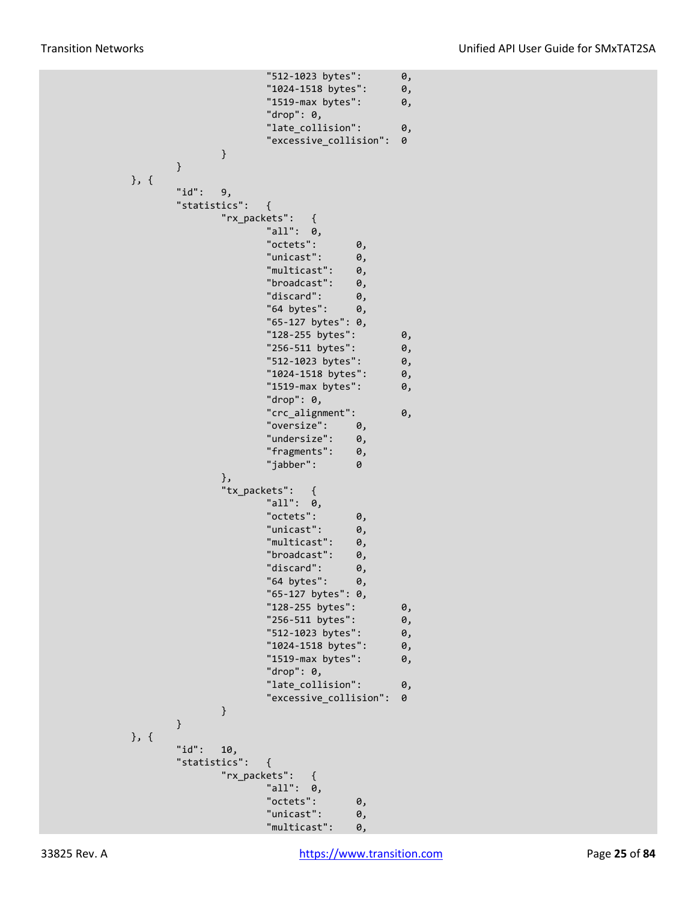```
                    "512-1023 bytes":       0,
                    "1024-1518 bytes":      0,
                    "1519-max bytes":       0,
                    "drop": 0,
                    "late_collision":       0,
                    "excessive_collision":  0
                }
            }
        }, {
            "id":   9,
            "statistics":   {
                "rx_packets":   {
                    "all":  0,
                    "octets":       0,
                    "unicast":      0,
                    "multicast":    0,
                    "broadcast":    0,
                    "discard":      0,
                    "64 bytes":     0,
                    "65-127 bytes": 0,
                    "128-255 bytes":        0,
                    "256-511 bytes":        0,
                    "512-1023 bytes":       0,
                    "1024-1518 bytes":      0,
                    "1519-max bytes":       0,
                    "drop": 0,
                    "crc_alignment":        0,
                    "oversize":     0,
                    "undersize":    0,
                    "fragments":    0,
                    "jabber":       0
                },
                "tx_packets":   {
                    "all":  0,
                    "octets":       0,
                    "unicast":      0,
                    "multicast":    0,
                    "broadcast":    0,
                    "discard":      0,
                    "64 bytes":     0,
                    "65-127 bytes": 0,
                    "128-255 bytes":        0,
                    "256-511 bytes":        0,
                    "512-1023 bytes":       0,
                    "1024-1518 bytes":      0,
                    "1519-max bytes":       0,
                    "drop": 0,
                    "late_collision":       0,
                    "excessive_collision":  0
                }
            }
        }, {
            "id":   10,
            "statistics":   {
                "rx_packets":   {
                    "all":  0,
                    "octets":       0,
                    "unicast":      0,
                    "multicast":    0,
```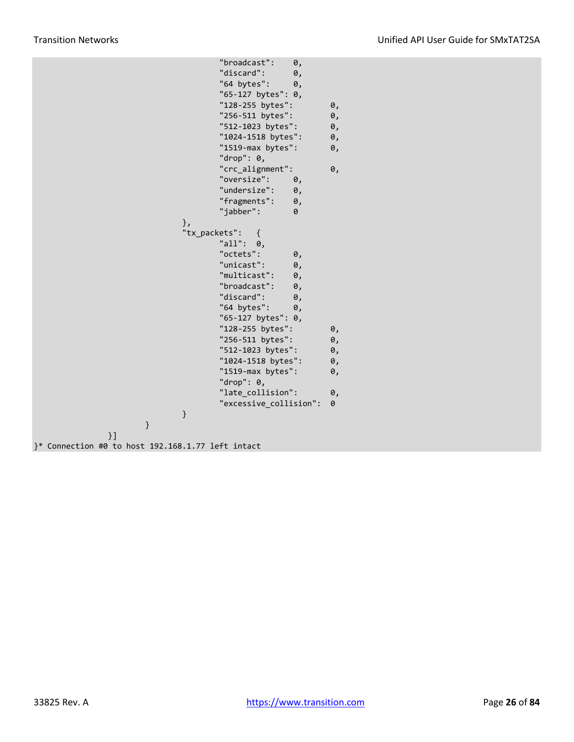```
                                        "broadcast":    0,
                                        "discard":      0,
                                        "64 bytes":     0,
                                        "65-127 bytes": 0,
                                        "128-255 bytes":        0,
                                        "256-511 bytes":        0,
                                        "512-1023 bytes":       0,
                                        "1024-1518 bytes":      0,
                                        "1519-max bytes":       0,
                                        "drop": 0,
                                        "crc_alignment":        0,
                                        "oversize":     0,
                                        "undersize":    0,
                                        "fragments":    0,
                                        "jabber":       0
                                },
                                "tx_packets":   {
                                        "all":  0,
                                        "octets":       0,
                                        "unicast":      0,
                                        "multicast":    0,
                                        "broadcast":    0,
                                        "discard":      0,
                                        "64 bytes":     0,
                                        "65-127 bytes": 0,
                                        "128-255 bytes":        0,
                                        "256-511 bytes":        0,
                                        "512-1023 bytes":       0,
                                        "1024-1518 bytes":      0,
                                        "1519-max bytes":       0,
                                        "drop": 0,
                                        "late_collision":       0,
                                        "excessive_collision":  0
                                }
                        }
                }]
}* Connection #0 to host 192.168.1.77 left intact
```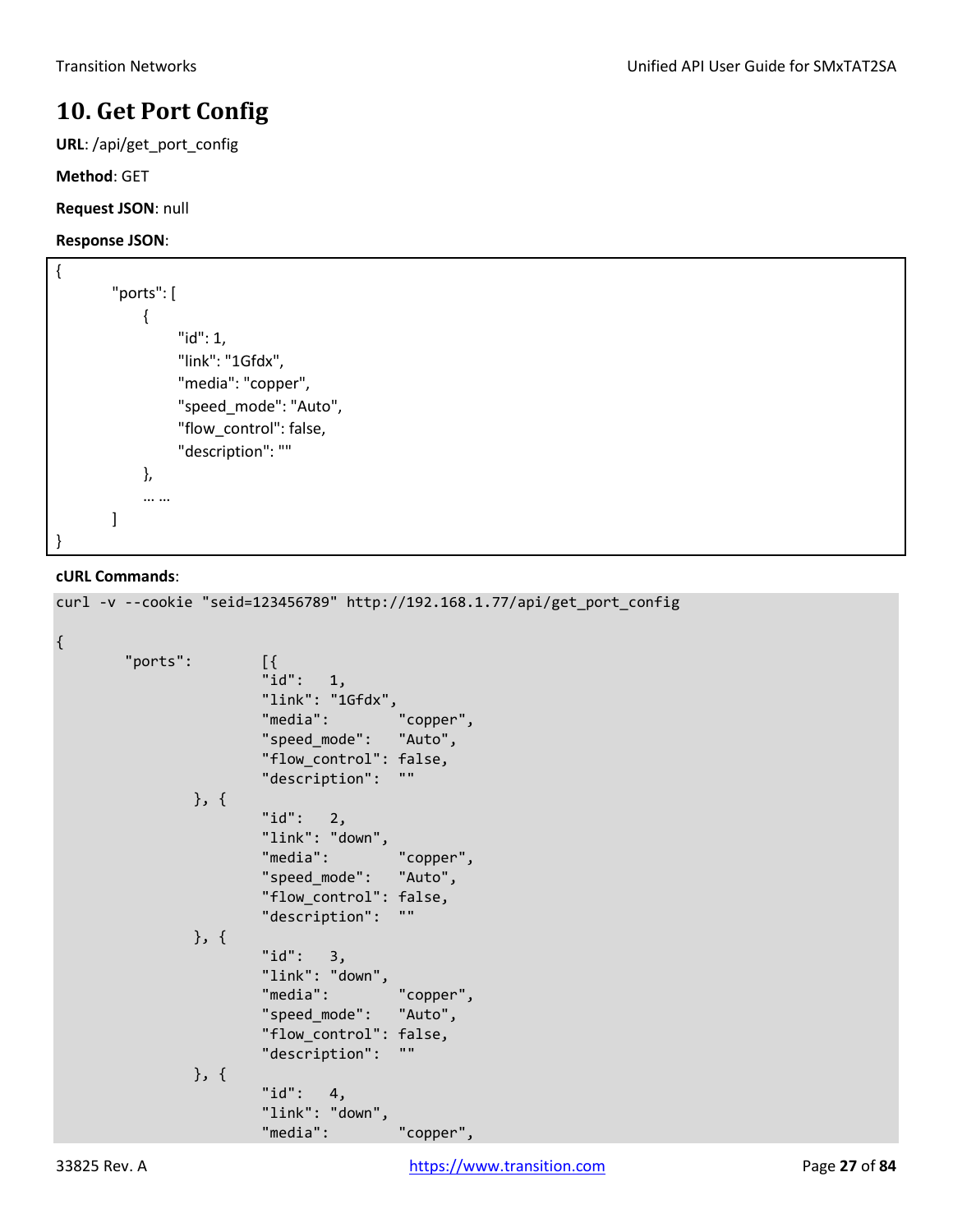# 10. Get Port Config

**URL**: /api/get_port_config

**Method**: GET

**Request JSON**: null

**Response JSON**:

```
{
        "ports": [
            {
                "id": 1,
                "link": "1Gfdx",
                "media": "copper",
                "speed_mode": "Auto",
                "flow_control": false,
                "description": ""
            },
            … …
        ]
}
```

**cURL Commands**:

```
curl -v --cookie "seid=123456789" http://192.168.1.77/api/get_port_config

{
        "ports":        [{
                        "id":   1,
                        "link": "1Gfdx",
                        "media":        "copper",
                        "speed_mode":   "Auto",
                        "flow_control": false,
                        "description":  ""
                }, {
                        "id":   2,
                        "link": "down",
                        "media":        "copper",
                        "speed_mode":   "Auto",
                        "flow_control": false,
                        "description":  ""
                }, {
                        "id":   3,
                        "link": "down",
                        "media":        "copper",
                        "speed_mode":   "Auto",
                        "flow_control": false,
                        "description":  ""
                }, {
                        "id":   4,
                        "link": "down",
                        "media":        "copper",
```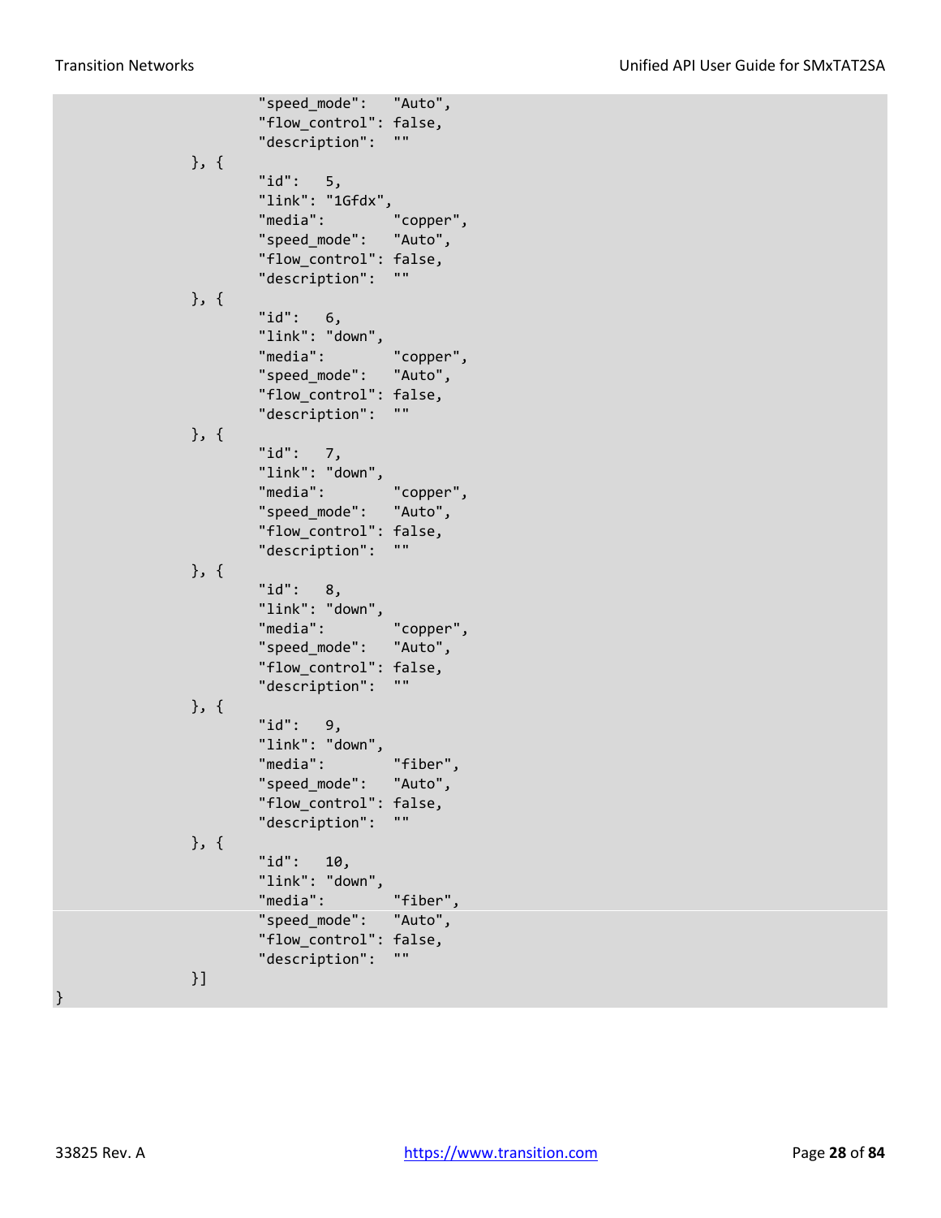```
                "speed_mode":   "Auto",
                "flow_control": false,
                "description":  ""
        }, {
                "id":   5,
                "link": "1Gfdx",
                "media":        "copper",
                "speed_mode":   "Auto",
                "flow_control": false,
                "description":  ""
        }, {
                "id":   6,
                "link": "down",
                "media":        "copper",
                "speed_mode":   "Auto",
                "flow_control": false,
                "description":  ""
        }, {
                "id":   7,
                "link": "down",
                "media":        "copper",
                "speed_mode":   "Auto",
                "flow_control": false,
                "description":  ""
        }, {
                "id":   8,
                "link": "down",
                "media":        "copper",
                "speed_mode":   "Auto",
                "flow_control": false,
                "description":  ""
        }, {
                "id":   9,
                "link": "down",
                "media":        "fiber",
                "speed_mode":   "Auto",
                "flow_control": false,
                "description":  ""
        }, {
                "id":   10,
                "link": "down",
                "media":        "fiber",
                "speed_mode":   "Auto",
                "flow_control": false,
                "description":  ""
        }]
}
```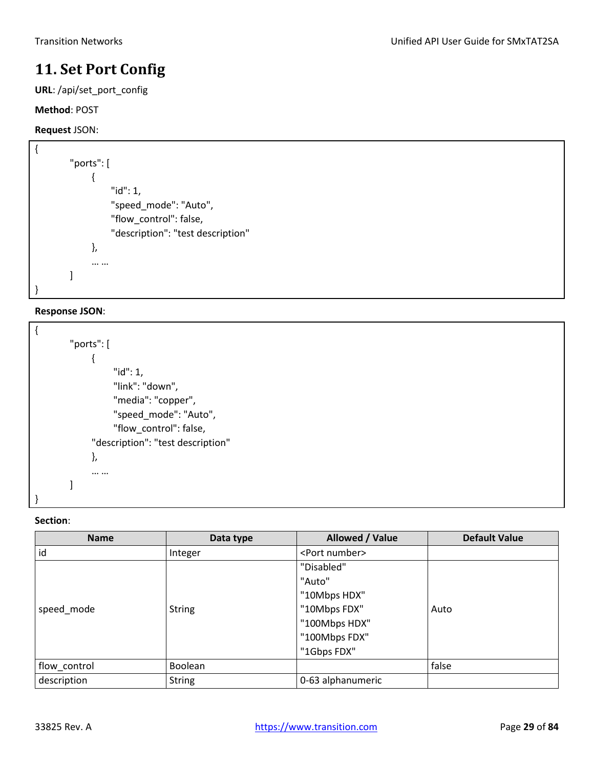# 11. Set Port Config

**URL**: /api/set_port_config

**Method**: POST

**Request** JSON:

```
{
	"ports": [
		{
			"id": 1,
			"speed_mode": "Auto",
			"flow_control": false,
			"description": "test description"
		},
		… …
	]
}
```

**Response JSON**:

```
{
	"ports": [
		{
			"id": 1,
			"link": "down",
			"media": "copper",
			"speed_mode": "Auto",
			"flow_control": false,
		"description": "test description"
		},
		… …
	]
}
```

**Section**:

| Name | Data type | Allowed / Value | Default Value |
|---|---|---|---|
| id | Integer | <Port number> | |
| speed_mode | String | "Disabled"<br>"Auto"<br>"10Mbps HDX"<br>"10Mbps FDX"<br>"100Mbps HDX"<br>"100Mbps FDX"<br>"1Gbps FDX" | Auto |
| flow_control | Boolean | | false |
| description | String | 0-63 alphanumeric | |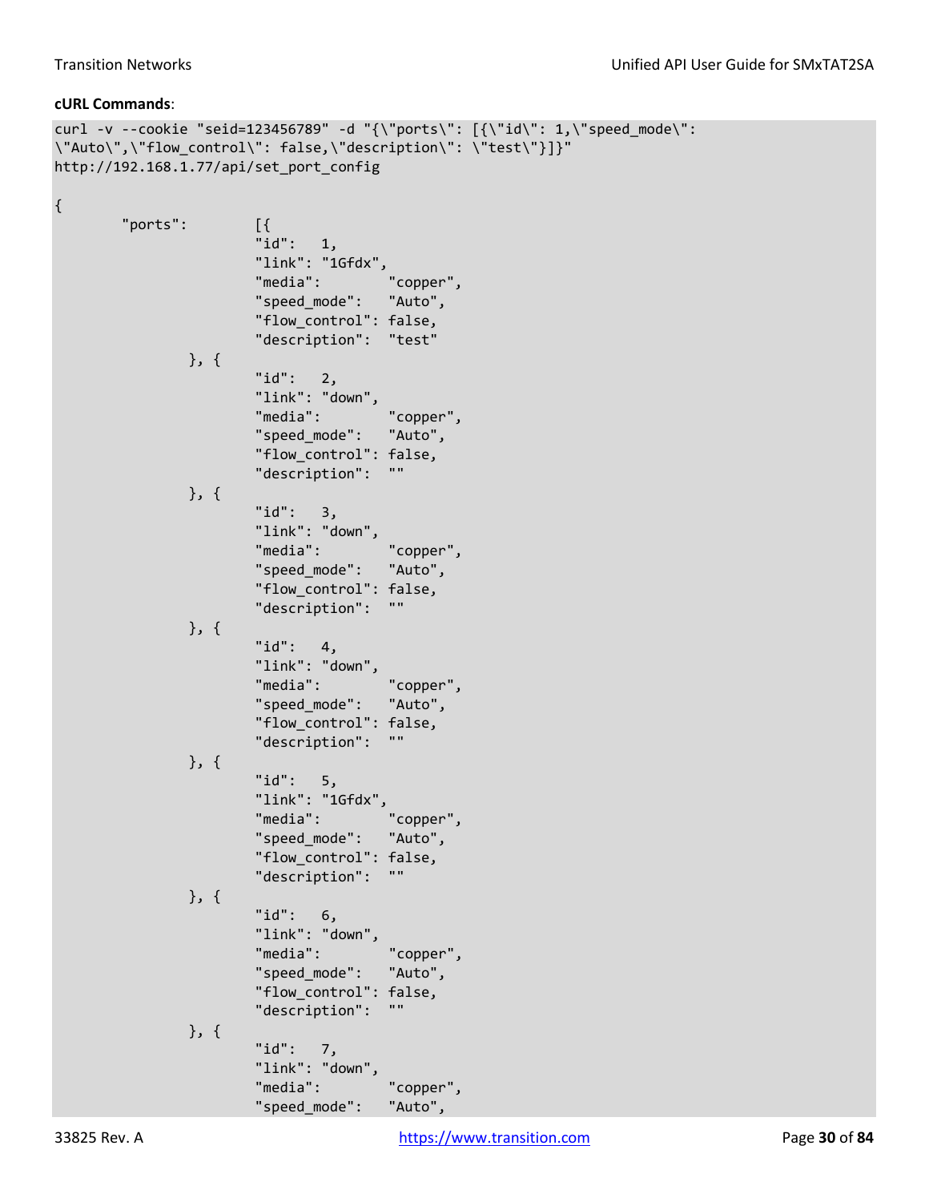**cURL Commands**:

```
curl -v --cookie "seid=123456789" -d "{\"ports\": [{\"id\": 1,\"speed_mode\":
\"Auto\",\"flow_control\": false,\"description\": \"test\"}]}"
http://192.168.1.77/api/set_port_config

{
        "ports":        [{
                        "id":   1,
                        "link": "1Gfdx",
                        "media":        "copper",
                        "speed_mode":   "Auto",
                        "flow_control": false,
                        "description":  "test"
                }, {
                        "id":   2,
                        "link": "down",
                        "media":        "copper",
                        "speed_mode":   "Auto",
                        "flow_control": false,
                        "description":  ""
                }, {
                        "id":   3,
                        "link": "down",
                        "media":        "copper",
                        "speed_mode":   "Auto",
                        "flow_control": false,
                        "description":  ""
                }, {
                        "id":   4,
                        "link": "down",
                        "media":        "copper",
                        "speed_mode":   "Auto",
                        "flow_control": false,
                        "description":  ""
                }, {
                        "id":   5,
                        "link": "1Gfdx",
                        "media":        "copper",
                        "speed_mode":   "Auto",
                        "flow_control": false,
                        "description":  ""
                }, {
                        "id":   6,
                        "link": "down",
                        "media":        "copper",
                        "speed_mode":   "Auto",
                        "flow_control": false,
                        "description":  ""
                }, {
                        "id":   7,
                        "link": "down",
                        "media":        "copper",
                        "speed_mode":   "Auto",
```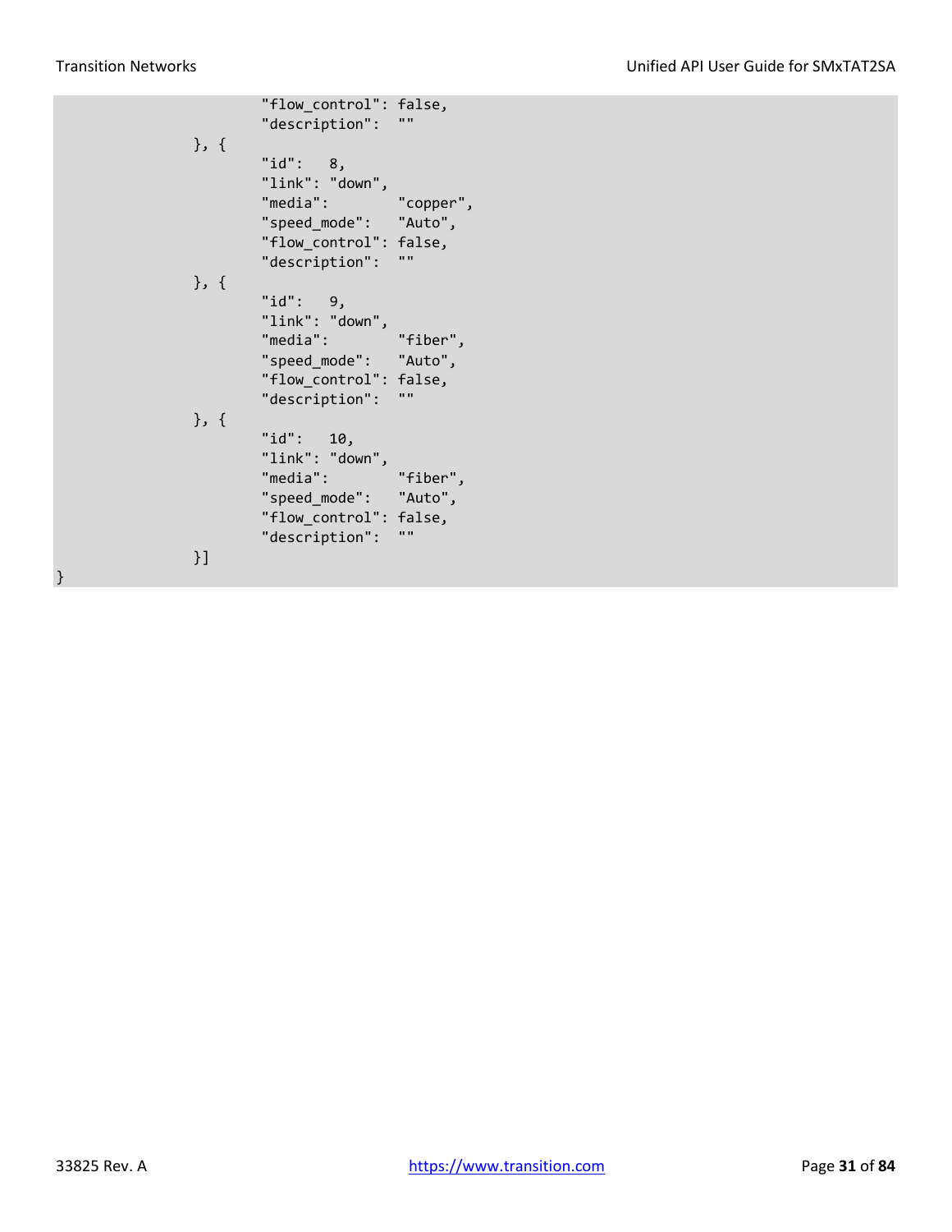```
                        "flow_control": false,
                        "description":  ""
                }, {
                        "id":   8,
                        "link": "down",
                        "media":        "copper",
                        "speed_mode":   "Auto",
                        "flow_control": false,
                        "description":  ""
                }, {
                        "id":   9,
                        "link": "down",
                        "media":        "fiber",
                        "speed_mode":   "Auto",
                        "flow_control": false,
                        "description":  ""
                }, {
                        "id":   10,
                        "link": "down",
                        "media":        "fiber",
                        "speed_mode":   "Auto",
                        "flow_control": false,
                        "description":  ""
                }]
}
```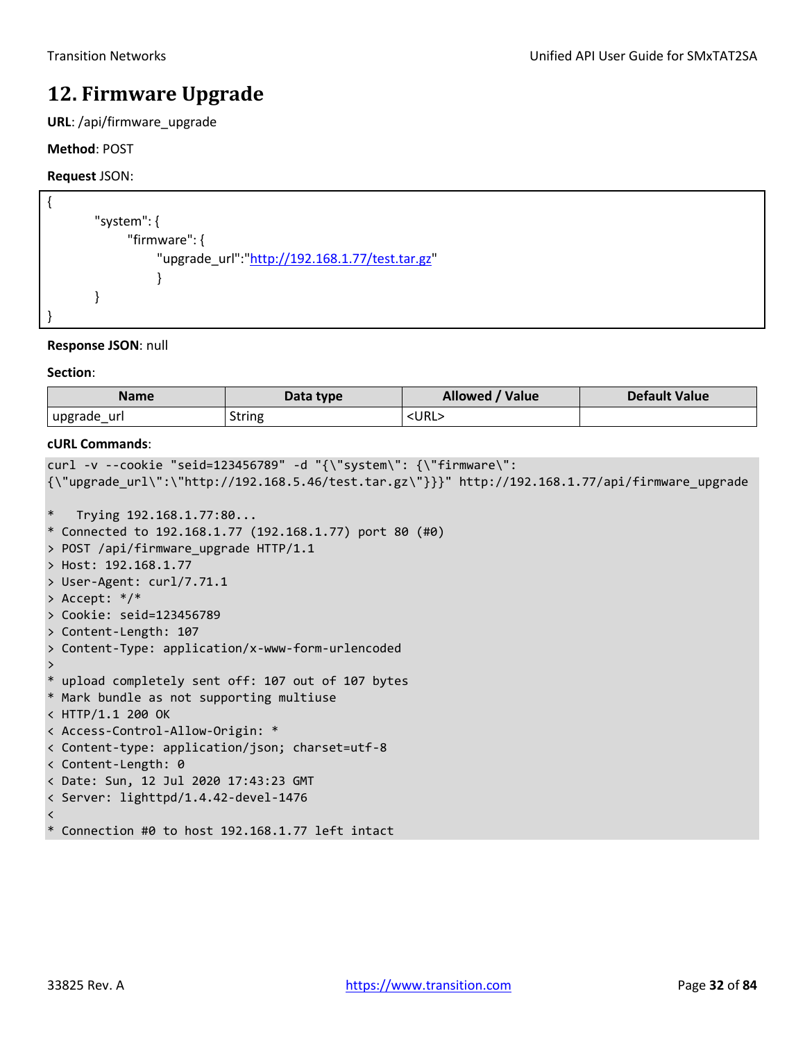# 12. Firmware Upgrade

**URL**: /api/firmware_upgrade

**Method**: POST

**Request** JSON:

```
{
        "system": {
              "firmware": {
                    "upgrade_url":"http://192.168.1.77/test.tar.gz"
                    }
        }
}
```

**Response JSON**: null

**Section**:

| Name | Data type | Allowed / Value | Default Value |
|---|---|---|---|
| upgrade_url | String | <URL> | |

**cURL Commands**:

```
curl -v --cookie "seid=123456789" -d "{\"system\": {\"firmware\":
{\"upgrade_url\":\"http://192.168.5.46/test.tar.gz\"}}}" http://192.168.1.77/api/firmware_upgrade

*   Trying 192.168.1.77:80...
* Connected to 192.168.1.77 (192.168.1.77) port 80 (#0)
> POST /api/firmware_upgrade HTTP/1.1
> Host: 192.168.1.77
> User-Agent: curl/7.71.1
> Accept: */*
> Cookie: seid=123456789
> Content-Length: 107
> Content-Type: application/x-www-form-urlencoded
>
* upload completely sent off: 107 out of 107 bytes
* Mark bundle as not supporting multiuse
< HTTP/1.1 200 OK
< Access-Control-Allow-Origin: *
< Content-type: application/json; charset=utf-8
< Content-Length: 0
< Date: Sun, 12 Jul 2020 17:43:23 GMT
< Server: lighttpd/1.4.42-devel-1476
<
* Connection #0 to host 192.168.1.77 left intact
```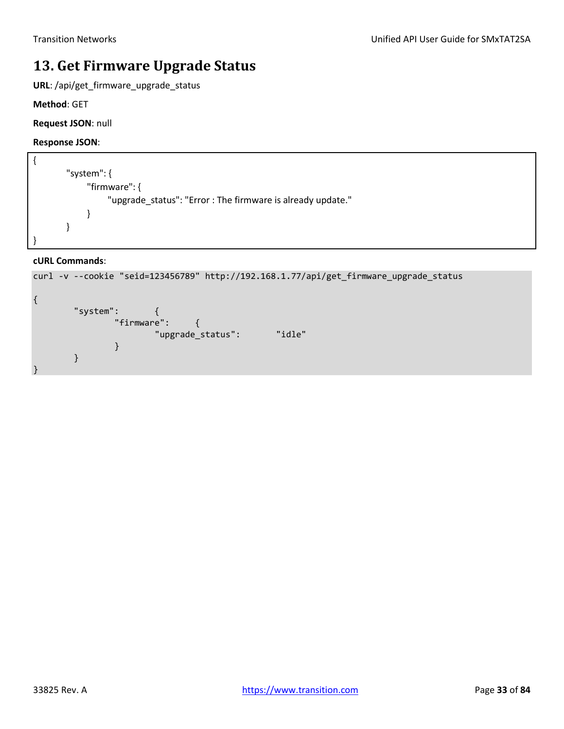# 13. Get Firmware Upgrade Status

**URL**: /api/get_firmware_upgrade_status

**Method**: GET

**Request JSON**: null

**Response JSON**:

```
{
        "system": {
              "firmware": {
                    "upgrade_status": "Error : The firmware is already update."
              }
        }
}
```

**cURL Commands**:

```
curl -v --cookie "seid=123456789" http://192.168.1.77/api/get_firmware_upgrade_status

{
        "system":       {
                "firmware":     {
                        "upgrade_status":       "idle"
                }
        }
}
```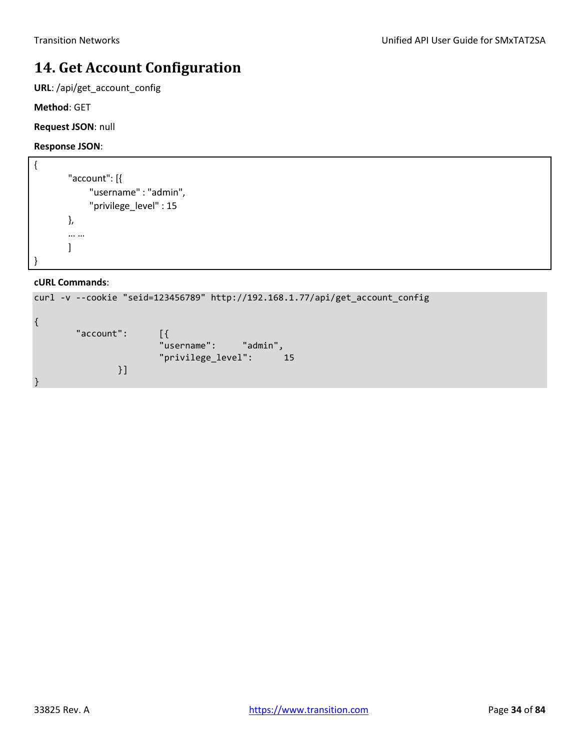# 14. Get Account Configuration

**URL**: /api/get_account_config

**Method**: GET

**Request JSON**: null

**Response JSON**:

```
{
        "account": [{
              "username" : "admin",
              "privilege_level" : 15
        },
        … …
        ]
}
```

**cURL Commands**:

```
curl -v --cookie "seid=123456789" http://192.168.1.77/api/get_account_config

{
        "account":      [{
                        "username":     "admin",
                        "privilege_level":      15
                }]
}
```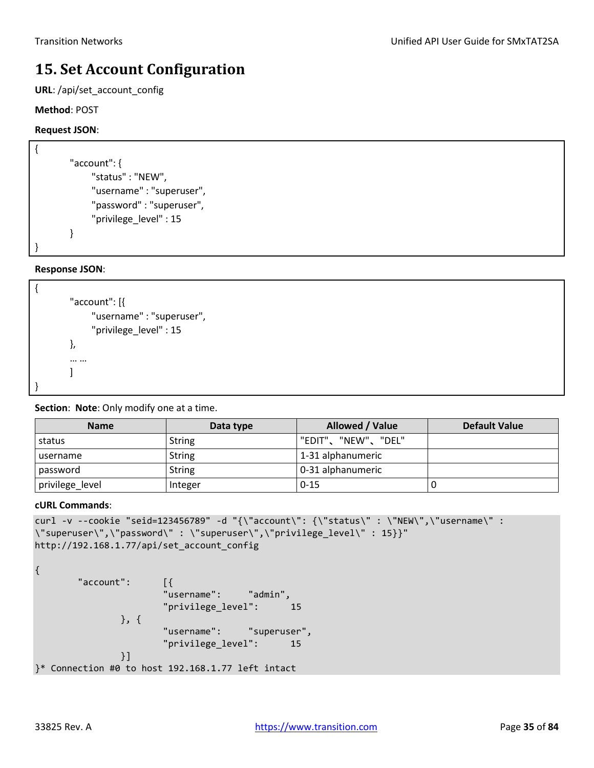# 15. Set Account Configuration

**URL**: /api/set_account_config

**Method**: POST

**Request JSON**:

```
{
        "account": {
              "status" : "NEW",
              "username" : "superuser",
              "password" : "superuser",
              "privilege_level" : 15
        }
}
```

**Response JSON**:

```
{
        "account": [{
              "username" : "superuser",
              "privilege_level" : 15
        },
        … …
        ]
}
```

**Section**: **Note**: Only modify one at a time.

| Name | Data type | Allowed / Value | Default Value |
| --- | --- | --- | --- |
| status | String | "EDIT"、"NEW"、"DEL" | |
| username | String | 1-31 alphanumeric | |
| password | String | 0-31 alphanumeric | |
| privilege_level | Integer | 0-15 | 0 |

**cURL Commands**:

```
curl -v --cookie "seid=123456789" -d "{\"account\": {\"status\" : \"NEW\",\"username\" :
\"superuser\",\"password\" : \"superuser\",\"privilege_level\" : 15}}"
http://192.168.1.77/api/set_account_config

{
        "account":      [{
                        "username":     "admin",
                        "privilege_level":      15
                }, {
                        "username":     "superuser",
                        "privilege_level":      15
                }]
}* Connection #0 to host 192.168.1.77 left intact
```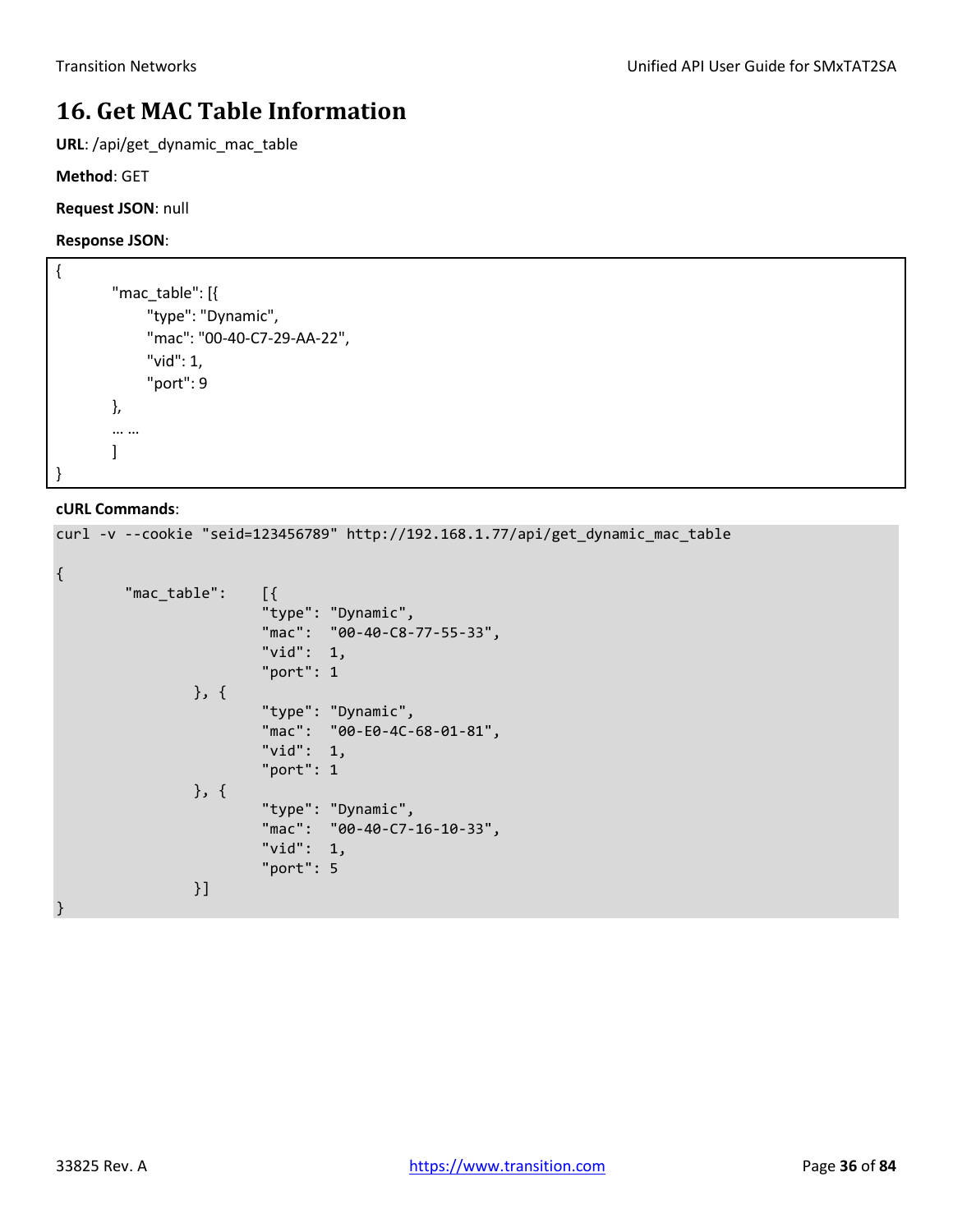# 16. Get MAC Table Information

**URL**: /api/get_dynamic_mac_table

**Method**: GET

**Request JSON**: null

**Response JSON**:

```
{
        "mac_table": [{
              "type": "Dynamic",
              "mac": "00-40-C7-29-AA-22",
              "vid": 1,
              "port": 9
        },
        … …
        ]
}
```

**cURL Commands**:

```
curl -v --cookie "seid=123456789" http://192.168.1.77/api/get_dynamic_mac_table

{
        "mac_table":    [{
                        "type": "Dynamic",
                        "mac":  "00-40-C8-77-55-33",
                        "vid":  1,
                        "port": 1
                }, {
                        "type": "Dynamic",
                        "mac":  "00-E0-4C-68-01-81",
                        "vid":  1,
                        "port": 1
                }, {
                        "type": "Dynamic",
                        "mac":  "00-40-C7-16-10-33",
                        "vid":  1,
                        "port": 5
                }]
}
```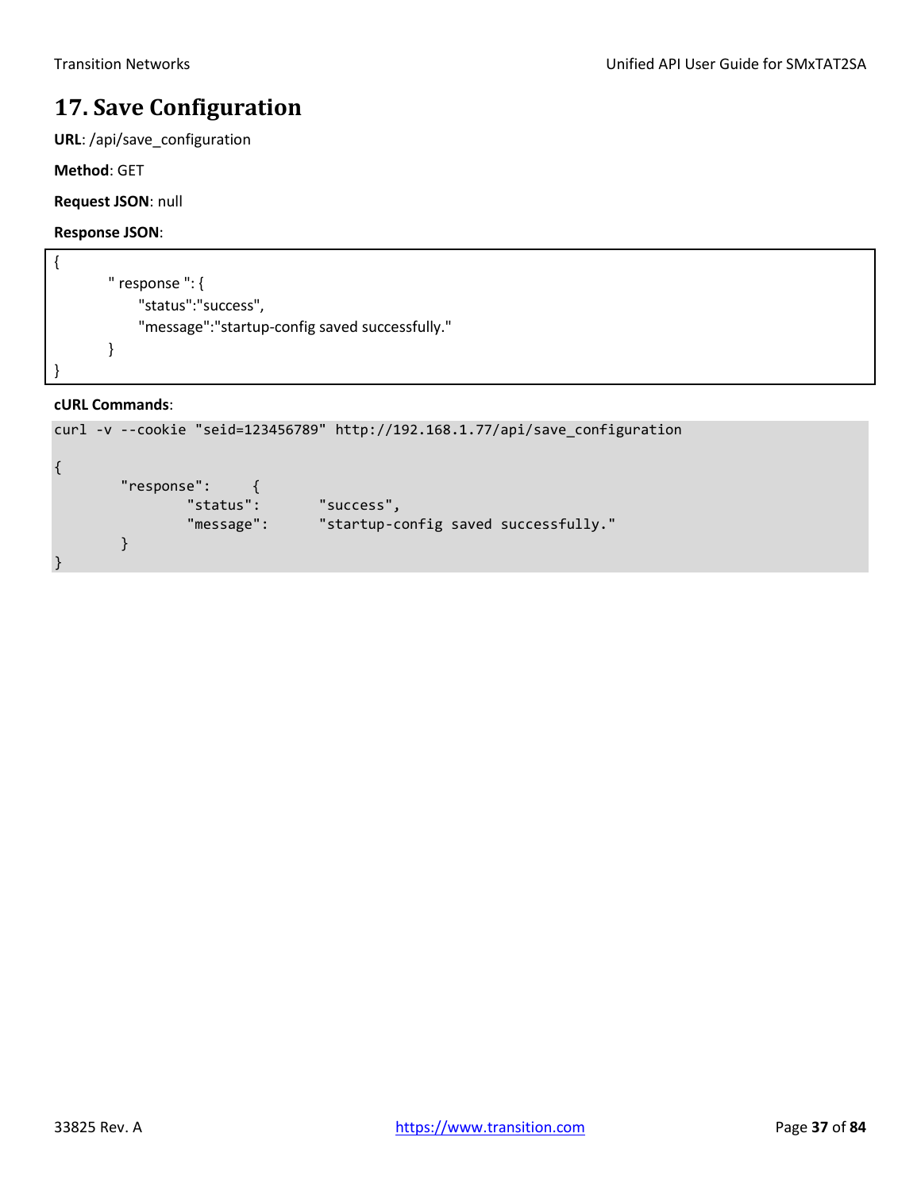# 17. Save Configuration

**URL**: /api/save_configuration

**Method**: GET

**Request JSON**: null

**Response JSON**:

```
{
        " response ": {
              "status":"success",
              "message":"startup-config saved successfully."
        }
}
```

**cURL Commands**:

```
curl -v --cookie "seid=123456789" http://192.168.1.77/api/save_configuration

{
        "response":     {
                "status":       "success",
                "message":      "startup-config saved successfully."
        }
}
```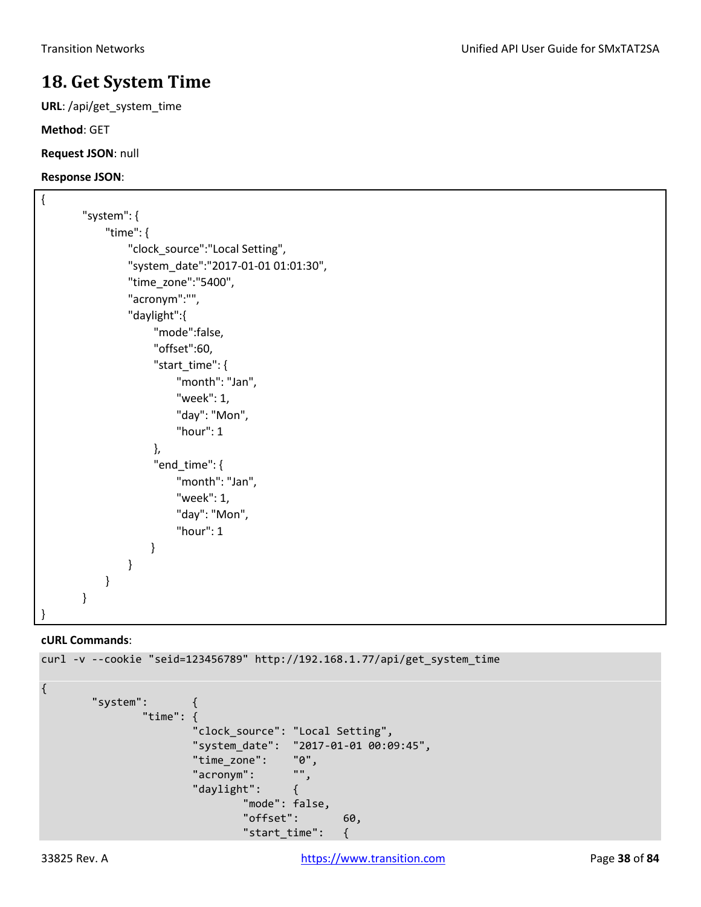# 18. Get System Time

**URL**: /api/get_system_time

**Method**: GET

**Request JSON**: null

**Response JSON**:

```
{
        "system": {
            "time": {
                "clock_source":"Local Setting",
                "system_date":"2017-01-01 01:01:30",
                "time_zone":"5400",
                "acronym":"",
                "daylight":{
                    "mode":false,
                    "offset":60,
                    "start_time": {
                        "month": "Jan",
                        "week": 1,
                        "day": "Mon",
                        "hour": 1
                    },
                    "end_time": {
                        "month": "Jan",
                        "week": 1,
                        "day": "Mon",
                        "hour": 1
                    }
                }
            }
        }
}
```

**cURL Commands**:

```
curl -v --cookie "seid=123456789" http://192.168.1.77/api/get_system_time

{
        "system":       {
                "time": {
                        "clock_source": "Local Setting",
                        "system_date":  "2017-01-01 00:09:45",
                        "time_zone":    "0",
                        "acronym":      "",
                        "daylight":     {
                                "mode": false,
                                "offset":       60,
                                "start_time":   {
```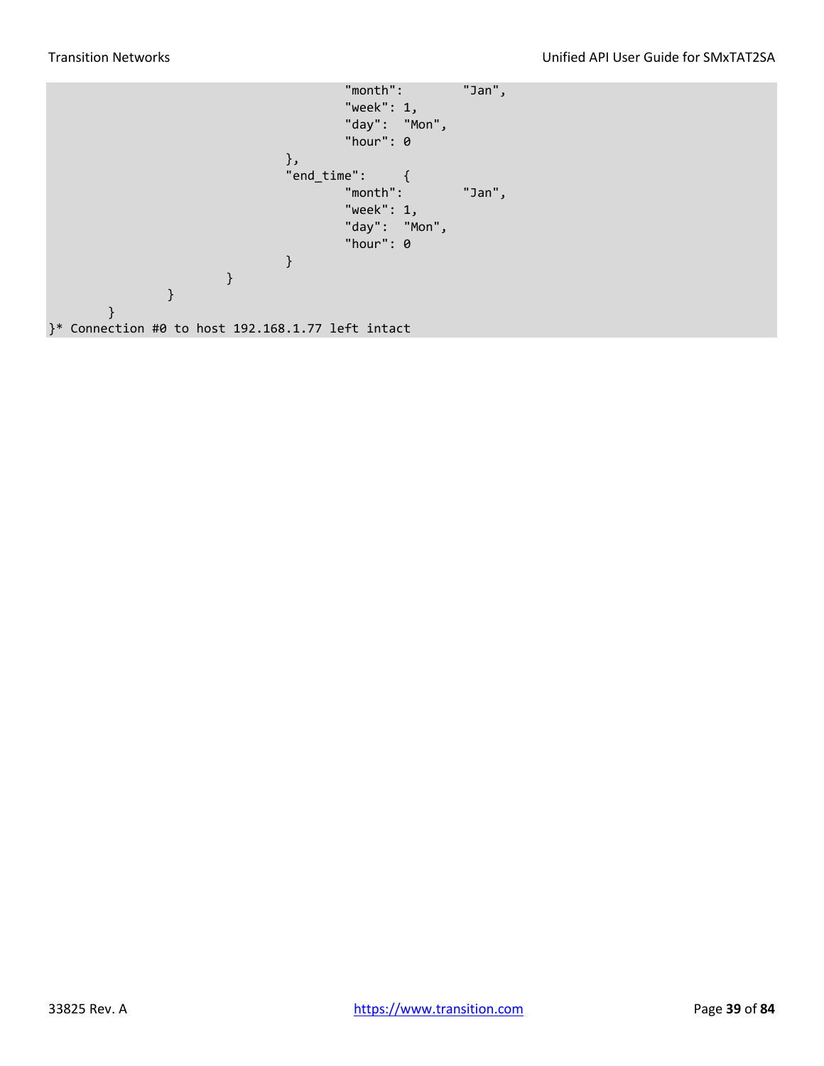```
                                        "month":        "Jan",
                                        "week": 1,
                                        "day":  "Mon",
                                        "hour": 0
                                },
                                "end_time":     {
                                        "month":        "Jan",
                                        "week": 1,
                                        "day":  "Mon",
                                        "hour": 0
                                }
                        }
                }
        }
}* Connection #0 to host 192.168.1.77 left intact
```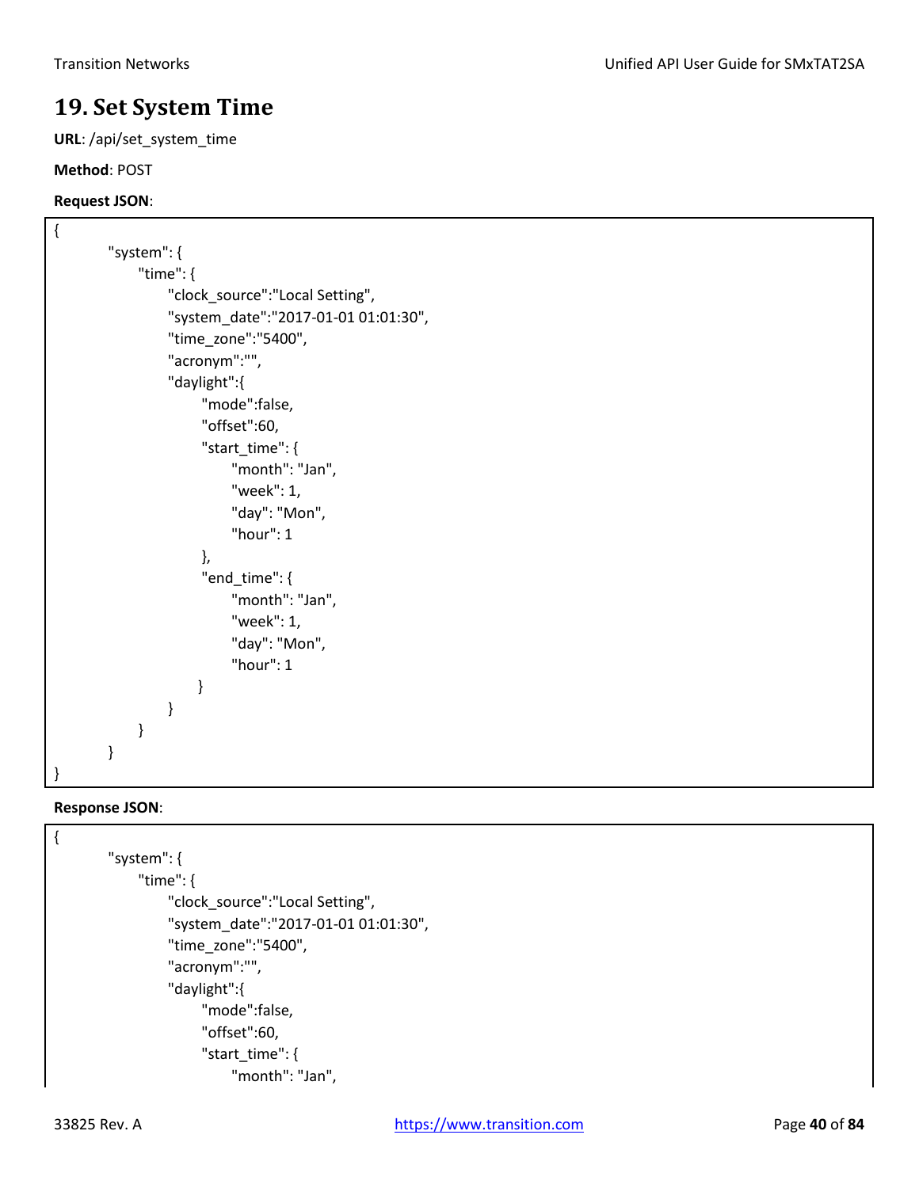# 19. Set System Time

**URL**: /api/set_system_time

**Method**: POST

**Request JSON**:

```
{
        "system": {
            "time": {
                "clock_source":"Local Setting",
                "system_date":"2017-01-01 01:01:30",
                "time_zone":"5400",
                "acronym":"",
                "daylight":{
                    "mode":false,
                    "offset":60,
                    "start_time": {
                        "month": "Jan",
                        "week": 1,
                        "day": "Mon",
                        "hour": 1
                    },
                    "end_time": {
                        "month": "Jan",
                        "week": 1,
                        "day": "Mon",
                        "hour": 1
                    }
                }
            }
        }
}
```

**Response JSON**:

```
{
        "system": {
            "time": {
                "clock_source":"Local Setting",
                "system_date":"2017-01-01 01:01:30",
                "time_zone":"5400",
                "acronym":"",
                "daylight":{
                    "mode":false,
                    "offset":60,
                    "start_time": {
                        "month": "Jan",
```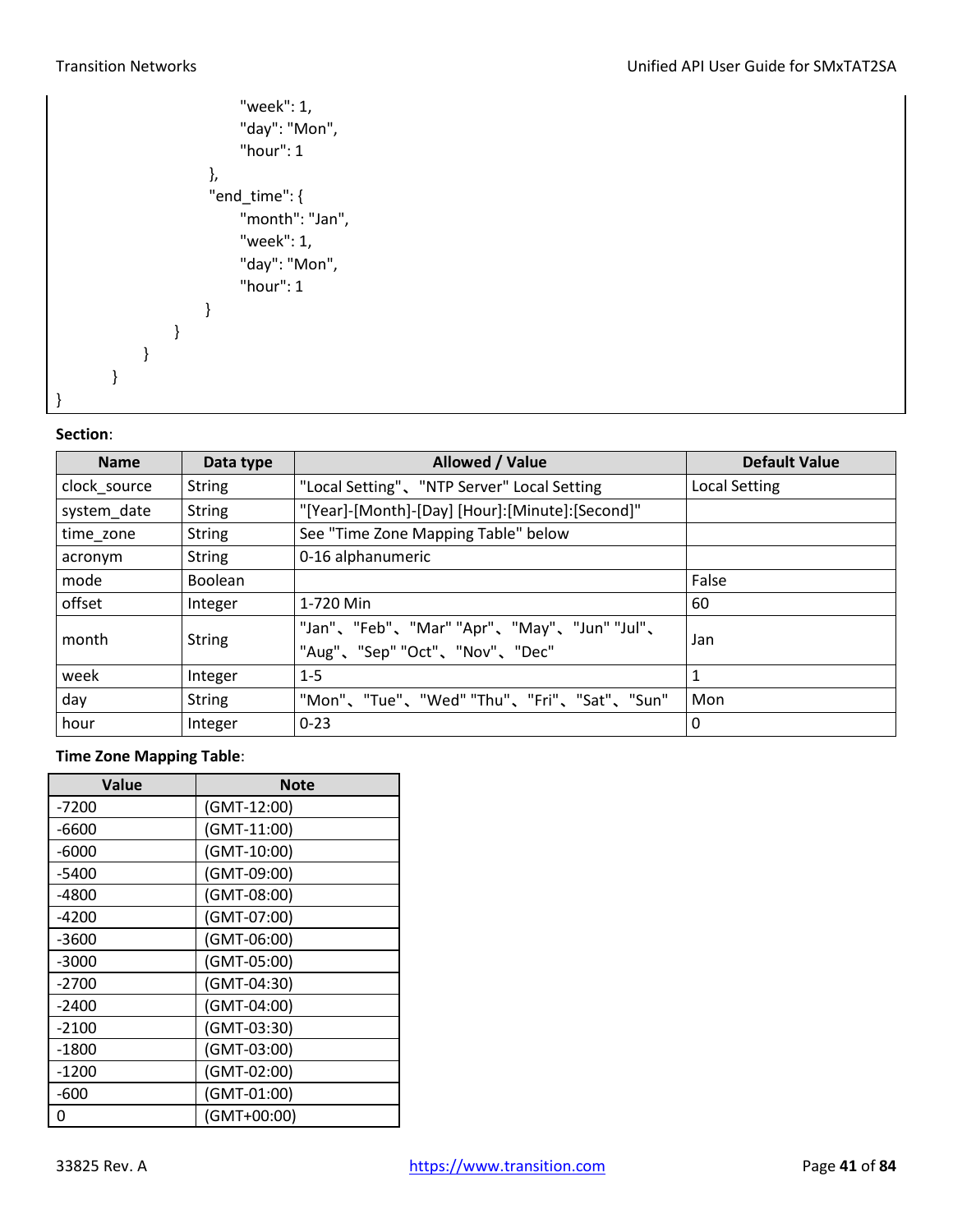```
                        "week": 1,
                        "day": "Mon",
                        "hour": 1
                    },
                    "end_time": {
                        "month": "Jan",
                        "week": 1,
                        "day": "Mon",
                        "hour": 1
                    }
                }
            }
        }
}
```

**Section**:

| Name | Data type | Allowed / Value | Default Value |
|---|---|---|---|
| clock_source | String | "Local Setting"、"NTP Server" Local Setting | Local Setting |
| system_date | String | "[Year]-[Month]-[Day] [Hour]:[Minute]:[Second]" | |
| time_zone | String | See "Time Zone Mapping Table" below | |
| acronym | String | 0-16 alphanumeric | |
| mode | Boolean | | False |
| offset | Integer | 1-720 Min | 60 |
| month | String | "Jan"、"Feb"、"Mar" "Apr"、"May"、"Jun" "Jul"、"Aug"、"Sep" "Oct"、"Nov"、"Dec" | Jan |
| week | Integer | 1-5 | 1 |
| day | String | "Mon"、"Tue"、"Wed" "Thu"、"Fri"、"Sat"、"Sun" | Mon |
| hour | Integer | 0-23 | 0 |

**Time Zone Mapping Table**:

| Value | Note |
|---|---|
| -7200 | (GMT-12:00) |
| -6600 | (GMT-11:00) |
| -6000 | (GMT-10:00) |
| -5400 | (GMT-09:00) |
| -4800 | (GMT-08:00) |
| -4200 | (GMT-07:00) |
| -3600 | (GMT-06:00) |
| -3000 | (GMT-05:00) |
| -2700 | (GMT-04:30) |
| -2400 | (GMT-04:00) |
| -2100 | (GMT-03:30) |
| -1800 | (GMT-03:00) |
| -1200 | (GMT-02:00) |
| -600 | (GMT-01:00) |
| 0 | (GMT+00:00) |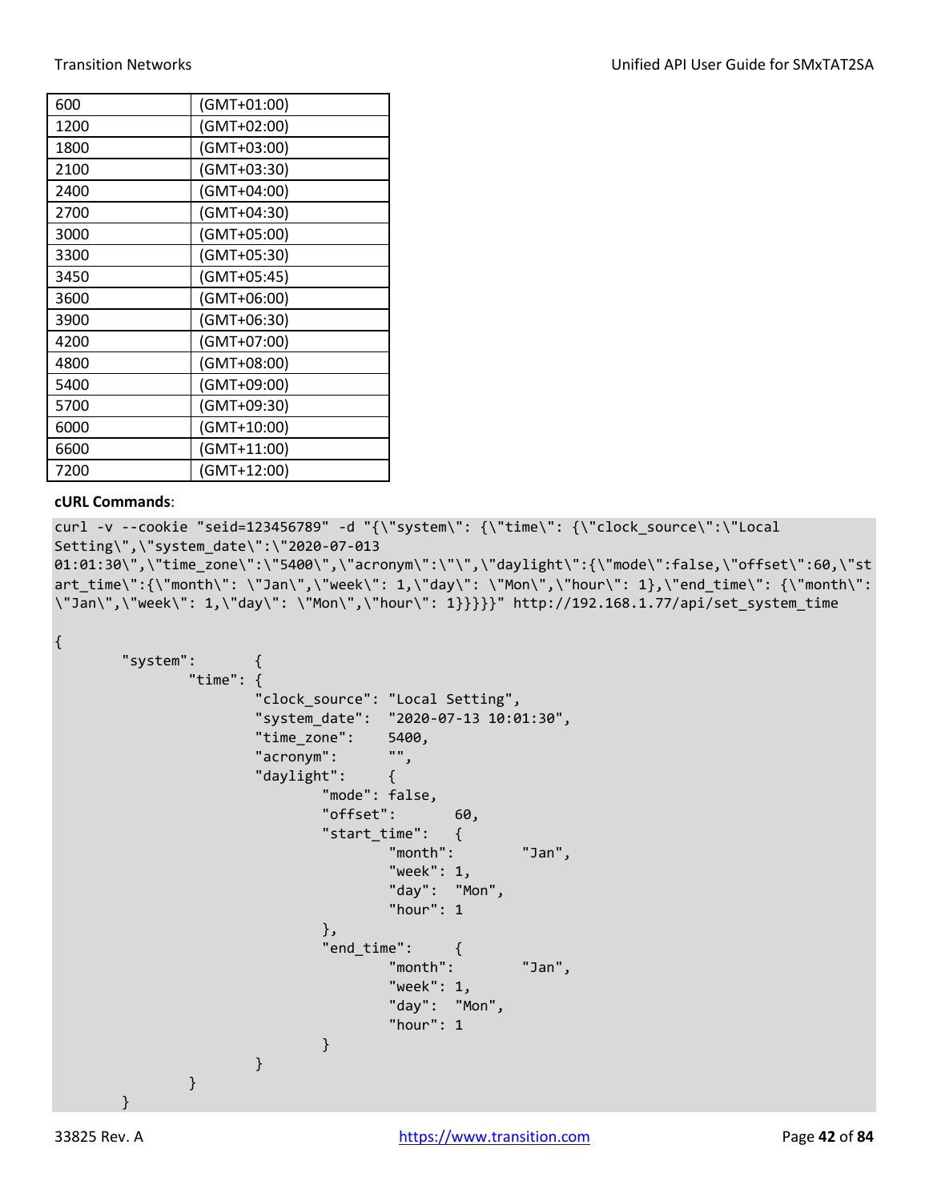| 600 | (GMT+01:00) |
|---|---|
| 1200 | (GMT+02:00) |
| 1800 | (GMT+03:00) |
| 2100 | (GMT+03:30) |
| 2400 | (GMT+04:00) |
| 2700 | (GMT+04:30) |
| 3000 | (GMT+05:00) |
| 3300 | (GMT+05:30) |
| 3450 | (GMT+05:45) |
| 3600 | (GMT+06:00) |
| 3900 | (GMT+06:30) |
| 4200 | (GMT+07:00) |
| 4800 | (GMT+08:00) |
| 5400 | (GMT+09:00) |
| 5700 | (GMT+09:30) |
| 6000 | (GMT+10:00) |
| 6600 | (GMT+11:00) |
| 7200 | (GMT+12:00) |

**cURL Commands**:

```
curl -v --cookie "seid=123456789" -d "{\"system\": {\"time\": {\"clock_source\":\"Local Setting\",\"system_date\":\"2020-07-013 01:01:30\",\"time_zone\":\"5400\",\"acronym\":\"\",\"daylight\":{\"mode\":false,\"offset\":60,\"start_time\":{\"month\": \"Jan\",\"week\": 1,\"day\": \"Mon\",\"hour\": 1},\"end_time\": {\"month\": \"Jan\",\"week\": 1,\"day\": \"Mon\",\"hour\": 1}}}}}" http://192.168.1.77/api/set_system_time

{
        "system":       {
                "time": {
                        "clock_source": "Local Setting",
                        "system_date":  "2020-07-13 10:01:30",
                        "time_zone":    5400,
                        "acronym":      "",
                        "daylight":     {
                                "mode": false,
                                "offset":       60,
                                "start_time":   {
                                        "month":        "Jan",
                                        "week": 1,
                                        "day":  "Mon",
                                        "hour": 1
                                },
                                "end_time":     {
                                        "month":        "Jan",
                                        "week": 1,
                                        "day":  "Mon",
                                        "hour": 1
                                }
                        }
                }
        }
```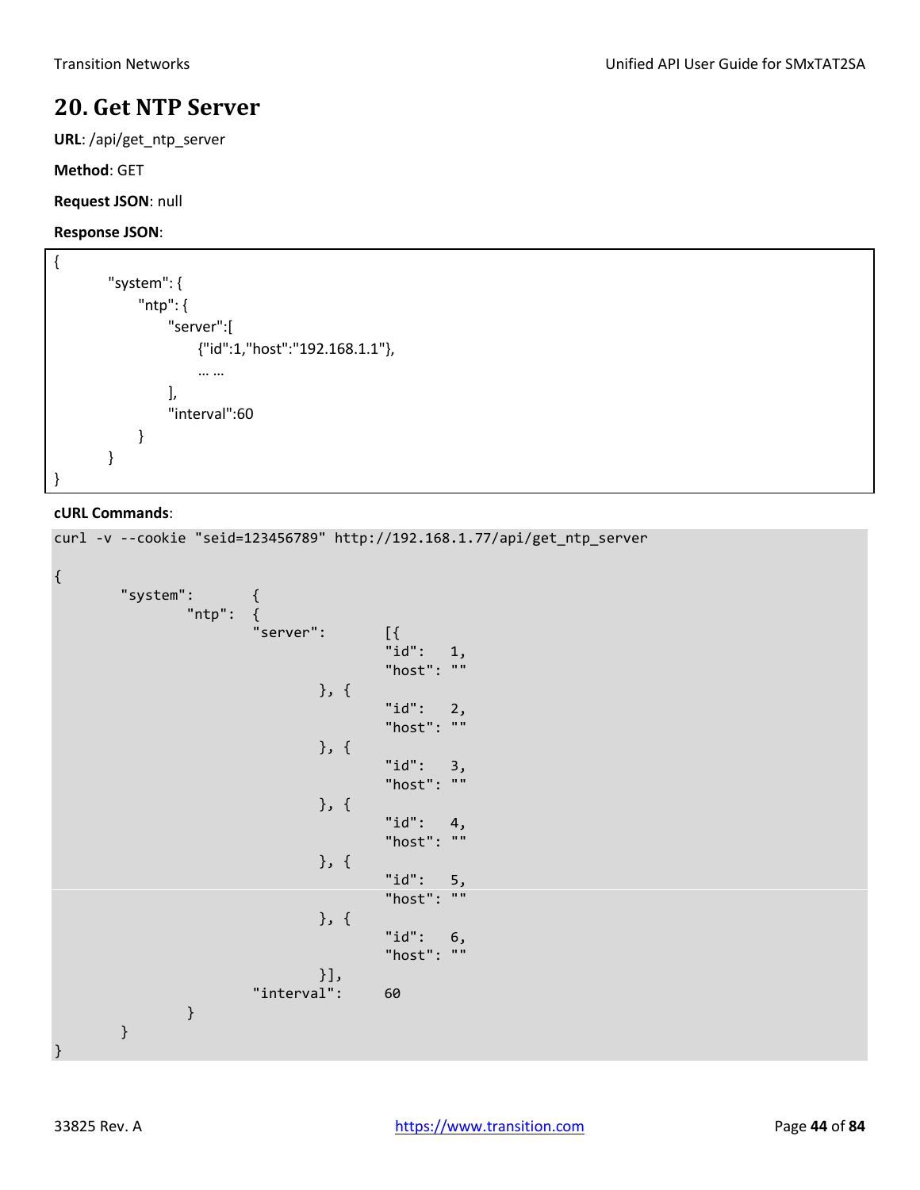# 20. Get NTP Server

**URL**: /api/get_ntp_server

**Method**: GET

**Request JSON**: null

**Response JSON**:

```
{
        "system": {
            "ntp": {
                "server":[
                    {"id":1,"host":"192.168.1.1"},
                    … …
                ],
                "interval":60
            }
        }
}
```

**cURL Commands**:

```
curl -v --cookie "seid=123456789" http://192.168.1.77/api/get_ntp_server

{
        "system":       {
                "ntp":  {
                        "server":       [{
                                        "id":   1,
                                        "host": ""
                                }, {
                                        "id":   2,
                                        "host": ""
                                }, {
                                        "id":   3,
                                        "host": ""
                                }, {
                                        "id":   4,
                                        "host": ""
                                }, {
                                        "id":   5,
                                        "host": ""
                                }, {
                                        "id":   6,
                                        "host": ""
                                }],
                        "interval":     60
                }
        }
}
```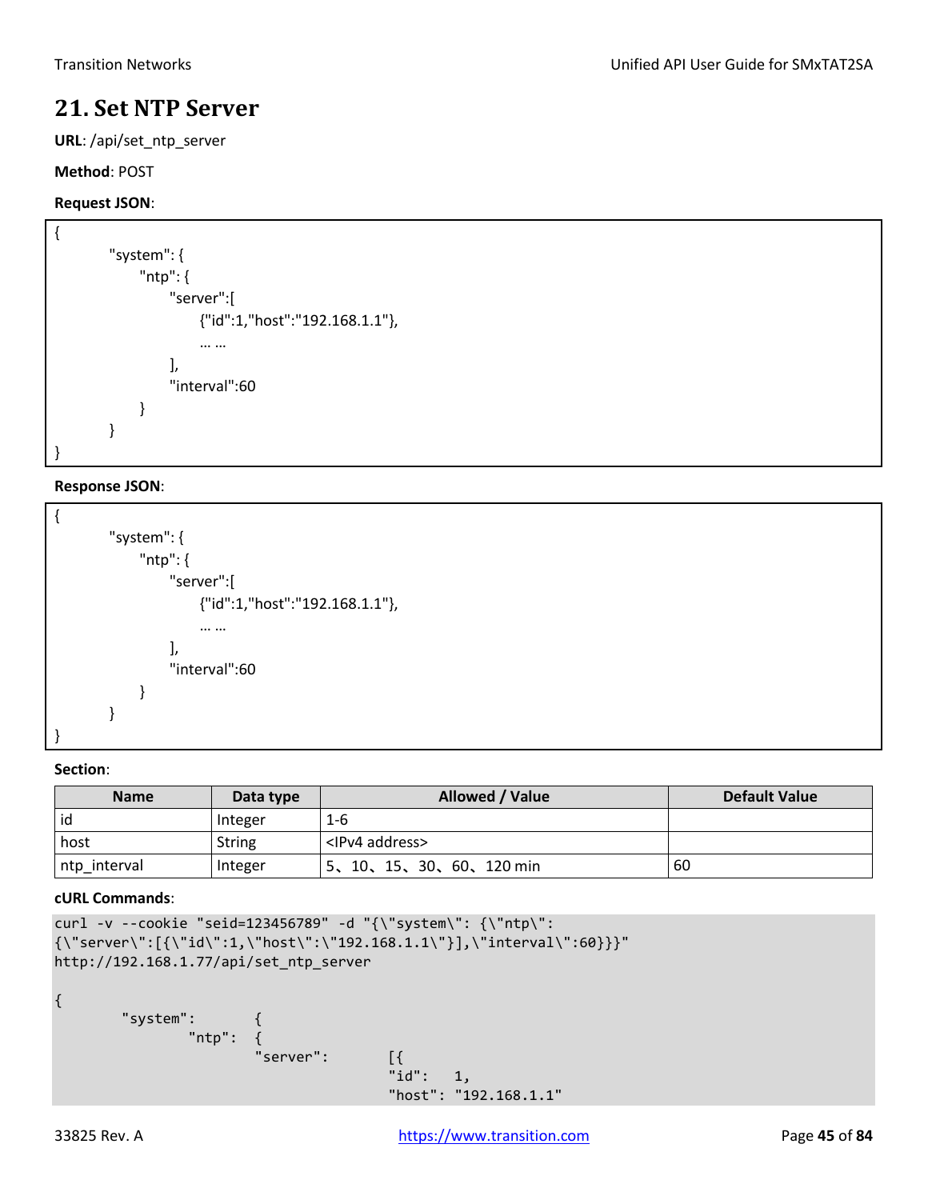# 21. Set NTP Server

**URL**: /api/set_ntp_server

**Method**: POST

**Request JSON**:

```
{
        "system": {
              "ntp": {
                    "server":[
                          {"id":1,"host":"192.168.1.1"},
                          … …
                    ],
                    "interval":60
              }
        }
}
```

**Response JSON**:

```
{
        "system": {
              "ntp": {
                    "server":[
                          {"id":1,"host":"192.168.1.1"},
                          … …
                    ],
                    "interval":60
              }
        }
}
```

**Section**:

| Name | Data type | Allowed / Value | Default Value |
|---|---|---|---|
| id | Integer | 1-6 | |
| host | String | <IPv4 address> | |
| ntp_interval | Integer | 5、10、15、30、60、120 min | 60 |

**cURL Commands**:

```
curl -v --cookie "seid=123456789" -d "{\"system\": {\"ntp\":
{\"server\":[{\"id\":1,\"host\":\"192.168.1.1\"}],\"interval\":60}}}"
http://192.168.1.77/api/set_ntp_server

{
        "system":       {
                "ntp":  {
                        "server":       [{
                                        "id":   1,
                                        "host": "192.168.1.1"
```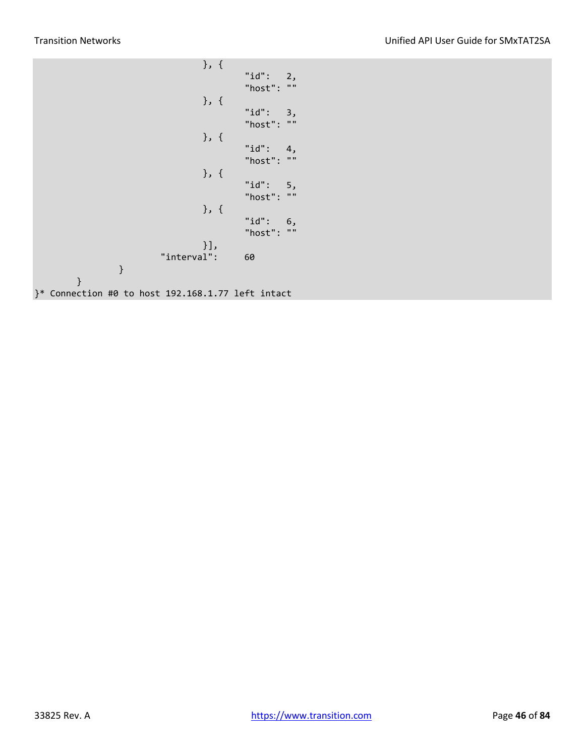```
                                }, {
                                        "id":   2,
                                        "host": ""
                                }, {
                                        "id":   3,
                                        "host": ""
                                }, {
                                        "id":   4,
                                        "host": ""
                                }, {
                                        "id":   5,
                                        "host": ""
                                }, {
                                        "id":   6,
                                        "host": ""
                                }],
                        "interval":     60
                }
        }
}* Connection #0 to host 192.168.1.77 left intact
```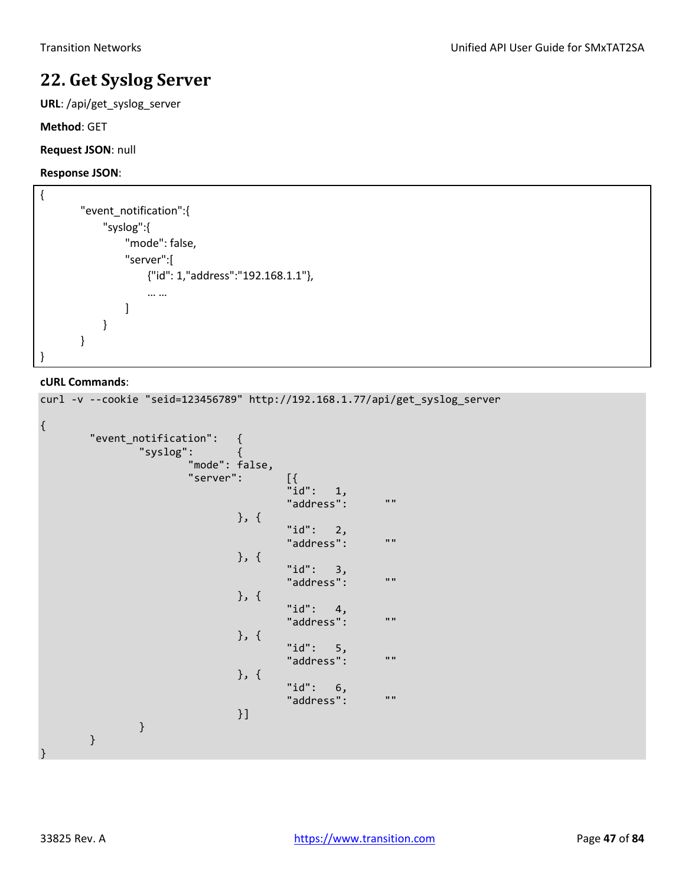## 22. Get Syslog Server

**URL**: /api/get_syslog_server

**Method**: GET

**Request JSON**: null

**Response JSON**:

```
{
        "event_notification":{
              "syslog":{
                    "mode": false,
                    "server":[
                          {"id": 1,"address":"192.168.1.1"},
                          … …
                    ]
              }
        }
}
```

**cURL Commands**:

```
curl -v --cookie "seid=123456789" http://192.168.1.77/api/get_syslog_server

{
        "event_notification":   {
                "syslog":       {
                        "mode": false,
                        "server":       [{
                                "id":   1,
                                "address":      ""
                        }, {
                                "id":   2,
                                "address":      ""
                        }, {
                                "id":   3,
                                "address":      ""
                        }, {
                                "id":   4,
                                "address":      ""
                        }, {
                                "id":   5,
                                "address":      ""
                        }, {
                                "id":   6,
                                "address":      ""
                        }]
                }
        }
}
```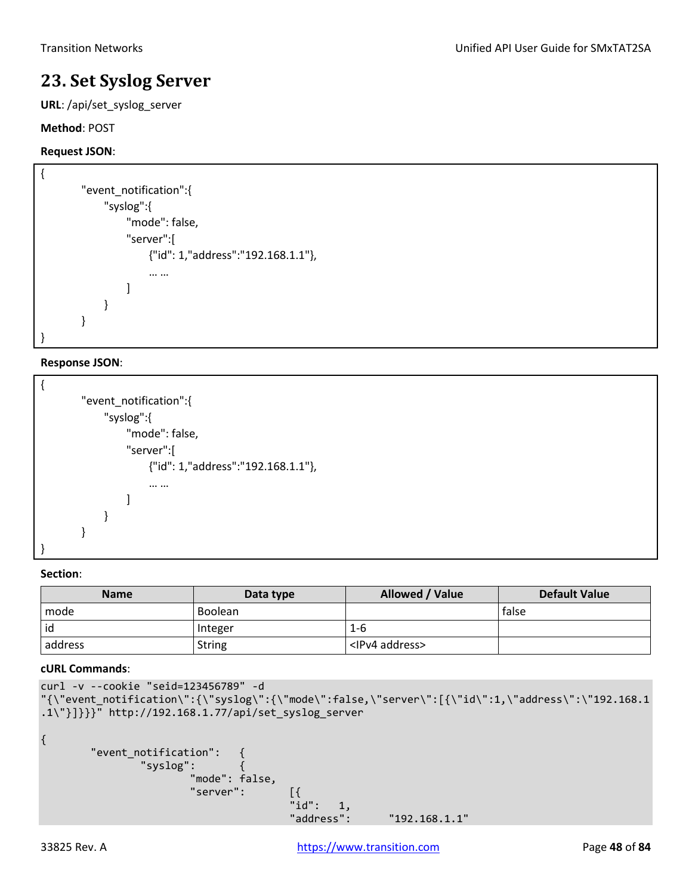# 23. Set Syslog Server

**URL**: /api/set_syslog_server

**Method**: POST

**Request JSON**:

```
{
        "event_notification":{
            "syslog":{
                "mode": false,
                "server":[
                    {"id": 1,"address":"192.168.1.1"},
                    … …
                ]
            }
        }
}
```

**Response JSON**:

```
{
        "event_notification":{
            "syslog":{
                "mode": false,
                "server":[
                    {"id": 1,"address":"192.168.1.1"},
                    … …
                ]
            }
        }
}
```

**Section**:

| Name | Data type | Allowed / Value | Default Value |
|---|---|---|---|
| mode | Boolean | | false |
| id | Integer | 1-6 | |
| address | String | <IPv4 address> | |

**cURL Commands**:

```
curl -v --cookie "seid=123456789" -d
"{\"event_notification\":{\"syslog\":{\"mode\":false,\"server\":[{\"id\":1,\"address\":\"192.168.1
.1\"}]}}}" http://192.168.1.77/api/set_syslog_server

{
        "event_notification":   {
                "syslog":       {
                        "mode": false,
                        "server":       [{
                                        "id":   1,
                                        "address":      "192.168.1.1"
```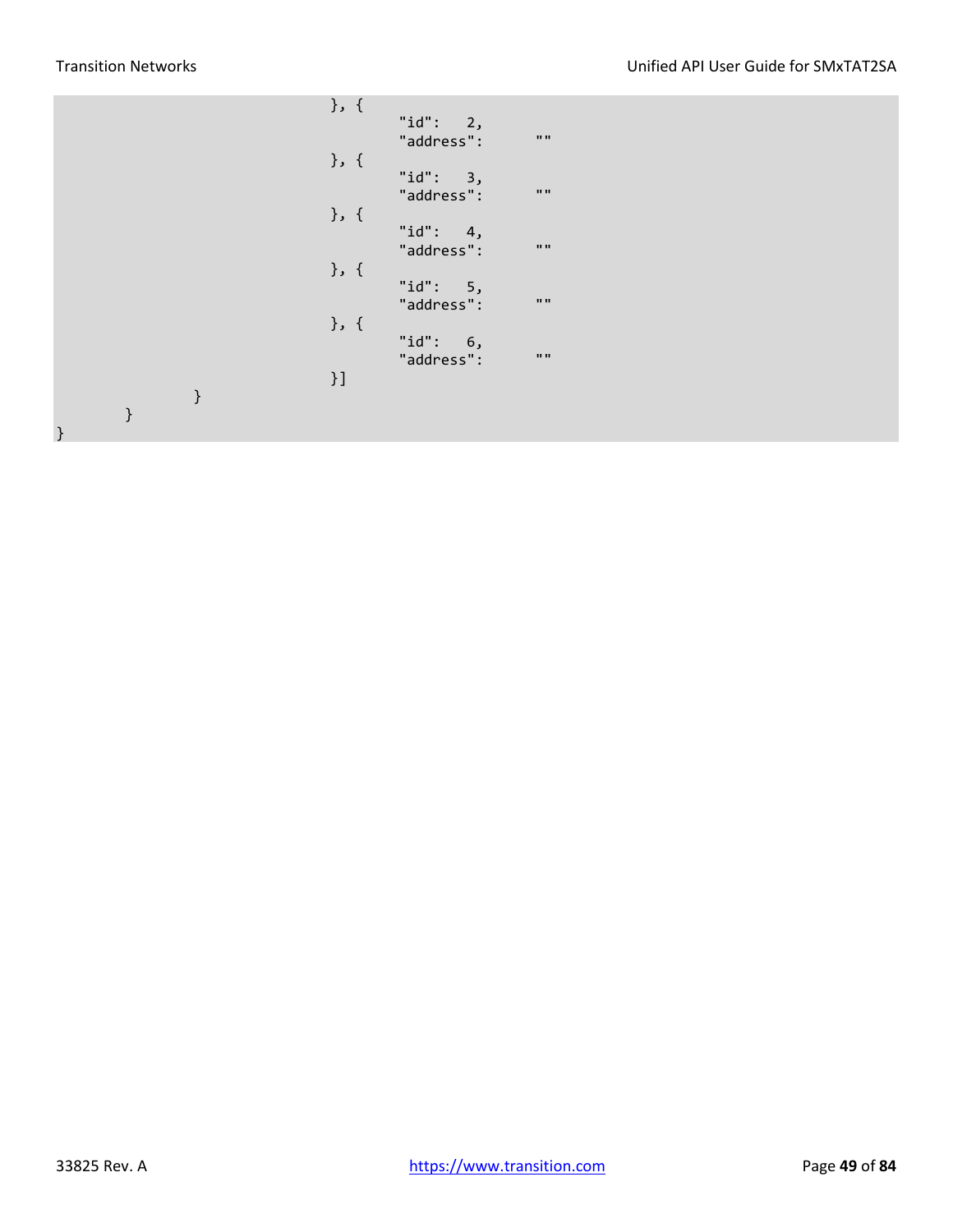```
                                        }, {
                                                "id":   2,
                                                "address":      ""
                                        }, {
                                                "id":   3,
                                                "address":      ""
                                        }, {
                                                "id":   4,
                                                "address":      ""
                                        }, {
                                                "id":   5,
                                                "address":      ""
                                        }, {
                                                "id":   6,
                                                "address":      ""
                                        }]
                }
        }
}
```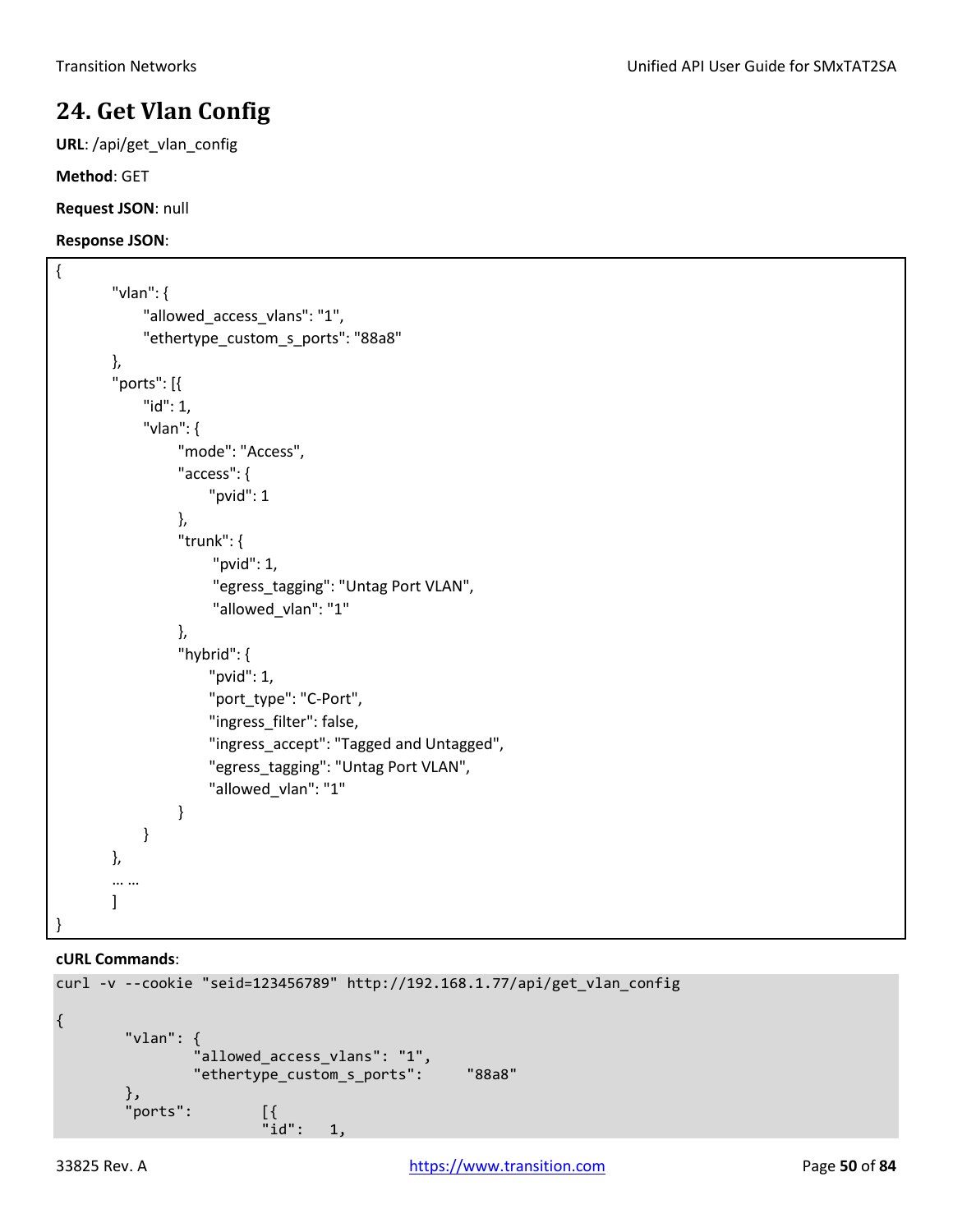# 24. Get Vlan Config

**URL**: /api/get_vlan_config

**Method**: GET

**Request JSON**: null

**Response JSON**:

```
{
        "vlan": {
              "allowed_access_vlans": "1",
              "ethertype_custom_s_ports": "88a8"
        },
        "ports": [{
              "id": 1,
              "vlan": {
                    "mode": "Access",
                    "access": {
                          "pvid": 1
                    },
                    "trunk": {
                          "pvid": 1,
                          "egress_tagging": "Untag Port VLAN",
                          "allowed_vlan": "1"
                    },
                    "hybrid": {
                          "pvid": 1,
                          "port_type": "C-Port",
                          "ingress_filter": false,
                          "ingress_accept": "Tagged and Untagged",
                          "egress_tagging": "Untag Port VLAN",
                          "allowed_vlan": "1"
                    }
              }
        },
        … …
        ]
}
```

**cURL Commands**:

```
curl -v --cookie "seid=123456789" http://192.168.1.77/api/get_vlan_config

{
        "vlan": {
                "allowed_access_vlans": "1",
                "ethertype_custom_s_ports":     "88a8"
        },
        "ports":        [{
                        "id":   1,
```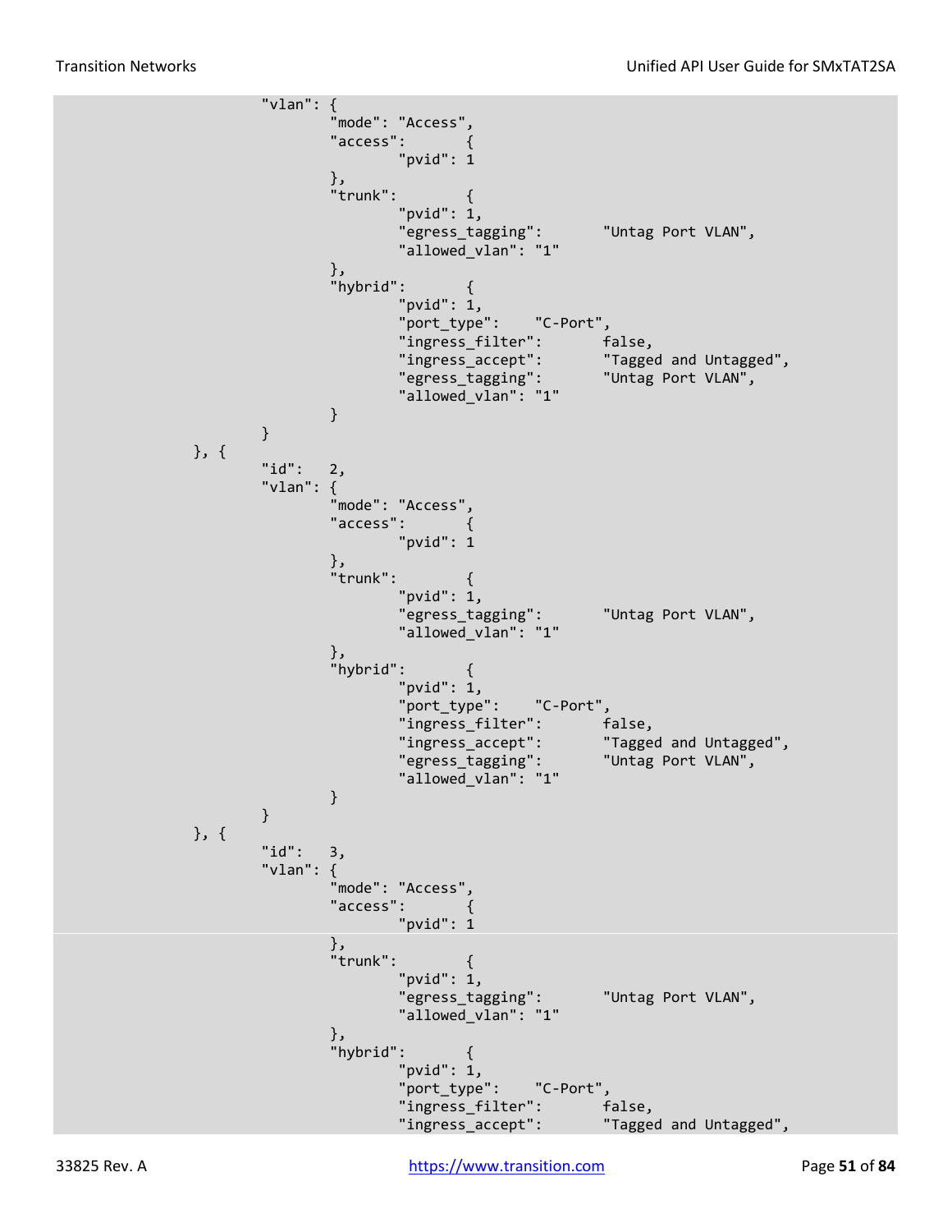```
                "vlan": {
                        "mode": "Access",
                        "access":       {
                                "pvid": 1
                        },
                        "trunk":        {
                                "pvid": 1,
                                "egress_tagging":       "Untag Port VLAN",
                                "allowed_vlan": "1"
                        },
                        "hybrid":       {
                                "pvid": 1,
                                "port_type":    "C-Port",
                                "ingress_filter":       false,
                                "ingress_accept":       "Tagged and Untagged",
                                "egress_tagging":       "Untag Port VLAN",
                                "allowed_vlan": "1"
                        }
                }
        }, {
                "id":   2,
                "vlan": {
                        "mode": "Access",
                        "access":       {
                                "pvid": 1
                        },
                        "trunk":        {
                                "pvid": 1,
                                "egress_tagging":       "Untag Port VLAN",
                                "allowed_vlan": "1"
                        },
                        "hybrid":       {
                                "pvid": 1,
                                "port_type":    "C-Port",
                                "ingress_filter":       false,
                                "ingress_accept":       "Tagged and Untagged",
                                "egress_tagging":       "Untag Port VLAN",
                                "allowed_vlan": "1"
                        }
                }
        }, {
                "id":   3,
                "vlan": {
                        "mode": "Access",
                        "access":       {
                                "pvid": 1
                        },
                        "trunk":        {
                                "pvid": 1,
                                "egress_tagging":       "Untag Port VLAN",
                                "allowed_vlan": "1"
                        },
                        "hybrid":       {
                                "pvid": 1,
                                "port_type":    "C-Port",
                                "ingress_filter":       false,
                                "ingress_accept":       "Tagged and Untagged",
```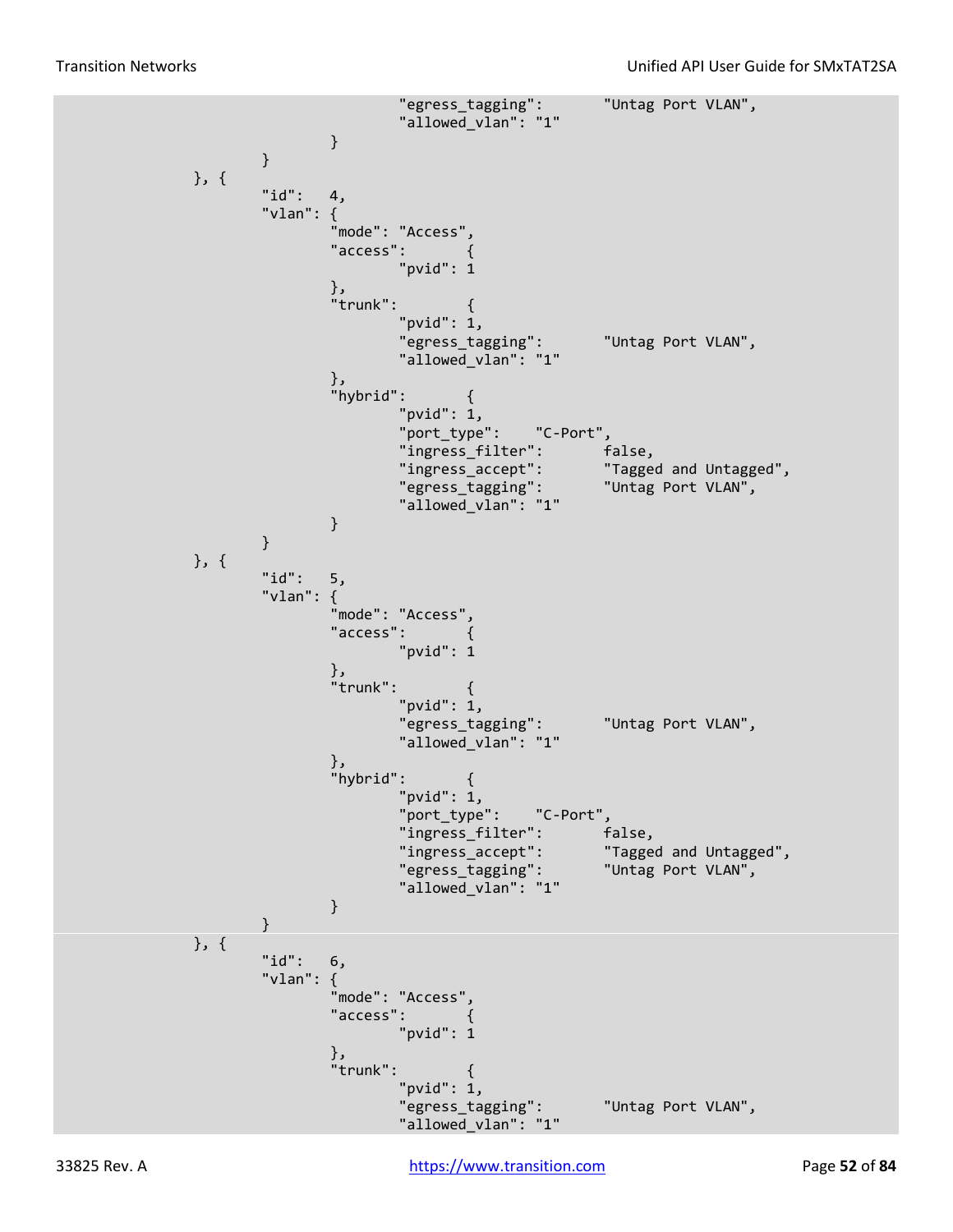```
                                "egress_tagging":       "Untag Port VLAN",
                                "allowed_vlan": "1"
                        }
                }
        }, {
                "id":   4,
                "vlan": {
                        "mode": "Access",
                        "access":       {
                                "pvid": 1
                        },
                        "trunk":        {
                                "pvid": 1,
                                "egress_tagging":       "Untag Port VLAN",
                                "allowed_vlan": "1"
                        },
                        "hybrid":       {
                                "pvid": 1,
                                "port_type":    "C-Port",
                                "ingress_filter":       false,
                                "ingress_accept":       "Tagged and Untagged",
                                "egress_tagging":       "Untag Port VLAN",
                                "allowed_vlan": "1"
                        }
                }
        }, {
                "id":   5,
                "vlan": {
                        "mode": "Access",
                        "access":       {
                                "pvid": 1
                        },
                        "trunk":        {
                                "pvid": 1,
                                "egress_tagging":       "Untag Port VLAN",
                                "allowed_vlan": "1"
                        },
                        "hybrid":       {
                                "pvid": 1,
                                "port_type":    "C-Port",
                                "ingress_filter":       false,
                                "ingress_accept":       "Tagged and Untagged",
                                "egress_tagging":       "Untag Port VLAN",
                                "allowed_vlan": "1"
                        }
                }
        }, {
                "id":   6,
                "vlan": {
                        "mode": "Access",
                        "access":       {
                                "pvid": 1
                        },
                        "trunk":        {
                                "pvid": 1,
                                "egress_tagging":       "Untag Port VLAN",
                                "allowed_vlan": "1"
```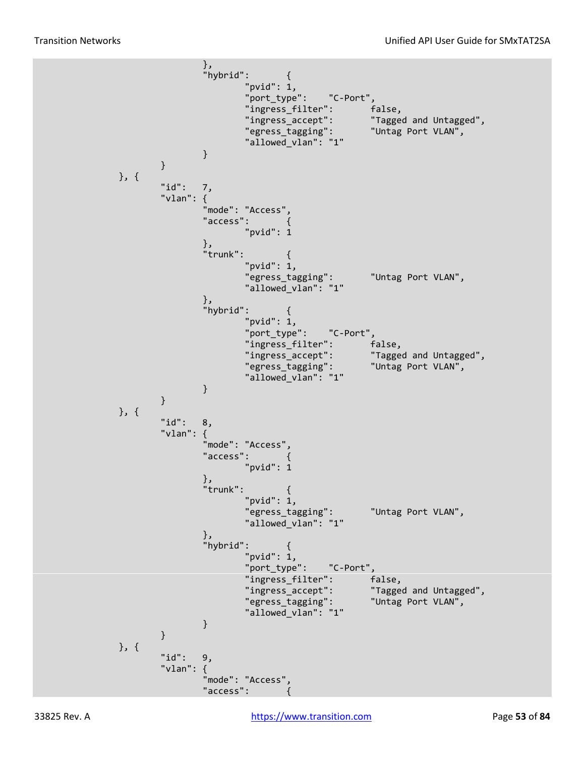```
                },
                "hybrid":       {
                        "pvid": 1,
                        "port_type":    "C-Port",
                        "ingress_filter":       false,
                        "ingress_accept":       "Tagged and Untagged",
                        "egress_tagging":       "Untag Port VLAN",
                        "allowed_vlan": "1"
                }
        }
}, {
        "id":   7,
        "vlan": {
                "mode": "Access",
                "access":       {
                        "pvid": 1
                },
                "trunk":        {
                        "pvid": 1,
                        "egress_tagging":       "Untag Port VLAN",
                        "allowed_vlan": "1"
                },
                "hybrid":       {
                        "pvid": 1,
                        "port_type":    "C-Port",
                        "ingress_filter":       false,
                        "ingress_accept":       "Tagged and Untagged",
                        "egress_tagging":       "Untag Port VLAN",
                        "allowed_vlan": "1"
                }
        }
}, {
        "id":   8,
        "vlan": {
                "mode": "Access",
                "access":       {
                        "pvid": 1
                },
                "trunk":        {
                        "pvid": 1,
                        "egress_tagging":       "Untag Port VLAN",
                        "allowed_vlan": "1"
                },
                "hybrid":       {
                        "pvid": 1,
                        "port_type":    "C-Port",
                        "ingress_filter":       false,
                        "ingress_accept":       "Tagged and Untagged",
                        "egress_tagging":       "Untag Port VLAN",
                        "allowed_vlan": "1"
                }
        }
}, {
        "id":   9,
        "vlan": {
                "mode": "Access",
                "access":       {
```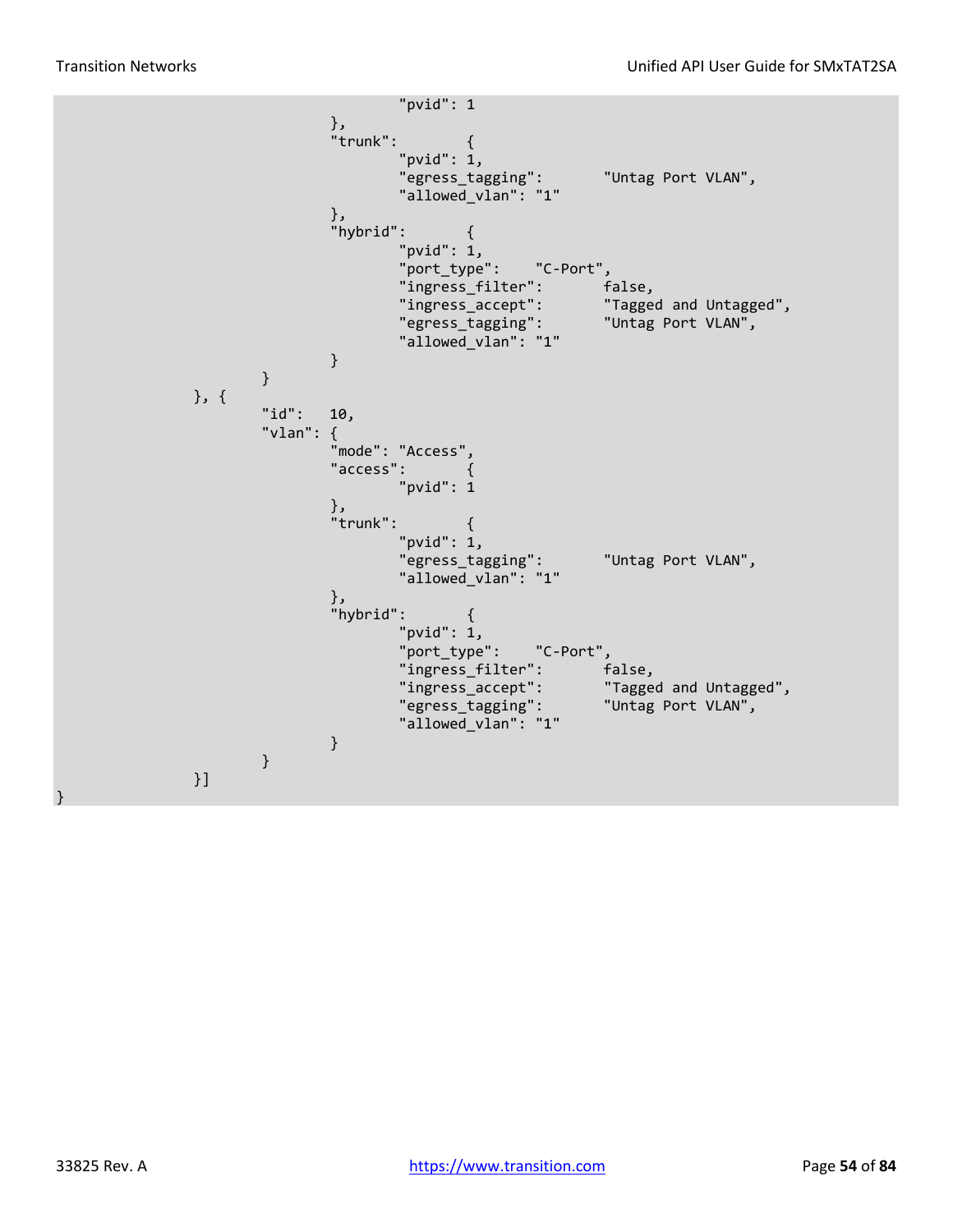```
                                "pvid": 1
                        },
                        "trunk":        {
                                "pvid": 1,
                                "egress_tagging":       "Untag Port VLAN",
                                "allowed_vlan": "1"
                        },
                        "hybrid":       {
                                "pvid": 1,
                                "port_type":    "C-Port",
                                "ingress_filter":       false,
                                "ingress_accept":       "Tagged and Untagged",
                                "egress_tagging":       "Untag Port VLAN",
                                "allowed_vlan": "1"
                        }
                }
        }, {
                "id":   10,
                "vlan": {
                        "mode": "Access",
                        "access":       {
                                "pvid": 1
                        },
                        "trunk":        {
                                "pvid": 1,
                                "egress_tagging":       "Untag Port VLAN",
                                "allowed_vlan": "1"
                        },
                        "hybrid":       {
                                "pvid": 1,
                                "port_type":    "C-Port",
                                "ingress_filter":       false,
                                "ingress_accept":       "Tagged and Untagged",
                                "egress_tagging":       "Untag Port VLAN",
                                "allowed_vlan": "1"
                        }
                }
        }]
}
```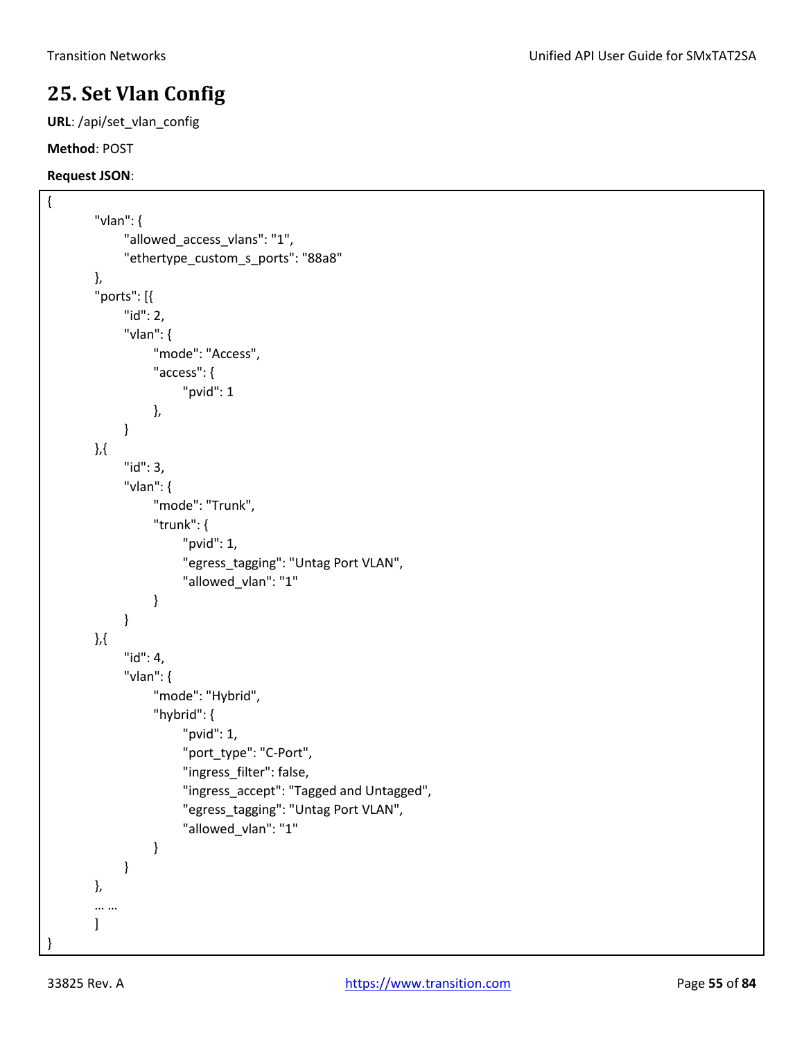# 25. Set Vlan Config

**URL**: /api/set_vlan_config

**Method**: POST

**Request JSON**:

```
{
        "vlan": {
              "allowed_access_vlans": "1",
              "ethertype_custom_s_ports": "88a8"
        },
        "ports": [{
              "id": 2,
              "vlan": {
                    "mode": "Access",
                    "access": {
                          "pvid": 1
                    },
              }
        },{
              "id": 3,
              "vlan": {
                    "mode": "Trunk",
                    "trunk": {
                          "pvid": 1,
                          "egress_tagging": "Untag Port VLAN",
                          "allowed_vlan": "1"
                    }
              }
        },{
              "id": 4,
              "vlan": {
                    "mode": "Hybrid",
                    "hybrid": {
                          "pvid": 1,
                          "port_type": "C-Port",
                          "ingress_filter": false,
                          "ingress_accept": "Tagged and Untagged",
                          "egress_tagging": "Untag Port VLAN",
                          "allowed_vlan": "1"
                    }
              }
        },
        … …
        ]
}
```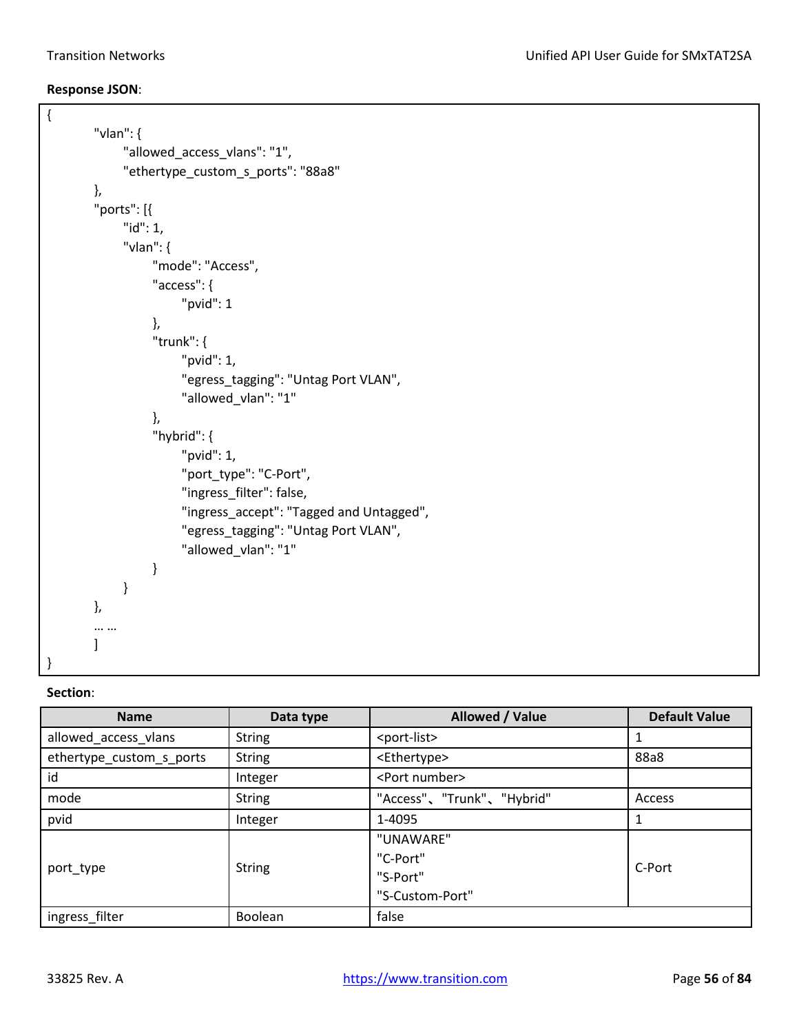**Response JSON**:

```
{
    "vlan": {
        "allowed_access_vlans": "1",
        "ethertype_custom_s_ports": "88a8"
    },
    "ports": [{
        "id": 1,
        "vlan": {
            "mode": "Access",
            "access": {
                "pvid": 1
            },
            "trunk": {
                "pvid": 1,
                "egress_tagging": "Untag Port VLAN",
                "allowed_vlan": "1"
            },
            "hybrid": {
                "pvid": 1,
                "port_type": "C-Port",
                "ingress_filter": false,
                "ingress_accept": "Tagged and Untagged",
                "egress_tagging": "Untag Port VLAN",
                "allowed_vlan": "1"
            }
        }
    },
    … …
    ]
}
```

**Section**:

| Name | Data type | Allowed / Value | Default Value |
|---|---|---|---|
| allowed_access_vlans | String | <port-list> | 1 |
| ethertype_custom_s_ports | String | <Ethertype> | 88a8 |
| id | Integer | <Port number> | |
| mode | String | "Access"、"Trunk"、"Hybrid" | Access |
| pvid | Integer | 1-4095 | 1 |
| port_type | String | "UNAWARE"<br>"C-Port"<br>"S-Port"<br>"S-Custom-Port" | C-Port |
| ingress_filter | Boolean | false | |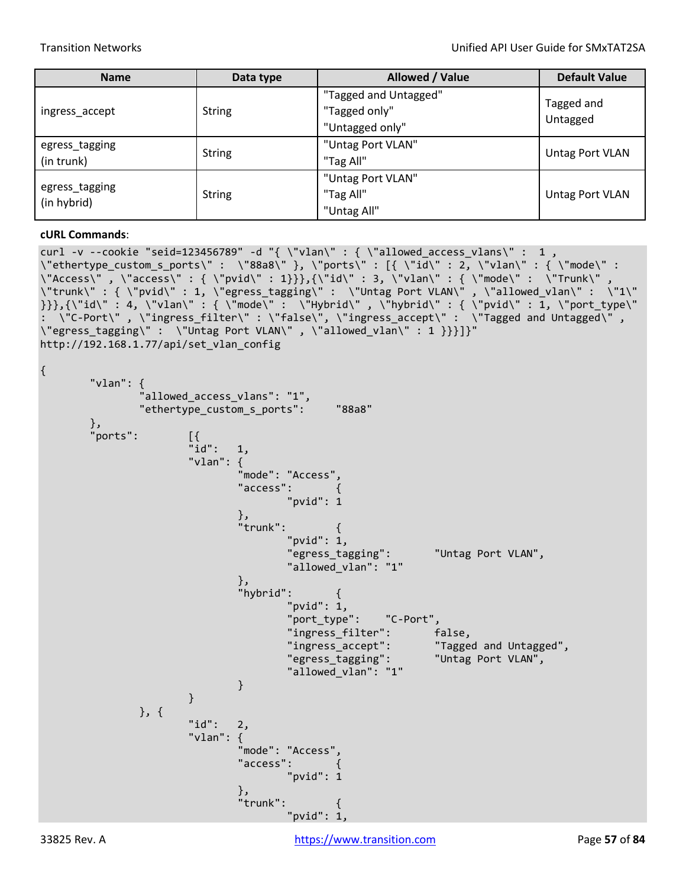| Name | Data type | Allowed / Value | Default Value |
|---|---|---|---|
| ingress_accept | String | "Tagged and Untagged"<br>"Tagged only"<br>"Untagged only" | Tagged and Untagged |
| egress_tagging (in trunk) | String | "Untag Port VLAN"<br>"Tag All" | Untag Port VLAN |
| egress_tagging (in hybrid) | String | "Untag Port VLAN"<br>"Tag All"<br>"Untag All" | Untag Port VLAN |

**cURL Commands**:

```
curl -v --cookie "seid=123456789" -d "{ \"vlan\" : { \"allowed_access_vlans\" :  1 ,
\"ethertype_custom_s_ports\" :  \"88a8\" }, \"ports\" : [{ \"id\" : 2, \"vlan\" : { \"mode\" :
\"Access\" , \"access\" : { \"pvid\" : 1}}},{\"id\" : 3, \"vlan\" : { \"mode\" :  \"Trunk\" ,
\"trunk\" : { \"pvid\" : 1, \"egress_tagging\" :  \"Untag Port VLAN\" , \"allowed_vlan\" :  \"1\"
}}},{\"id\" : 4, \"vlan\" : { \"mode\" :  \"Hybrid\" , \"hybrid\" : { \"pvid\" : 1, \"port_type\"
:  \"C-Port\" , \"ingress_filter\" : \"false\", \"ingress_accept\" :  \"Tagged and Untagged\" ,
\"egress_tagging\" :  \"Untag Port VLAN\" , \"allowed_vlan\" : 1 }}}]}"
http://192.168.1.77/api/set_vlan_config

{
        "vlan": {
                "allowed_access_vlans": "1",
                "ethertype_custom_s_ports":     "88a8"
        },
        "ports":        [{
                        "id":   1,
                        "vlan": {
                                "mode": "Access",
                                "access":       {
                                        "pvid": 1
                                },
                                "trunk":        {
                                        "pvid": 1,
                                        "egress_tagging":       "Untag Port VLAN",
                                        "allowed_vlan": "1"
                                },
                                "hybrid":       {
                                        "pvid": 1,
                                        "port_type":    "C-Port",
                                        "ingress_filter":       false,
                                        "ingress_accept":       "Tagged and Untagged",
                                        "egress_tagging":       "Untag Port VLAN",
                                        "allowed_vlan": "1"
                                }
                        }
                }, {
                        "id":   2,
                        "vlan": {
                                "mode": "Access",
                                "access":       {
                                        "pvid": 1
                                },
                                "trunk":        {
                                        "pvid": 1,
```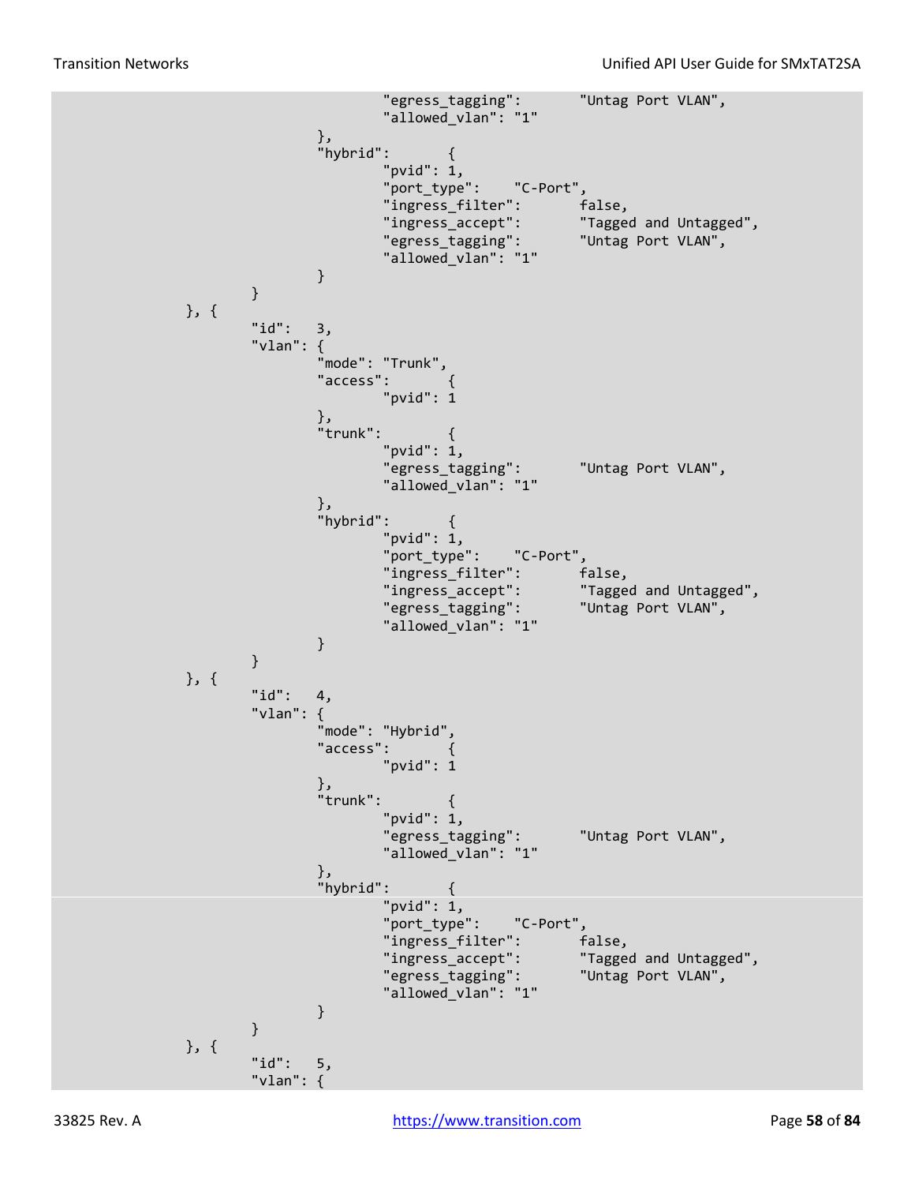```
                        "egress_tagging":       "Untag Port VLAN",
                        "allowed_vlan": "1"
                },
                "hybrid":       {
                        "pvid": 1,
                        "port_type":    "C-Port",
                        "ingress_filter":       false,
                        "ingress_accept":       "Tagged and Untagged",
                        "egress_tagging":       "Untag Port VLAN",
                        "allowed_vlan": "1"
                }
        }
}, {
        "id":   3,
        "vlan": {
                "mode": "Trunk",
                "access":       {
                        "pvid": 1
                },
                "trunk":        {
                        "pvid": 1,
                        "egress_tagging":       "Untag Port VLAN",
                        "allowed_vlan": "1"
                },
                "hybrid":       {
                        "pvid": 1,
                        "port_type":    "C-Port",
                        "ingress_filter":       false,
                        "ingress_accept":       "Tagged and Untagged",
                        "egress_tagging":       "Untag Port VLAN",
                        "allowed_vlan": "1"
                }
        }
}, {
        "id":   4,
        "vlan": {
                "mode": "Hybrid",
                "access":       {
                        "pvid": 1
                },
                "trunk":        {
                        "pvid": 1,
                        "egress_tagging":       "Untag Port VLAN",
                        "allowed_vlan": "1"
                },
                "hybrid":       {
                        "pvid": 1,
                        "port_type":    "C-Port",
                        "ingress_filter":       false,
                        "ingress_accept":       "Tagged and Untagged",
                        "egress_tagging":       "Untag Port VLAN",
                        "allowed_vlan": "1"
                }
        }
}, {
        "id":   5,
        "vlan": {
```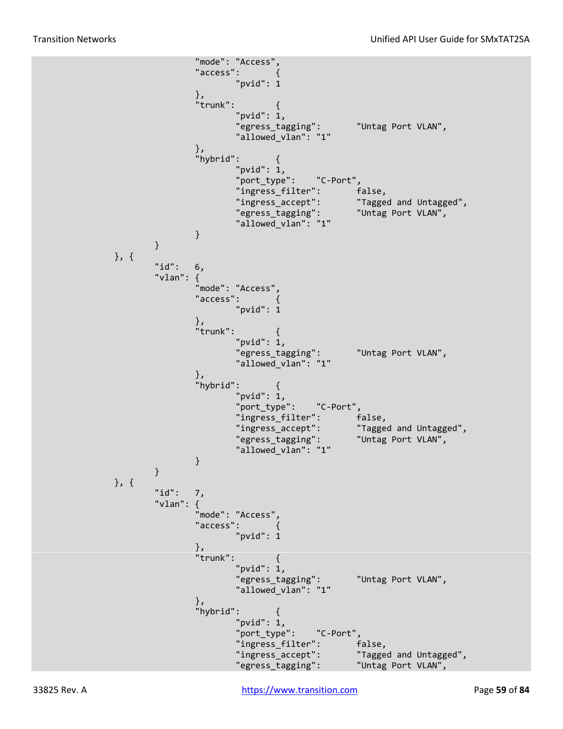```
                    "mode": "Access",
                    "access":       {
                            "pvid": 1
                    },
                    "trunk":        {
                            "pvid": 1,
                            "egress_tagging":       "Untag Port VLAN",
                            "allowed_vlan": "1"
                    },
                    "hybrid":       {
                            "pvid": 1,
                            "port_type":    "C-Port",
                            "ingress_filter":       false,
                            "ingress_accept":       "Tagged and Untagged",
                            "egress_tagging":       "Untag Port VLAN",
                            "allowed_vlan": "1"
                    }
            }
    }, {
            "id":   6,
            "vlan": {
                    "mode": "Access",
                    "access":       {
                            "pvid": 1
                    },
                    "trunk":        {
                            "pvid": 1,
                            "egress_tagging":       "Untag Port VLAN",
                            "allowed_vlan": "1"
                    },
                    "hybrid":       {
                            "pvid": 1,
                            "port_type":    "C-Port",
                            "ingress_filter":       false,
                            "ingress_accept":       "Tagged and Untagged",
                            "egress_tagging":       "Untag Port VLAN",
                            "allowed_vlan": "1"
                    }
            }
    }, {
            "id":   7,
            "vlan": {
                    "mode": "Access",
                    "access":       {
                            "pvid": 1
                    },
                    "trunk":        {
                            "pvid": 1,
                            "egress_tagging":       "Untag Port VLAN",
                            "allowed_vlan": "1"
                    },
                    "hybrid":       {
                            "pvid": 1,
                            "port_type":    "C-Port",
                            "ingress_filter":       false,
                            "ingress_accept":       "Tagged and Untagged",
                            "egress_tagging":       "Untag Port VLAN",
```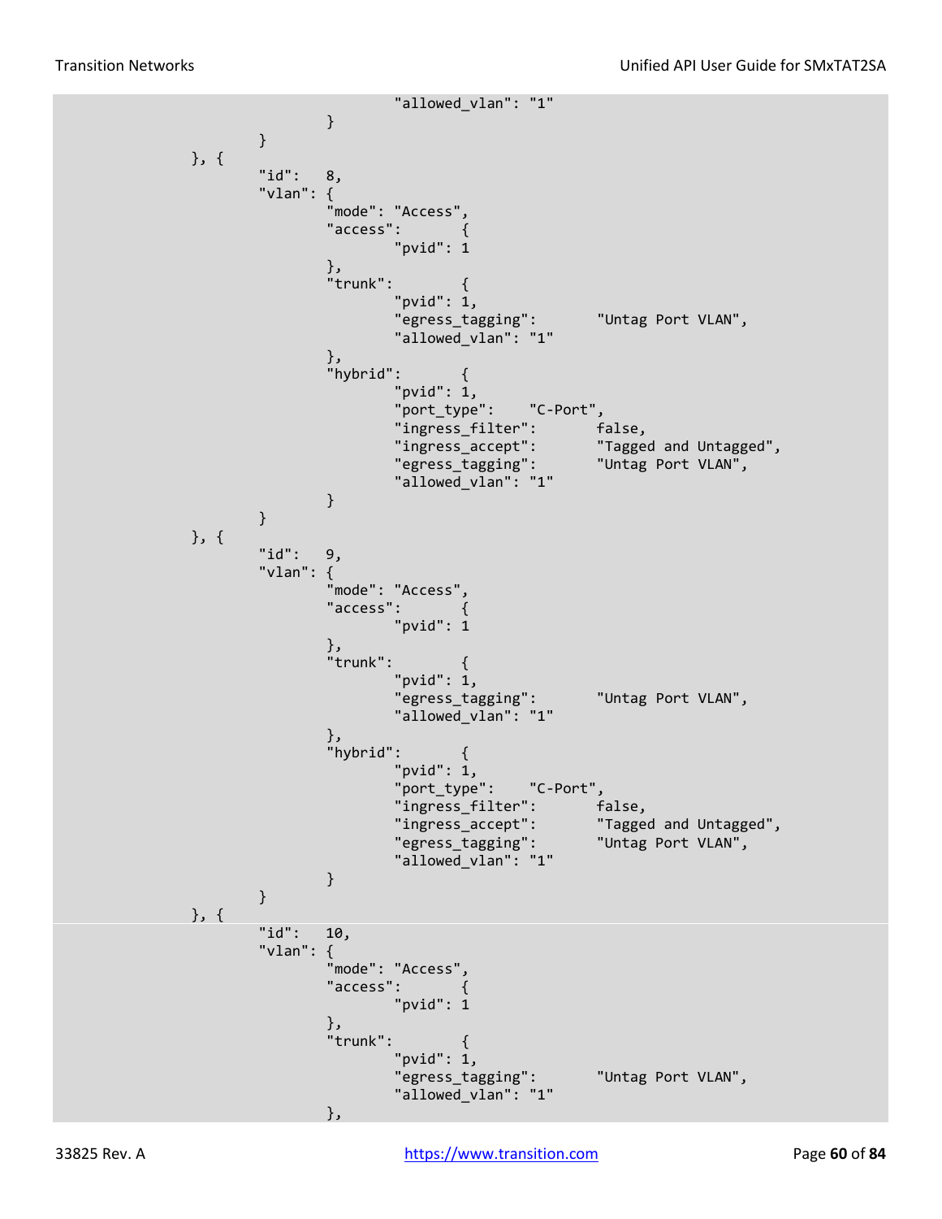```
                                "allowed_vlan": "1"
                        }
                }
        }, {
                "id":   8,
                "vlan": {
                        "mode": "Access",
                        "access":       {
                                "pvid": 1
                        },
                        "trunk":        {
                                "pvid": 1,
                                "egress_tagging":       "Untag Port VLAN",
                                "allowed_vlan": "1"
                        },
                        "hybrid":       {
                                "pvid": 1,
                                "port_type":    "C-Port",
                                "ingress_filter":       false,
                                "ingress_accept":       "Tagged and Untagged",
                                "egress_tagging":       "Untag Port VLAN",
                                "allowed_vlan": "1"
                        }
                }
        }, {
                "id":   9,
                "vlan": {
                        "mode": "Access",
                        "access":       {
                                "pvid": 1
                        },
                        "trunk":        {
                                "pvid": 1,
                                "egress_tagging":       "Untag Port VLAN",
                                "allowed_vlan": "1"
                        },
                        "hybrid":       {
                                "pvid": 1,
                                "port_type":    "C-Port",
                                "ingress_filter":       false,
                                "ingress_accept":       "Tagged and Untagged",
                                "egress_tagging":       "Untag Port VLAN",
                                "allowed_vlan": "1"
                        }
                }
        }, {
                "id":   10,
                "vlan": {
                        "mode": "Access",
                        "access":       {
                                "pvid": 1
                        },
                        "trunk":        {
                                "pvid": 1,
                                "egress_tagging":       "Untag Port VLAN",
                                "allowed_vlan": "1"
                        },
```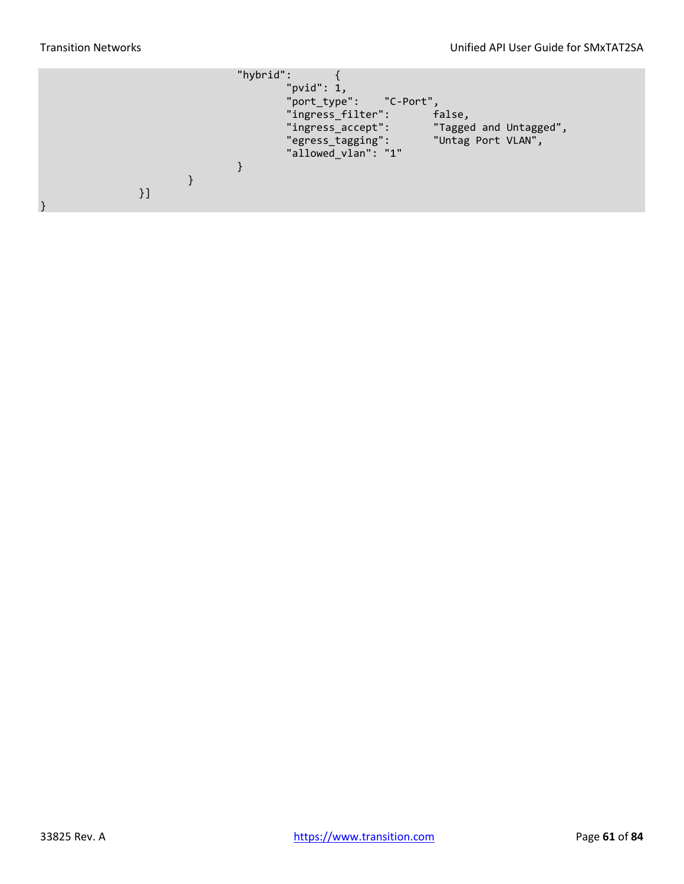```
                                "hybrid":       {
                                        "pvid": 1,
                                        "port_type":    "C-Port",
                                        "ingress_filter":       false,
                                        "ingress_accept":       "Tagged and Untagged",
                                        "egress_tagging":       "Untag Port VLAN",
                                        "allowed_vlan": "1"
                                }
                        }
                }]
}
```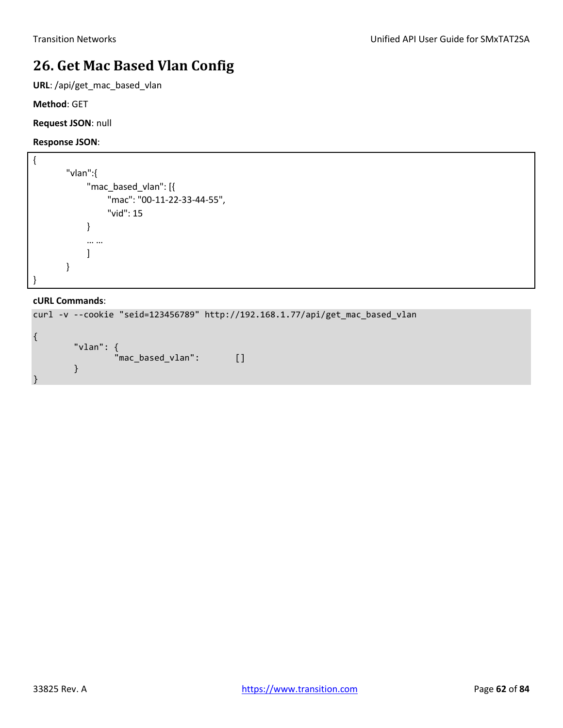# 26. Get Mac Based Vlan Config

**URL**: /api/get_mac_based_vlan

**Method**: GET

**Request JSON**: null

**Response JSON**:

```
{
        "vlan":{
              "mac_based_vlan": [{
                     "mac": "00-11-22-33-44-55",
                     "vid": 15
              }
              … …
              ]
        }
}
```

**cURL Commands**:

```
curl -v --cookie "seid=123456789" http://192.168.1.77/api/get_mac_based_vlan

{
        "vlan": {
                "mac_based_vlan":       []
        }
}
```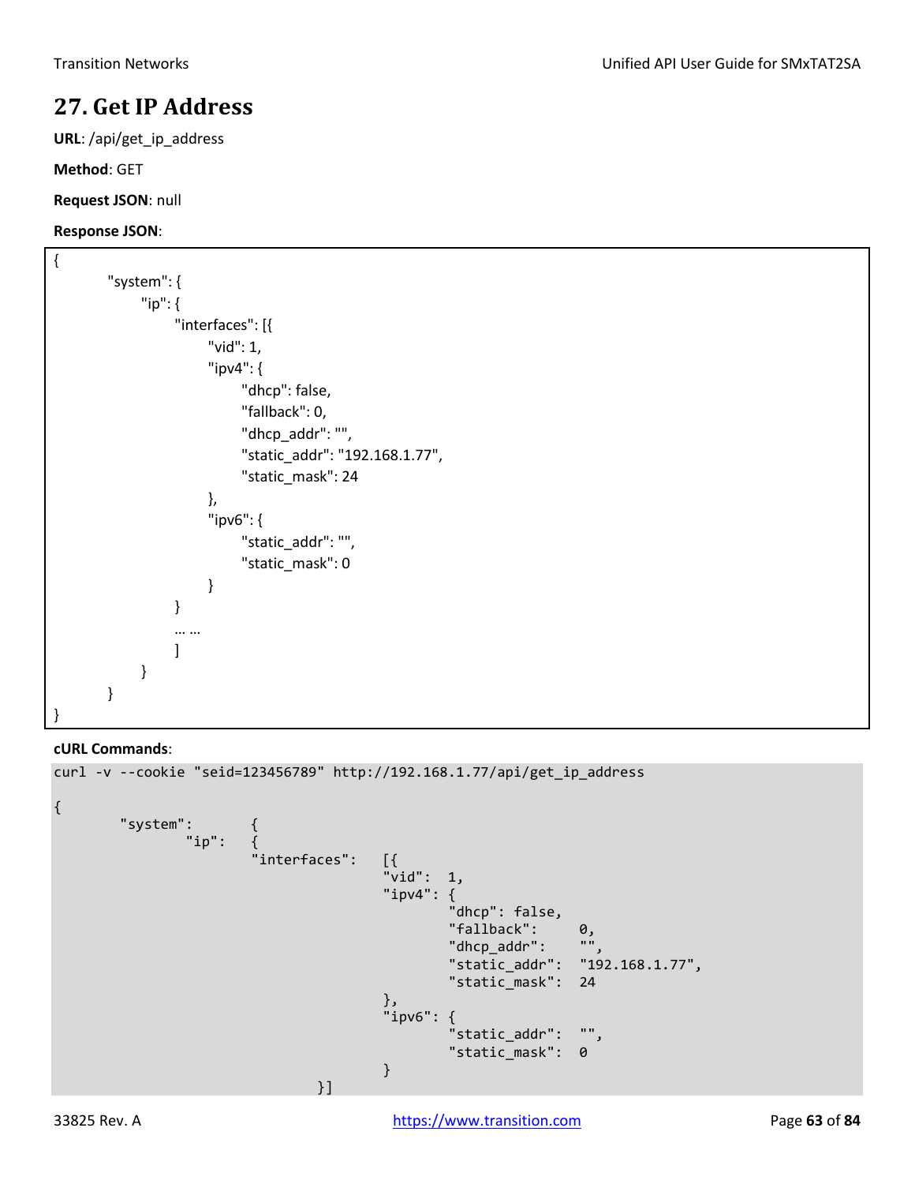# 27. Get IP Address

**URL**: /api/get_ip_address

**Method**: GET

**Request JSON**: null

**Response JSON**:

```
{
        "system": {
              "ip": {
                    "interfaces": [{
                          "vid": 1,
                          "ipv4": {
                                "dhcp": false,
                                "fallback": 0,
                                "dhcp_addr": "",
                                "static_addr": "192.168.1.77",
                                "static_mask": 24
                          },
                          "ipv6": {
                                "static_addr": "",
                                "static_mask": 0
                          }
                    }
                    … …
                    ]
              }
        }
}
```

**cURL Commands**:

```
curl -v --cookie "seid=123456789" http://192.168.1.77/api/get_ip_address

{
        "system":       {
                "ip":   {
                        "interfaces":   [{
                                        "vid":  1,
                                        "ipv4": {
                                                "dhcp": false,
                                                "fallback":     0,
                                                "dhcp_addr":    "",
                                                "static_addr":  "192.168.1.77",
                                                "static_mask":  24
                                        },
                                        "ipv6": {
                                                "static_addr":  "",
                                                "static_mask":  0
                                        }
                                }]
```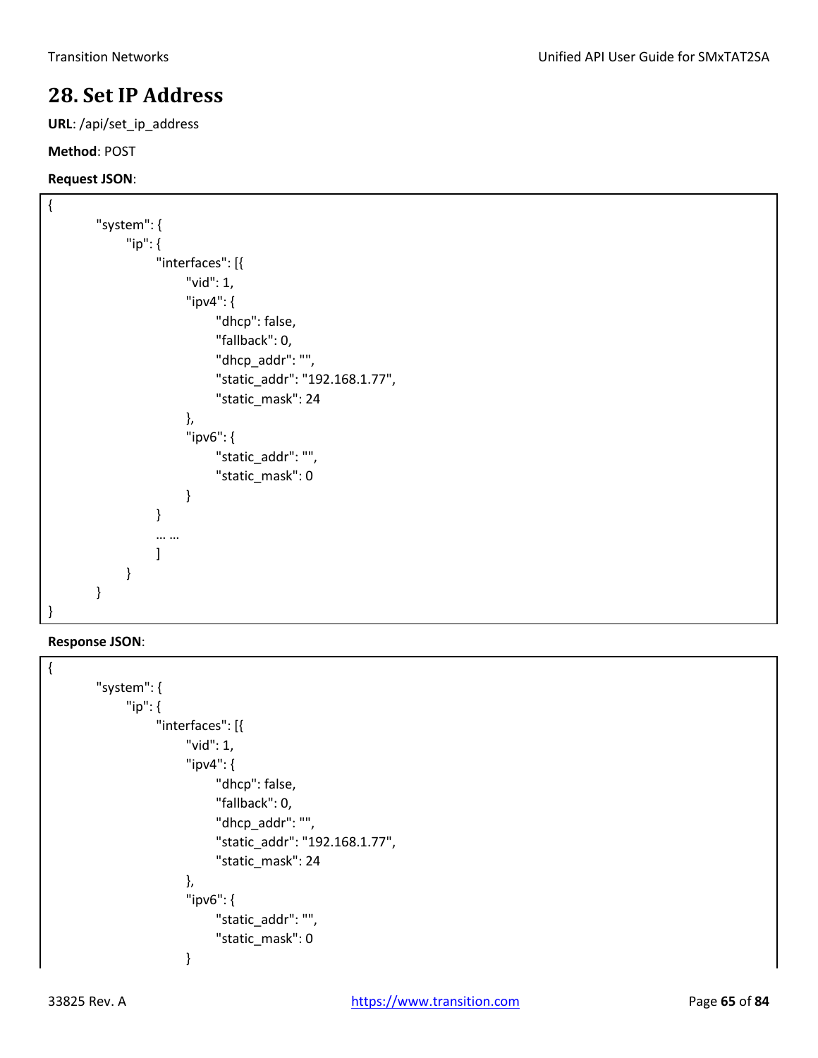# 28. Set IP Address

**URL**: /api/set_ip_address

**Method**: POST

**Request JSON**:

```
{
    "system": {
        "ip": {
            "interfaces": [{
                "vid": 1,
                "ipv4": {
                    "dhcp": false,
                    "fallback": 0,
                    "dhcp_addr": "",
                    "static_addr": "192.168.1.77",
                    "static_mask": 24
                },
                "ipv6": {
                    "static_addr": "",
                    "static_mask": 0
                }
            }
            … …
            ]
        }
    }
}
```

**Response JSON**:

```
{
    "system": {
        "ip": {
            "interfaces": [{
                "vid": 1,
                "ipv4": {
                    "dhcp": false,
                    "fallback": 0,
                    "dhcp_addr": "",
                    "static_addr": "192.168.1.77",
                    "static_mask": 24
                },
                "ipv6": {
                    "static_addr": "",
                    "static_mask": 0
                }
```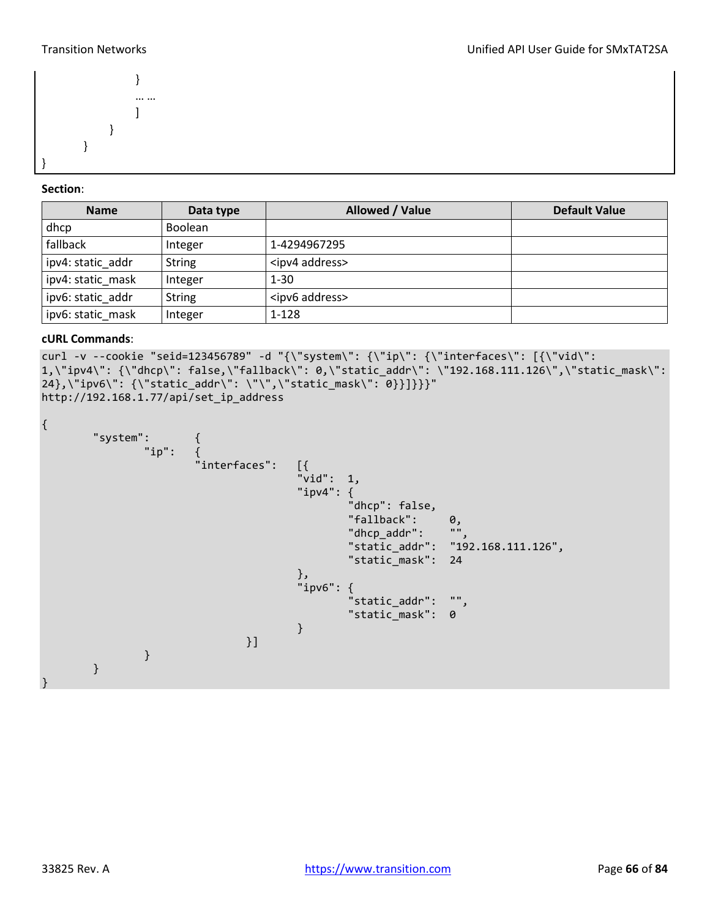```
                }
                … …
                ]
            }
        }
}
```

**Section**:

| Name | Data type | Allowed / Value | Default Value |
|---|---|---|---|
| dhcp | Boolean | | |
| fallback | Integer | 1-4294967295 | |
| ipv4: static_addr | String | <ipv4 address> | |
| ipv4: static_mask | Integer | 1-30 | |
| ipv6: static_addr | String | <ipv6 address> | |
| ipv6: static_mask | Integer | 1-128 | |

**cURL Commands**:

```
curl -v --cookie "seid=123456789" -d "{\"system\": {\"ip\": {\"interfaces\": [{\"vid\": 1,\"ipv4\": {\"dhcp\": false,\"fallback\": 0,\"static_addr\": \"192.168.111.126\",\"static_mask\": 24},\"ipv6\": {\"static_addr\": \"\",\"static_mask\": 0}}]}}}" http://192.168.1.77/api/set_ip_address

{
        "system":       {
                "ip":   {
                        "interfaces":   [{
                                        "vid":  1,
                                        "ipv4": {
                                                "dhcp": false,
                                                "fallback":     0,
                                                "dhcp_addr":    "",
                                                "static_addr":  "192.168.111.126",
                                                "static_mask":  24
                                        },
                                        "ipv6": {
                                                "static_addr":  "",
                                                "static_mask":  0
                                        }
                                }]
                }
        }
}
```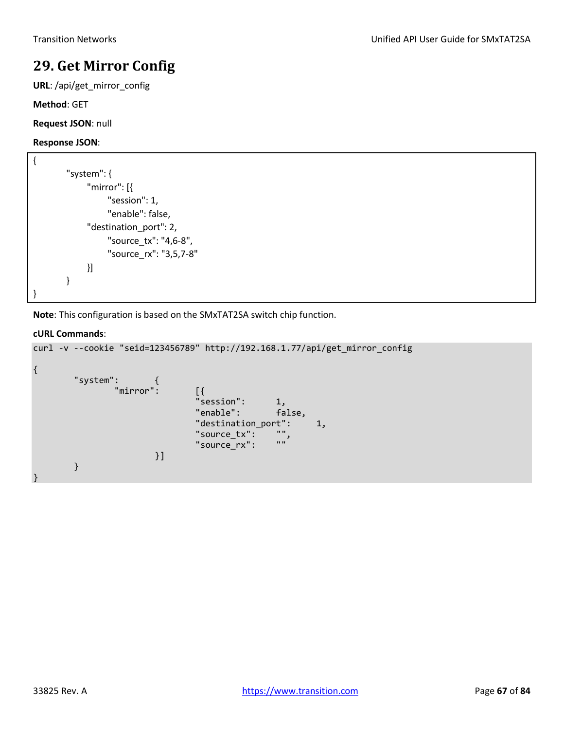# 29. Get Mirror Config

**URL**: /api/get_mirror_config

**Method**: GET

**Request JSON**: null

**Response JSON**:

```
{
        "system": {
            "mirror": [{
                "session": 1,
                "enable": false,
            "destination_port": 2,
                "source_tx": "4,6-8",
                "source_rx": "3,5,7-8"
            }]
        }
}
```

**Note**: This configuration is based on the SMxTAT2SA switch chip function.

**cURL Commands**:

```
curl -v --cookie "seid=123456789" http://192.168.1.77/api/get_mirror_config

{
        "system":       {
                "mirror":       [{
                                "session":      1,
                                "enable":       false,
                                "destination_port":     1,
                                "source_tx":    "",
                                "source_rx":    ""
                        }]
        }
}
```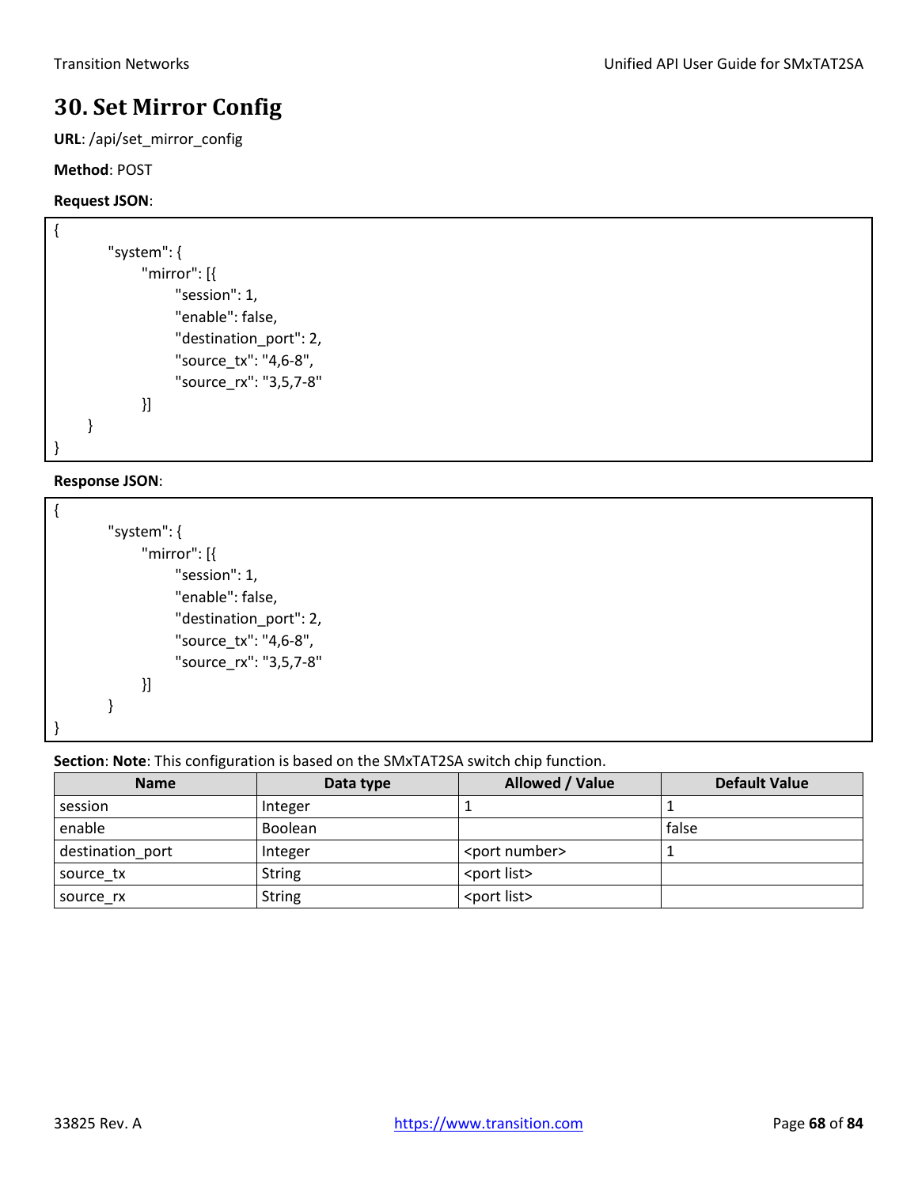# 30. Set Mirror Config

**URL**: /api/set_mirror_config

**Method**: POST

**Request JSON**:

```
{
        "system": {
              "mirror": [{
                    "session": 1,
                    "enable": false,
                    "destination_port": 2,
                    "source_tx": "4,6-8",
                    "source_rx": "3,5,7-8"
              }]
    }
}
```

**Response JSON**:

```
{
        "system": {
              "mirror": [{
                    "session": 1,
                    "enable": false,
                    "destination_port": 2,
                    "source_tx": "4,6-8",
                    "source_rx": "3,5,7-8"
              }]
        }
}
```

**Section**: **Note**: This configuration is based on the SMxTAT2SA switch chip function.

| Name | Data type | Allowed / Value | Default Value |
| --- | --- | --- | --- |
| session | Integer | 1 | 1 |
| enable | Boolean | | false |
| destination_port | Integer | <port number> | 1 |
| source_tx | String | <port list> | |
| source_rx | String | <port list> | |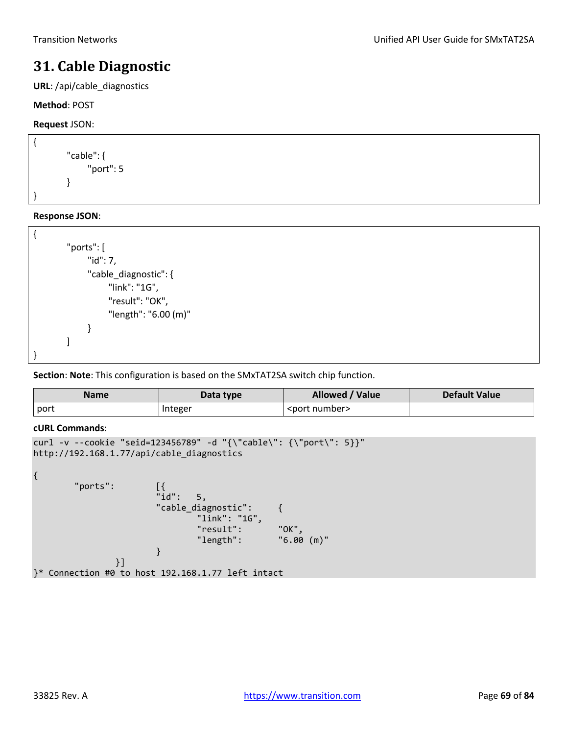# 31. Cable Diagnostic

**URL**: /api/cable_diagnostics

**Method**: POST

**Request** JSON:

```
{
        "cable": {
              "port": 5
        }
}
```

**Response JSON**:

```
{
        "ports": [
              "id": 7,
              "cable_diagnostic": {
                    "link": "1G",
                    "result": "OK",
                    "length": "6.00 (m)"
              }
        ]
}
```

**Section**: **Note**: This configuration is based on the SMxTAT2SA switch chip function.

| Name | Data type | Allowed / Value | Default Value |
| --- | --- | --- | --- |
| port | Integer | <port number> | |

**cURL Commands**:

```
curl -v --cookie "seid=123456789" -d "{\"cable\": {\"port\": 5}}"
http://192.168.1.77/api/cable_diagnostics

{
        "ports":        [{
                        "id":   5,
                        "cable_diagnostic":     {
                                "link": "1G",
                                "result":       "OK",
                                "length":       "6.00 (m)"
                        }
                }]
}* Connection #0 to host 192.168.1.77 left intact
```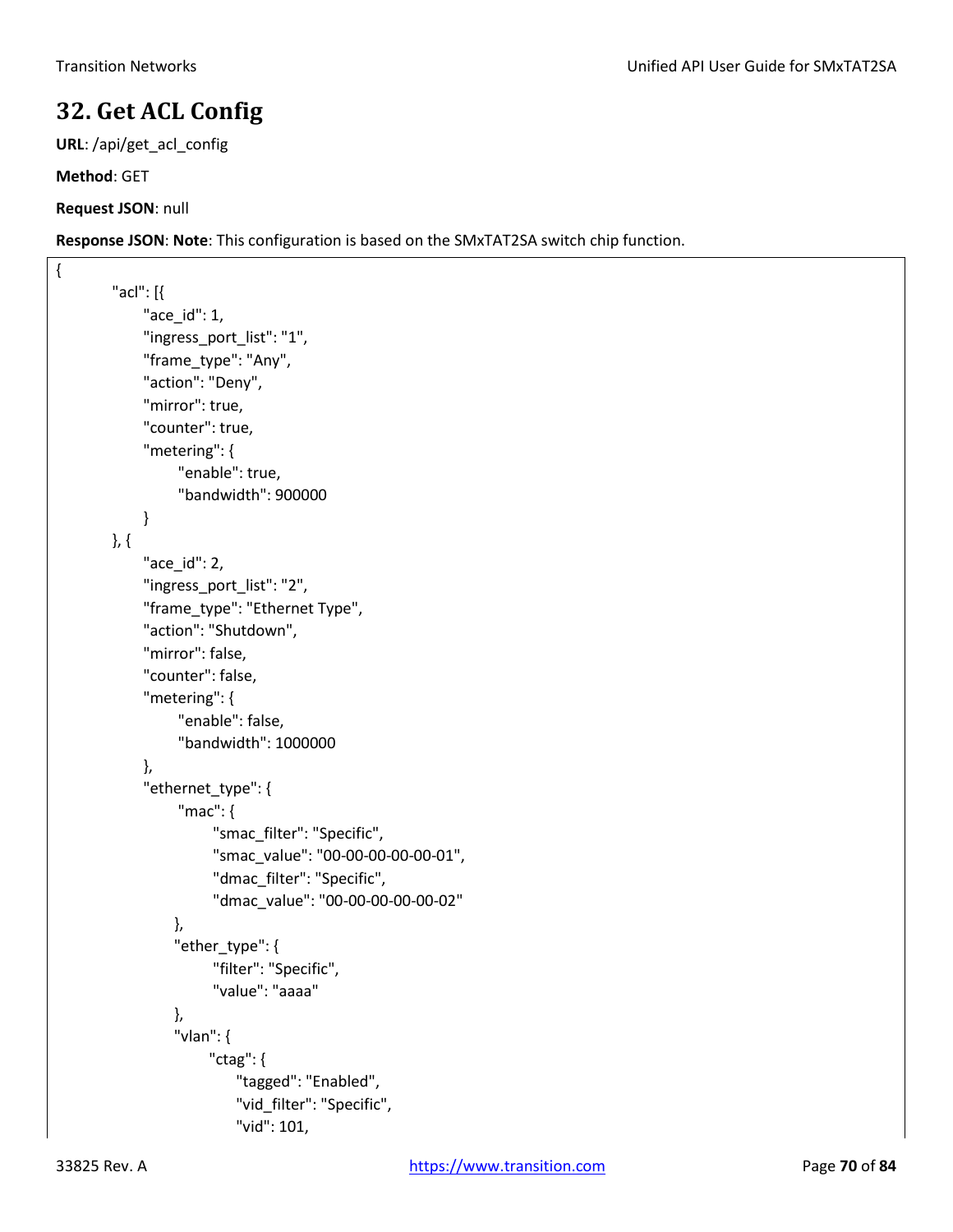# 32. Get ACL Config

**URL**: /api/get_acl_config

**Method**: GET

**Request JSON**: null

**Response JSON**: **Note**: This configuration is based on the SMxTAT2SA switch chip function.

```
{
        "acl": [{
              "ace_id": 1,
              "ingress_port_list": "1",
              "frame_type": "Any",
              "action": "Deny",
              "mirror": true,
              "counter": true,
              "metering": {
                    "enable": true,
                    "bandwidth": 900000
              }
        }, {
              "ace_id": 2,
              "ingress_port_list": "2",
              "frame_type": "Ethernet Type",
              "action": "Shutdown",
              "mirror": false,
              "counter": false,
              "metering": {
                    "enable": false,
                    "bandwidth": 1000000
              },
              "ethernet_type": {
                    "mac": {
                          "smac_filter": "Specific",
                          "smac_value": "00-00-00-00-00-01",
                          "dmac_filter": "Specific",
                          "dmac_value": "00-00-00-00-00-02"
                    },
                    "ether_type": {
                          "filter": "Specific",
                          "value": "aaaa"
                    },
                    "vlan": {
                          "ctag": {
                                "tagged": "Enabled",
                                "vid_filter": "Specific",
                                "vid": 101,
```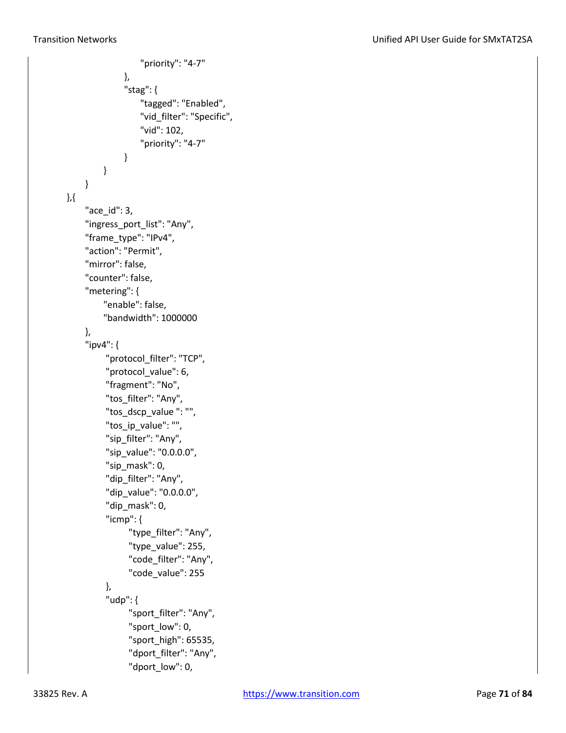```
                        "priority": "4-7"
                    },
                    "stag": {
                        "tagged": "Enabled",
                        "vid_filter": "Specific",
                        "vid": 102,
                        "priority": "4-7"
                    }
                }
            }
        },{
            "ace_id": 3,
            "ingress_port_list": "Any",
            "frame_type": "IPv4",
            "action": "Permit",
            "mirror": false,
            "counter": false,
            "metering": {
                "enable": false,
                "bandwidth": 1000000
            },
            "ipv4": {
                "protocol_filter": "TCP",
                "protocol_value": 6,
                "fragment": "No",
                "tos_filter": "Any",
                "tos_dscp_value ": "",
                "tos_ip_value": "",
                "sip_filter": "Any",
                "sip_value": "0.0.0.0",
                "sip_mask": 0,
                "dip_filter": "Any",
                "dip_value": "0.0.0.0",
                "dip_mask": 0,
                "icmp": {
                    "type_filter": "Any",
                    "type_value": 255,
                    "code_filter": "Any",
                    "code_value": 255
                },
                "udp": {
                    "sport_filter": "Any",
                    "sport_low": 0,
                    "sport_high": 65535,
                    "dport_filter": "Any",
                    "dport_low": 0,
```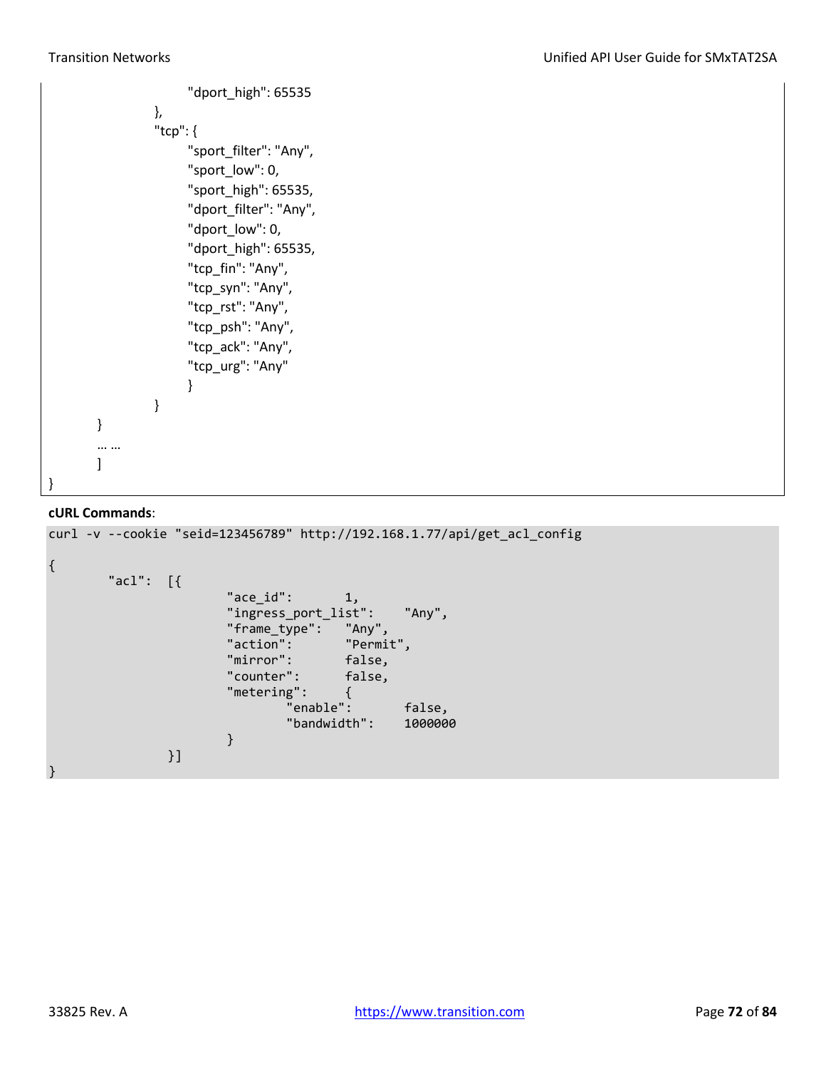```
                        "dport_high": 65535
                },
                "tcp": {
                        "sport_filter": "Any",
                        "sport_low": 0,
                        "sport_high": 65535,
                        "dport_filter": "Any",
                        "dport_low": 0,
                        "dport_high": 65535,
                        "tcp_fin": "Any",
                        "tcp_syn": "Any",
                        "tcp_rst": "Any",
                        "tcp_psh": "Any",
                        "tcp_ack": "Any",
                        "tcp_urg": "Any"
                        }
                }
        }
        … …
        ]
}
```

**cURL Commands**:

```
curl -v --cookie "seid=123456789" http://192.168.1.77/api/get_acl_config

{
        "acl":  [{
                        "ace_id":       1,
                        "ingress_port_list":    "Any",
                        "frame_type":   "Any",
                        "action":       "Permit",
                        "mirror":       false,
                        "counter":      false,
                        "metering":     {
                                "enable":       false,
                                "bandwidth":    1000000
                        }
                }]
}
```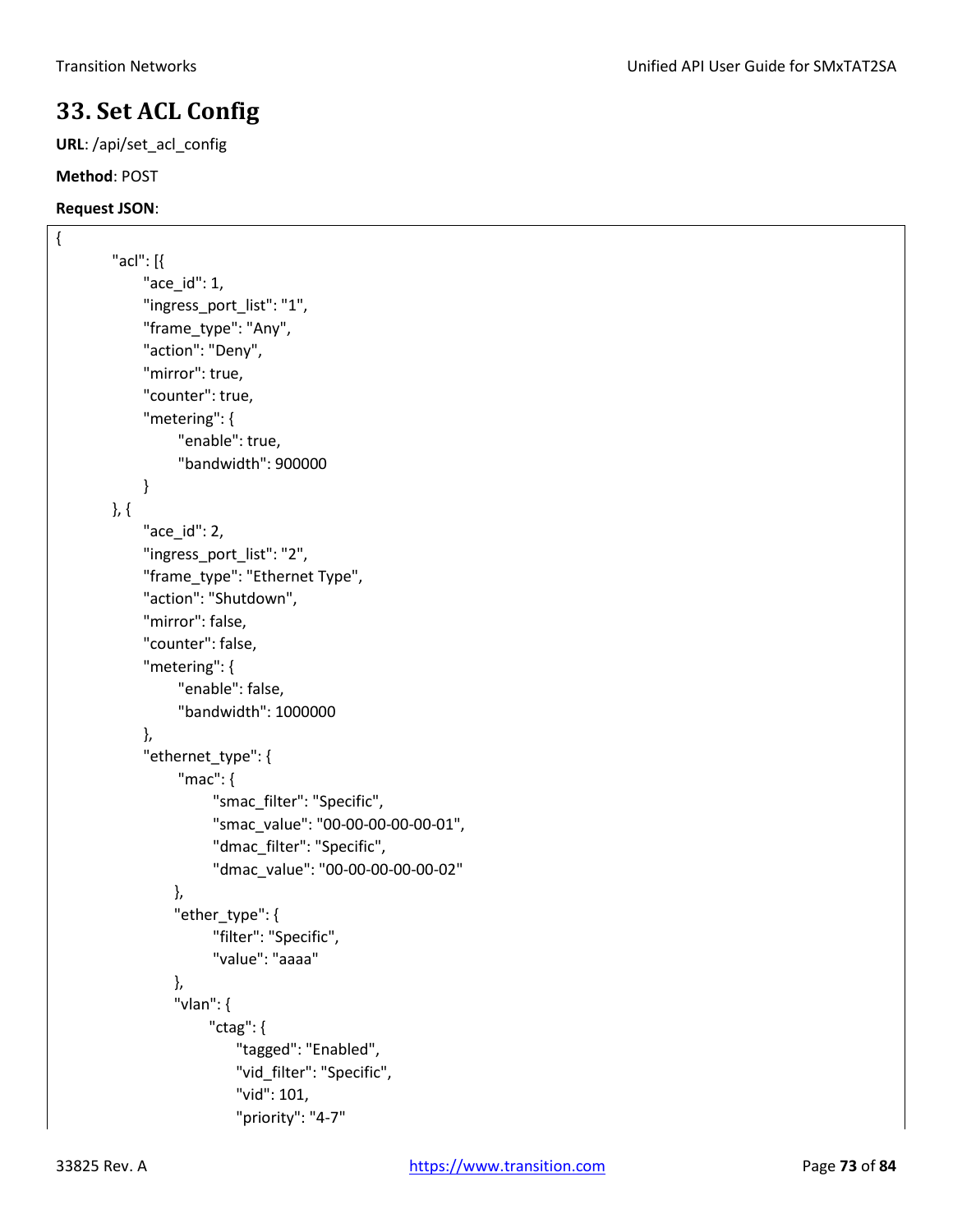# 33. Set ACL Config

**URL**: /api/set_acl_config

**Method**: POST

**Request JSON**:

```
{
    "acl": [{
        "ace_id": 1,
        "ingress_port_list": "1",
        "frame_type": "Any",
        "action": "Deny",
        "mirror": true,
        "counter": true,
        "metering": {
            "enable": true,
            "bandwidth": 900000
        }
    }, {
        "ace_id": 2,
        "ingress_port_list": "2",
        "frame_type": "Ethernet Type",
        "action": "Shutdown",
        "mirror": false,
        "counter": false,
        "metering": {
            "enable": false,
            "bandwidth": 1000000
        },
        "ethernet_type": {
            "mac": {
                "smac_filter": "Specific",
                "smac_value": "00-00-00-00-00-01",
                "dmac_filter": "Specific",
                "dmac_value": "00-00-00-00-00-02"
            },
            "ether_type": {
                "filter": "Specific",
                "value": "aaaa"
            },
            "vlan": {
                "ctag": {
                    "tagged": "Enabled",
                    "vid_filter": "Specific",
                    "vid": 101,
                    "priority": "4-7"
```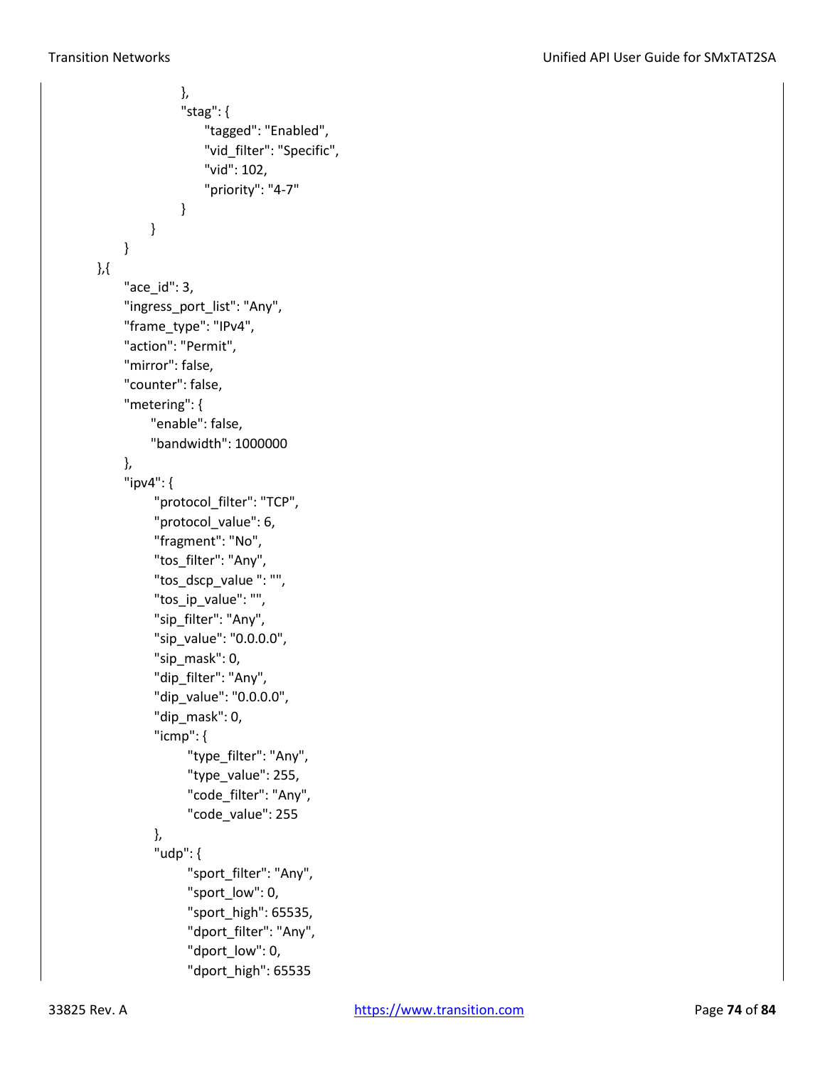```
                },
                "stag": {
                    "tagged": "Enabled",
                    "vid_filter": "Specific",
                    "vid": 102,
                    "priority": "4-7"
                }
            }
        }
    },{
        "ace_id": 3,
        "ingress_port_list": "Any",
        "frame_type": "IPv4",
        "action": "Permit",
        "mirror": false,
        "counter": false,
        "metering": {
            "enable": false,
            "bandwidth": 1000000
        },
        "ipv4": {
            "protocol_filter": "TCP",
            "protocol_value": 6,
            "fragment": "No",
            "tos_filter": "Any",
            "tos_dscp_value ": "",
            "tos_ip_value": "",
            "sip_filter": "Any",
            "sip_value": "0.0.0.0",
            "sip_mask": 0,
            "dip_filter": "Any",
            "dip_value": "0.0.0.0",
            "dip_mask": 0,
            "icmp": {
                "type_filter": "Any",
                "type_value": 255,
                "code_filter": "Any",
                "code_value": 255
            },
            "udp": {
                "sport_filter": "Any",
                "sport_low": 0,
                "sport_high": 65535,
                "dport_filter": "Any",
                "dport_low": 0,
                "dport_high": 65535
```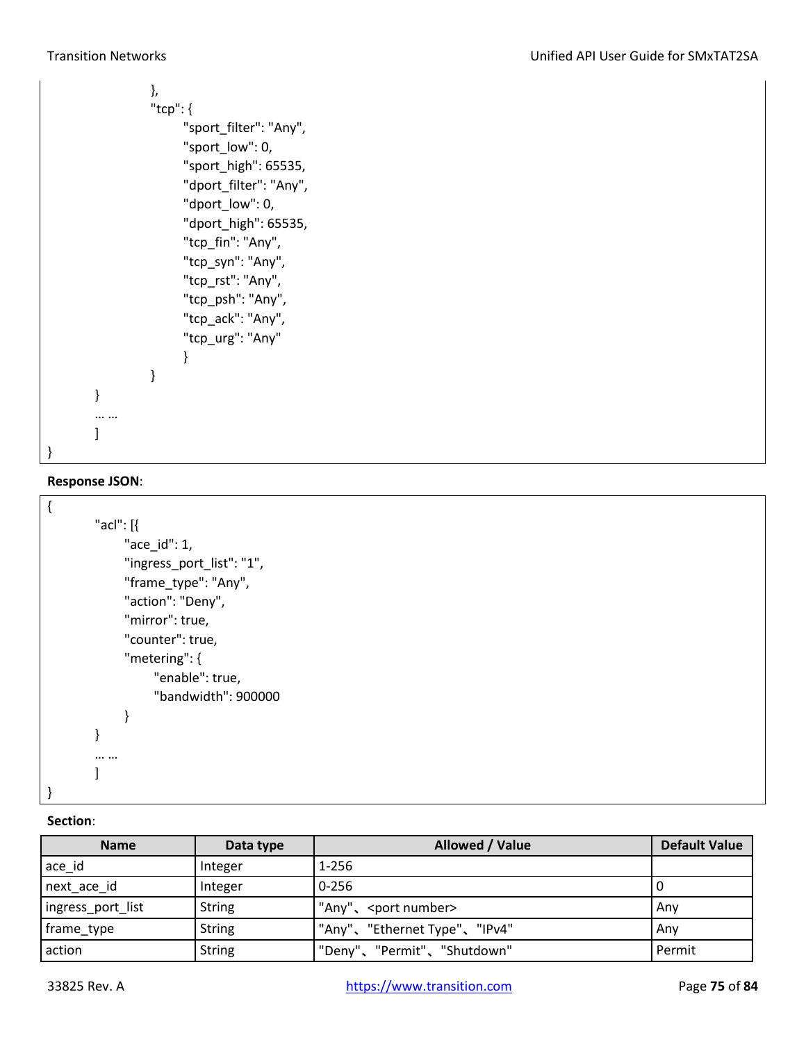```
                },
                "tcp": {
                        "sport_filter": "Any",
                        "sport_low": 0,
                        "sport_high": 65535,
                        "dport_filter": "Any",
                        "dport_low": 0,
                        "dport_high": 65535,
                        "tcp_fin": "Any",
                        "tcp_syn": "Any",
                        "tcp_rst": "Any",
                        "tcp_psh": "Any",
                        "tcp_ack": "Any",
                        "tcp_urg": "Any"
                        }
                }
        }
        … …
        ]
}
```

**Response JSON**:

```
{
        "acl": [{
                "ace_id": 1,
                "ingress_port_list": "1",
                "frame_type": "Any",
                "action": "Deny",
                "mirror": true,
                "counter": true,
                "metering": {
                        "enable": true,
                        "bandwidth": 900000
                }
        }
        … …
        ]
}
```

**Section**:

| Name | Data type | Allowed / Value | Default Value |
| --- | --- | --- | --- |
| ace_id | Integer | 1-256 | |
| next_ace_id | Integer | 0-256 | 0 |
| ingress_port_list | String | "Any"、<port number> | Any |
| frame_type | String | "Any"、"Ethernet Type"、"IPv4" | Any |
| action | String | "Deny"、"Permit"、"Shutdown" | Permit |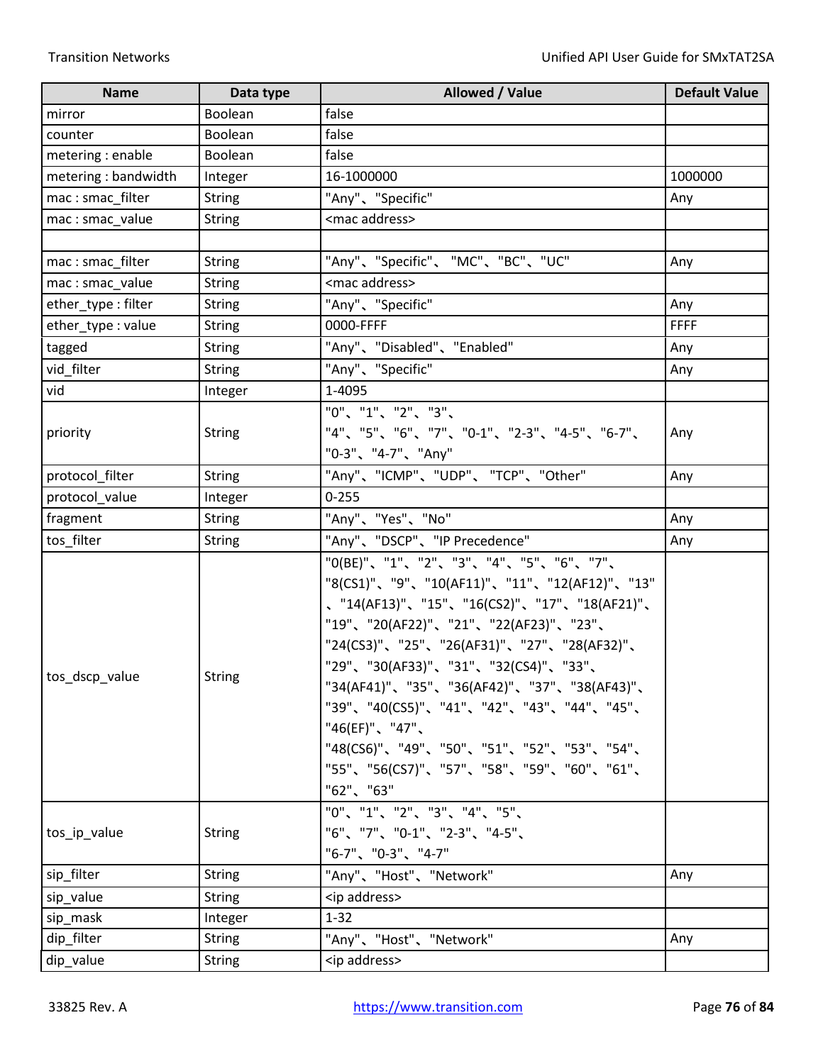| Name | Data type | Allowed / Value | Default Value |
|---|---|---|---|
| mirror | Boolean | false | |
| counter | Boolean | false | |
| metering : enable | Boolean | false | |
| metering : bandwidth | Integer | 16-1000000 | 1000000 |
| mac : smac_filter | String | "Any"、"Specific" | Any |
| mac : smac_value | String | <mac address> | |
| | | | |
| mac : smac_filter | String | "Any"、"Specific"、 "MC"、"BC"、"UC" | Any |
| mac : smac_value | String | <mac address> | |
| ether_type : filter | String | "Any"、"Specific" | Any |
| ether_type : value | String | 0000-FFFF | FFFF |
| tagged | String | "Any"、"Disabled"、"Enabled" | Any |
| vid_filter | String | "Any"、"Specific" | Any |
| vid | Integer | 1-4095 | |
| priority | String | "0"、"1"、"2"、"3"、 "4"、"5"、"6"、"7"、"0-1"、"2-3"、"4-5"、"6-7"、 "0-3"、"4-7"、"Any" | Any |
| protocol_filter | String | "Any"、"ICMP"、"UDP"、 "TCP"、"Other" | Any |
| protocol_value | Integer | 0-255 | |
| fragment | String | "Any"、"Yes"、"No" | Any |
| tos_filter | String | "Any"、"DSCP"、"IP Precedence" | Any |
| tos_dscp_value | String | "0(BE)"、"1"、"2"、"3"、"4"、"5"、"6"、"7"、 "8(CS1)"、"9"、"10(AF11)"、"11"、"12(AF12)"、"13" 、"14(AF13)"、"15"、"16(CS2)"、"17"、"18(AF21)"、 "19"、"20(AF22)"、"21"、"22(AF23)"、"23"、 "24(CS3)"、"25"、"26(AF31)"、"27"、"28(AF32)"、 "29"、"30(AF33)"、"31"、"32(CS4)"、"33"、 "34(AF41)"、"35"、"36(AF42)"、"37"、"38(AF43)"、 "39"、"40(CS5)"、"41"、"42"、"43"、"44"、"45"、 "46(EF)"、"47"、 "48(CS6)"、"49"、"50"、"51"、"52"、"53"、"54"、 "55"、"56(CS7)"、"57"、"58"、"59"、"60"、"61"、 "62"、"63" | |
| tos_ip_value | String | "0"、"1"、"2"、"3"、"4"、"5"、 "6"、"7"、"0-1"、"2-3"、"4-5"、 "6-7"、"0-3"、"4-7" | |
| sip_filter | String | "Any"、"Host"、"Network" | Any |
| sip_value | String | <ip address> | |
| sip_mask | Integer | 1-32 | |
| dip_filter | String | "Any"、"Host"、"Network" | Any |
| dip_value | String | <ip address> | |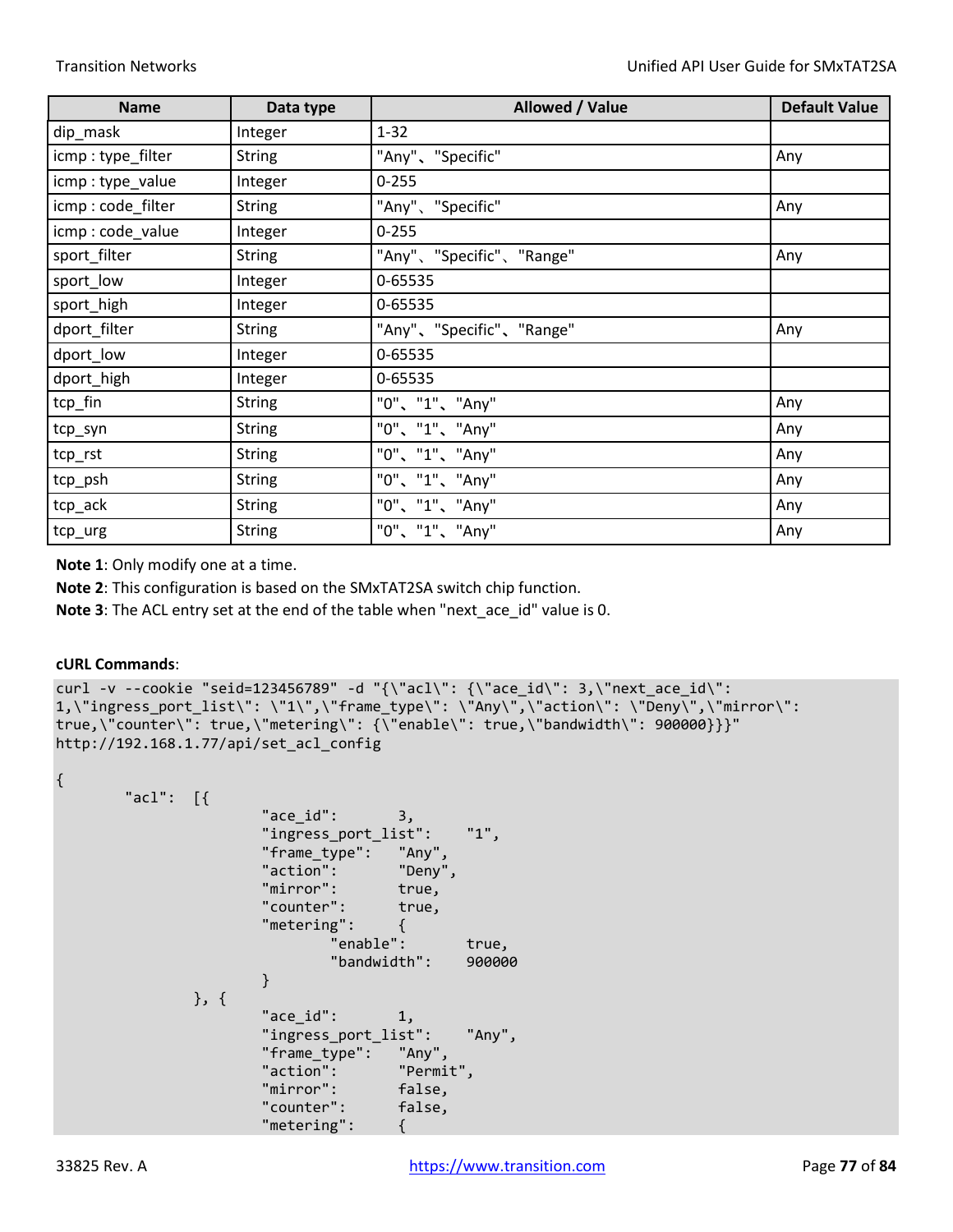| Name | Data type | Allowed / Value | Default Value |
|---|---|---|---|
| dip_mask | Integer | 1-32 | |
| icmp : type_filter | String | "Any"、"Specific" | Any |
| icmp : type_value | Integer | 0-255 | |
| icmp : code_filter | String | "Any"、"Specific" | Any |
| icmp : code_value | Integer | 0-255 | |
| sport_filter | String | "Any"、"Specific"、"Range" | Any |
| sport_low | Integer | 0-65535 | |
| sport_high | Integer | 0-65535 | |
| dport_filter | String | "Any"、"Specific"、"Range" | Any |
| dport_low | Integer | 0-65535 | |
| dport_high | Integer | 0-65535 | |
| tcp_fin | String | "0"、"1"、"Any" | Any |
| tcp_syn | String | "0"、"1"、"Any" | Any |
| tcp_rst | String | "0"、"1"、"Any" | Any |
| tcp_psh | String | "0"、"1"、"Any" | Any |
| tcp_ack | String | "0"、"1"、"Any" | Any |
| tcp_urg | String | "0"、"1"、"Any" | Any |

**Note 1**: Only modify one at a time.

**Note 2**: This configuration is based on the SMxTAT2SA switch chip function.

**Note 3**: The ACL entry set at the end of the table when "next_ace_id" value is 0.

**cURL Commands**:

```
curl -v --cookie "seid=123456789" -d "{\"acl\": {\"ace_id\": 3,\"next_ace_id\":
1,\"ingress_port_list\": \"1\",\"frame_type\": \"Any\",\"action\": \"Deny\",\"mirror\":
true,\"counter\": true,\"metering\": {\"enable\": true,\"bandwidth\": 900000}}}"
http://192.168.1.77/api/set_acl_config

{
        "acl":  [{
                        "ace_id":       3,
                        "ingress_port_list":    "1",
                        "frame_type":   "Any",
                        "action":       "Deny",
                        "mirror":       true,
                        "counter":      true,
                        "metering":     {
                                "enable":       true,
                                "bandwidth":    900000
                        }
                }, {
                        "ace_id":       1,
                        "ingress_port_list":    "Any",
                        "frame_type":   "Any",
                        "action":       "Permit",
                        "mirror":       false,
                        "counter":      false,
                        "metering":     {
```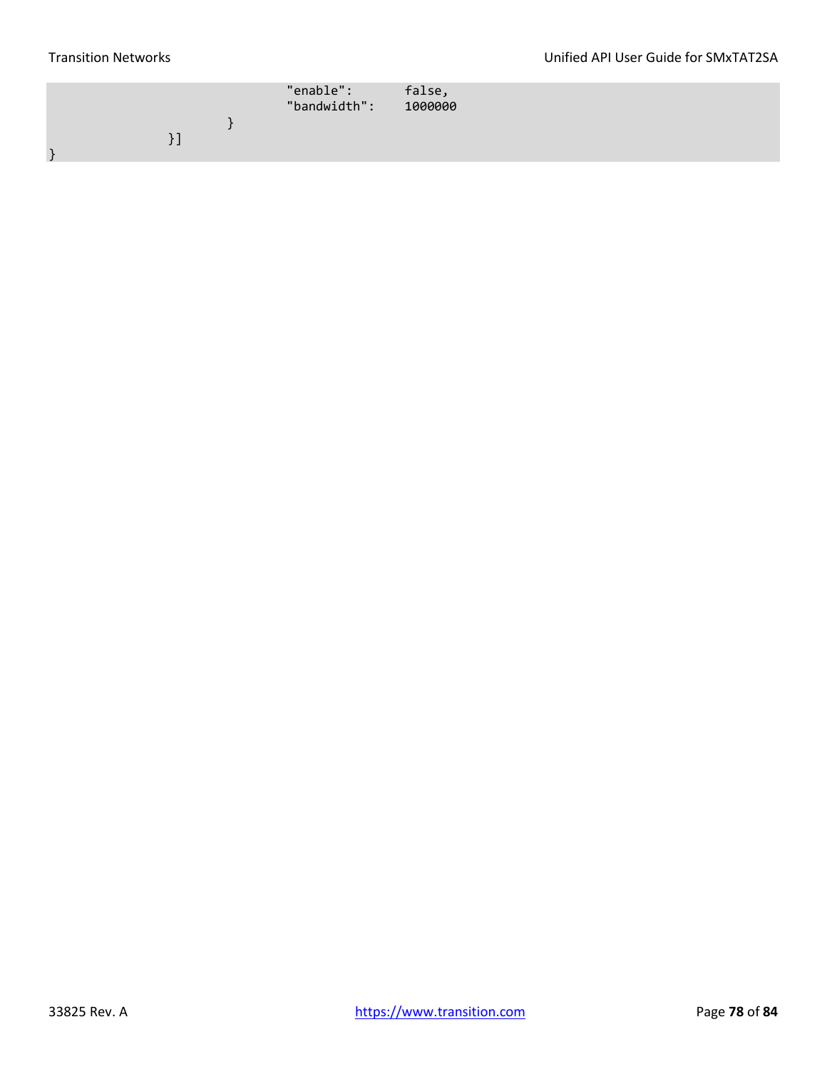```
                                        "enable":       false,
                                        "bandwidth":    1000000
                              }
                    }]
}
```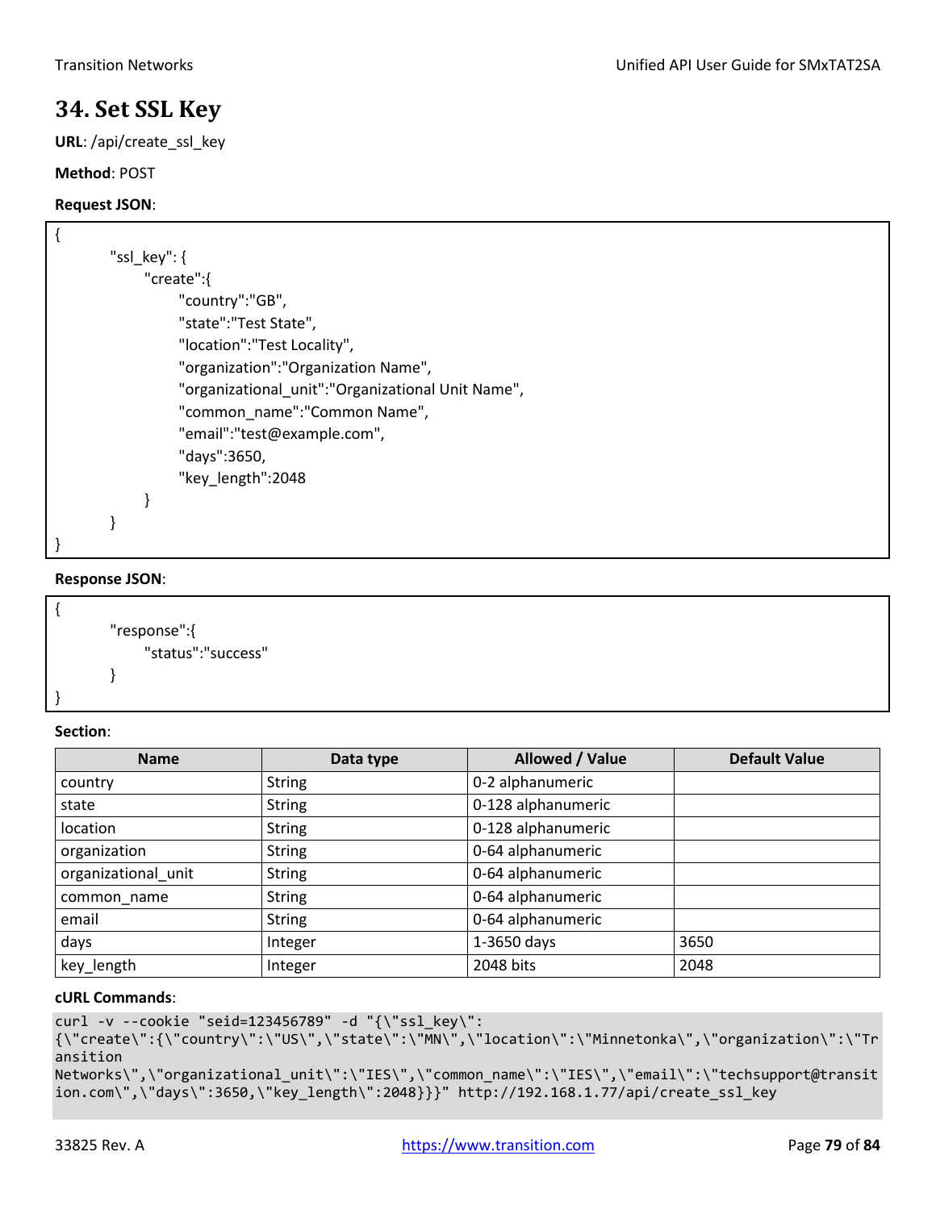# 34. Set SSL Key

**URL**: /api/create_ssl_key

**Method**: POST

**Request JSON**:

```
{
    "ssl_key": {
        "create":{
            "country":"GB",
            "state":"Test State",
            "location":"Test Locality",
            "organization":"Organization Name",
            "organizational_unit":"Organizational Unit Name",
            "common_name":"Common Name",
            "email":"test@example.com",
            "days":3650,
            "key_length":2048
        }
    }
}
```

**Response JSON**:

```
{
    "response":{
        "status":"success"
    }
}
```

**Section**:

| Name | Data type | Allowed / Value | Default Value |
|---|---|---|---|
| country | String | 0-2 alphanumeric | |
| state | String | 0-128 alphanumeric | |
| location | String | 0-128 alphanumeric | |
| organization | String | 0-64 alphanumeric | |
| organizational_unit | String | 0-64 alphanumeric | |
| common_name | String | 0-64 alphanumeric | |
| email | String | 0-64 alphanumeric | |
| days | Integer | 1-3650 days | 3650 |
| key_length | Integer | 2048 bits | 2048 |

**cURL Commands**:

```
curl -v --cookie "seid=123456789" -d "{\"ssl_key\":
{\"create\":{\"country\":\"US\",\"state\":\"MN\",\"location\":\"Minnetonka\",\"organization\":\"Transition Networks\",\"organizational_unit\":\"IES\",\"common_name\":\"IES\",\"email\":\"techsupport@transition.com\",\"days\":3650,\"key_length\":2048}}}" http://192.168.1.77/api/create_ssl_key
```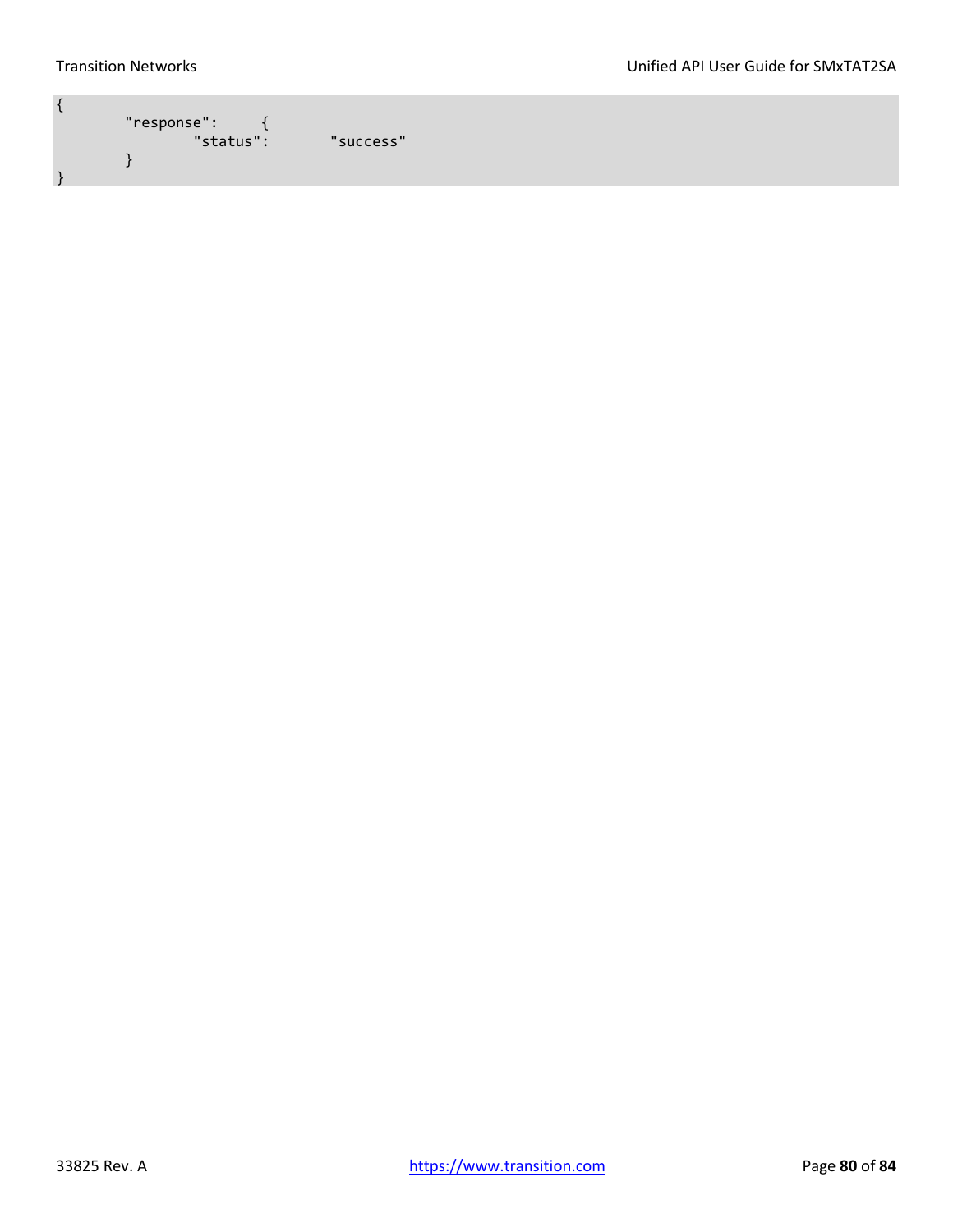```
{
	"response":	{
		"status":	"success"
	}
}
```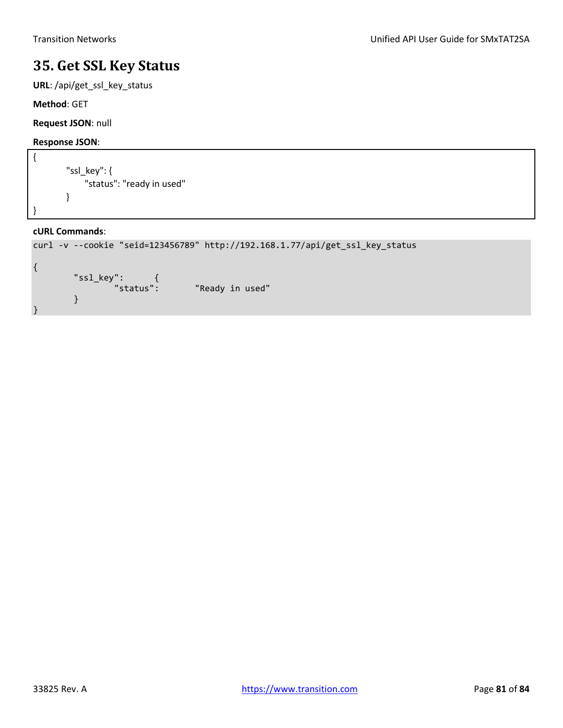# 35. Get SSL Key Status

**URL**: /api/get_ssl_key_status

**Method**: GET

**Request JSON**: null

**Response JSON**:

```
{
        "ssl_key": {
             "status": "ready in used"
        }
}
```

**cURL Commands**:

```
curl -v --cookie "seid=123456789" http://192.168.1.77/api/get_ssl_key_status

{
        "ssl_key":      {
                "status":       "Ready in used"
        }
}
```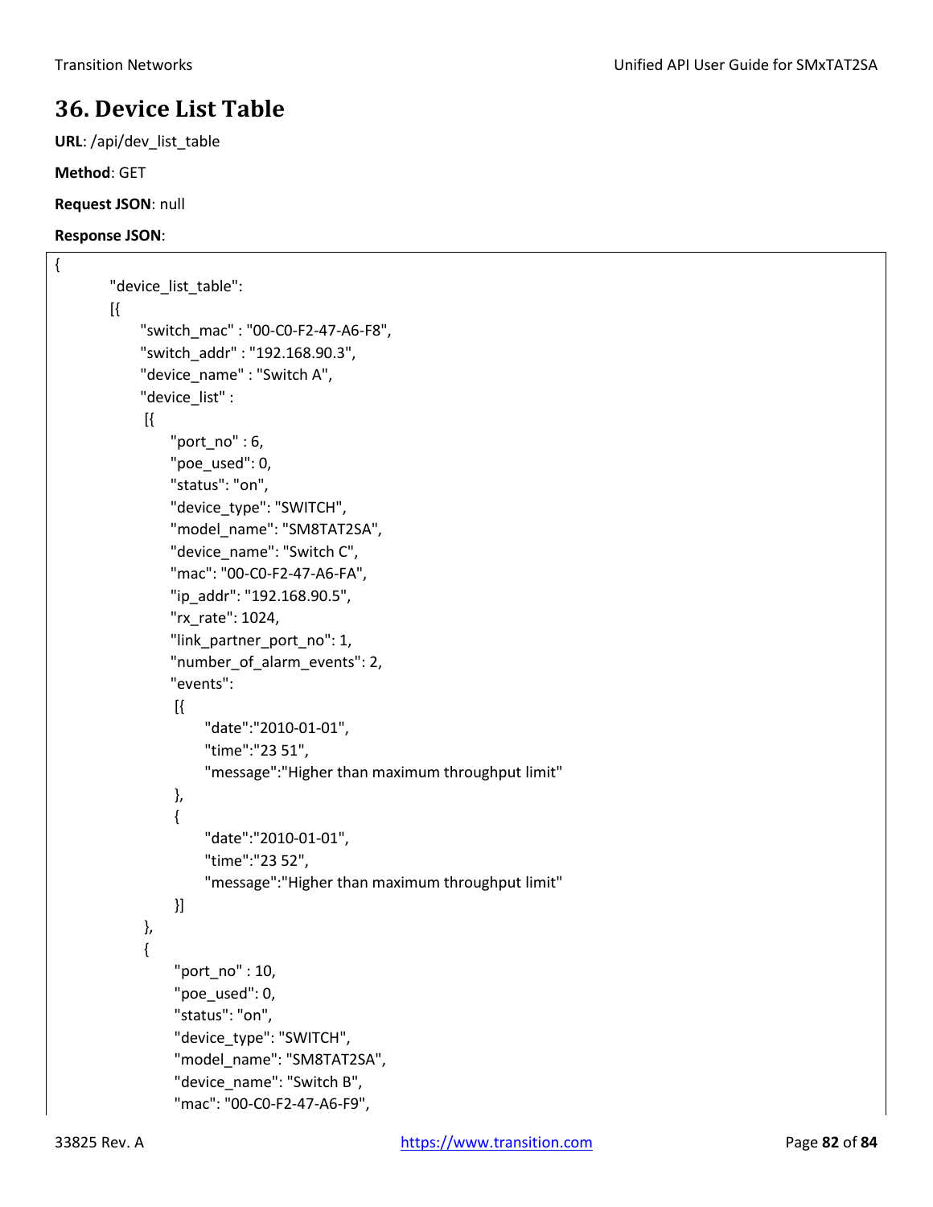# 36. Device List Table

**URL**: /api/dev_list_table

**Method**: GET

**Request JSON**: null

**Response JSON**:

```
{
        "device_list_table":
        [{
              "switch_mac" : "00-C0-F2-47-A6-F8",
              "switch_addr" : "192.168.90.3",
              "device_name" : "Switch A",
              "device_list" :
               [{
                    "port_no" : 6,
                    "poe_used": 0,
                    "status": "on",
                    "device_type": "SWITCH",
                    "model_name": "SM8TAT2SA",
                    "device_name": "Switch C",
                    "mac": "00-C0-F2-47-A6-FA",
                    "ip_addr": "192.168.90.5",
                    "rx_rate": 1024,
                    "link_partner_port_no": 1,
                    "number_of_alarm_events": 2,
                    "events":
                     [{
                           "date":"2010-01-01",
                           "time":"23 51",
                           "message":"Higher than maximum throughput limit"
                     },
                     {
                           "date":"2010-01-01",
                           "time":"23 52",
                           "message":"Higher than maximum throughput limit"
                     }]
               },
               {
                    "port_no" : 10,
                    "poe_used": 0,
                    "status": "on",
                    "device_type": "SWITCH",
                    "model_name": "SM8TAT2SA",
                    "device_name": "Switch B",
                    "mac": "00-C0-F2-47-A6-F9",
```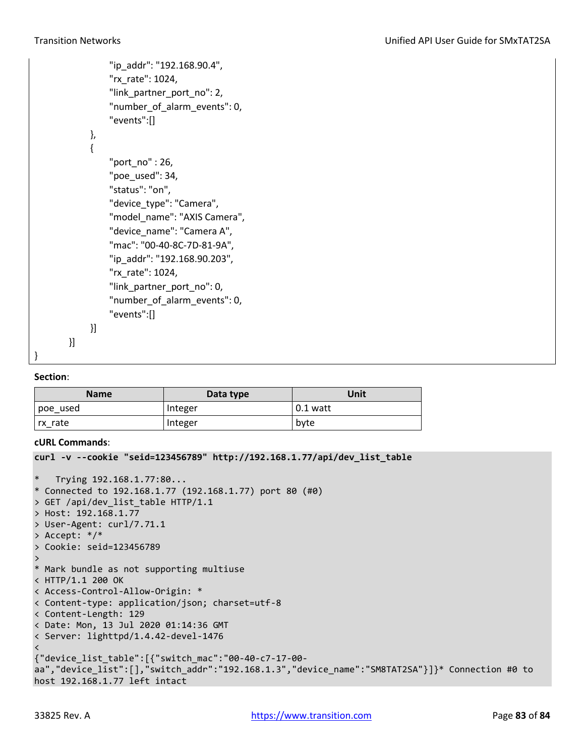```
                    "ip_addr": "192.168.90.4",
                    "rx_rate": 1024,
                    "link_partner_port_no": 2,
                    "number_of_alarm_events": 0,
                    "events":[]
                },
                {
                    "port_no" : 26,
                    "poe_used": 34,
                    "status": "on",
                    "device_type": "Camera",
                    "model_name": "AXIS Camera",
                    "device_name": "Camera A",
                    "mac": "00-40-8C-7D-81-9A",
                    "ip_addr": "192.168.90.203",
                    "rx_rate": 1024,
                    "link_partner_port_no": 0,
                    "number_of_alarm_events": 0,
                    "events":[]
                }]
        }]
}
```

**Section**:

| Name | Data type | Unit |
| --- | --- | --- |
| poe_used | Integer | 0.1 watt |
| rx_rate | Integer | byte |

**cURL Commands**:

```
curl -v --cookie "seid=123456789" http://192.168.1.77/api/dev_list_table

*   Trying 192.168.1.77:80...
* Connected to 192.168.1.77 (192.168.1.77) port 80 (#0)
> GET /api/dev_list_table HTTP/1.1
> Host: 192.168.1.77
> User-Agent: curl/7.71.1
> Accept: */*
> Cookie: seid=123456789
>
* Mark bundle as not supporting multiuse
< HTTP/1.1 200 OK
< Access-Control-Allow-Origin: *
< Content-type: application/json; charset=utf-8
< Content-Length: 129
< Date: Mon, 13 Jul 2020 01:14:36 GMT
< Server: lighttpd/1.4.42-devel-1476
<
{"device_list_table":[{"switch_mac":"00-40-c7-17-00-
aa","device_list":[],"switch_addr":"192.168.1.3","device_name":"SM8TAT2SA"}]}* Connection #0 to
host 192.168.1.77 left intact
```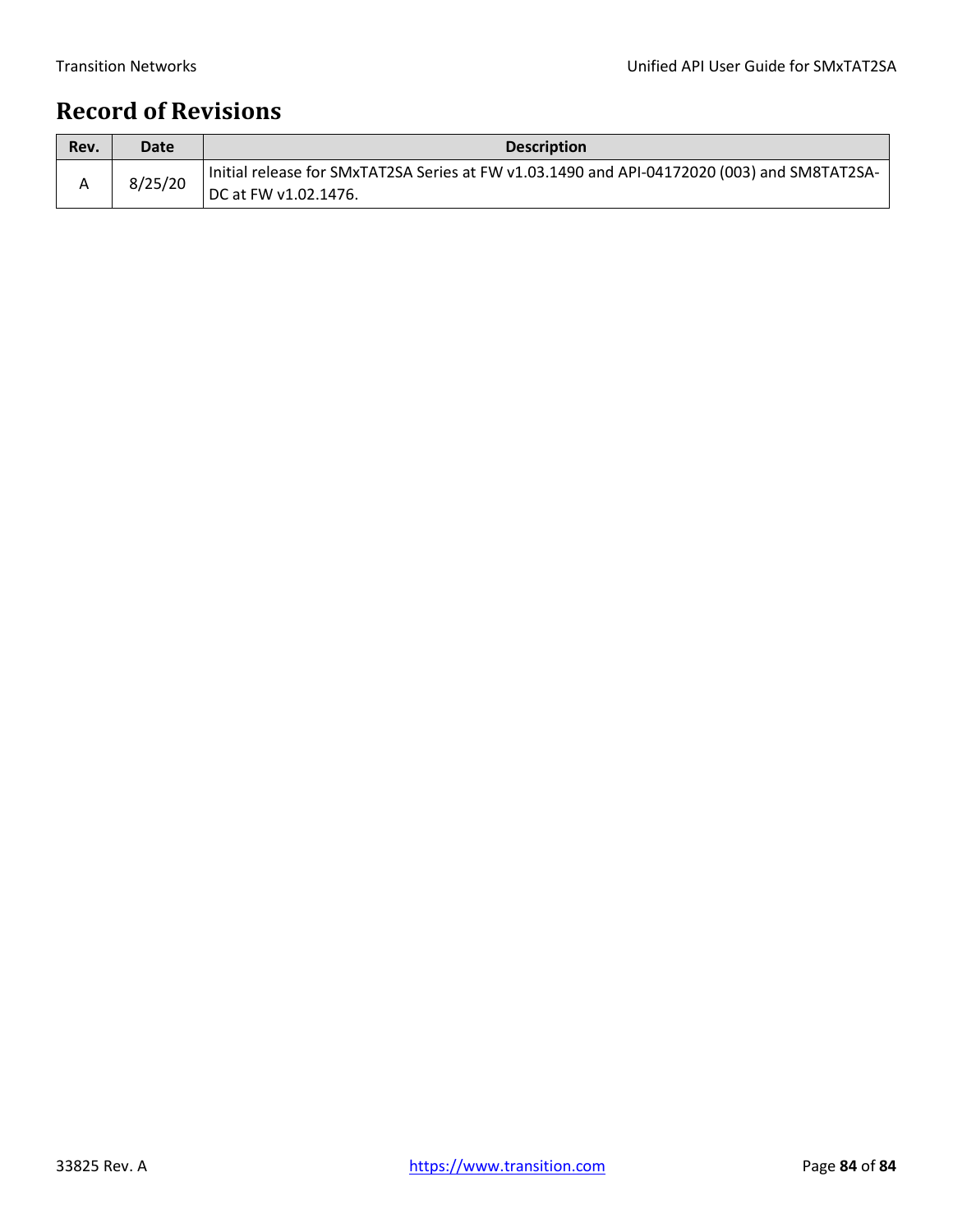# Record of Revisions

| Rev. | Date | Description |
|---|---|---|
| A | 8/25/20 | Initial release for SMxTAT2SA Series at FW v1.03.1490 and API-04172020 (003) and SM8TAT2SA-DC at FW v1.02.1476. |